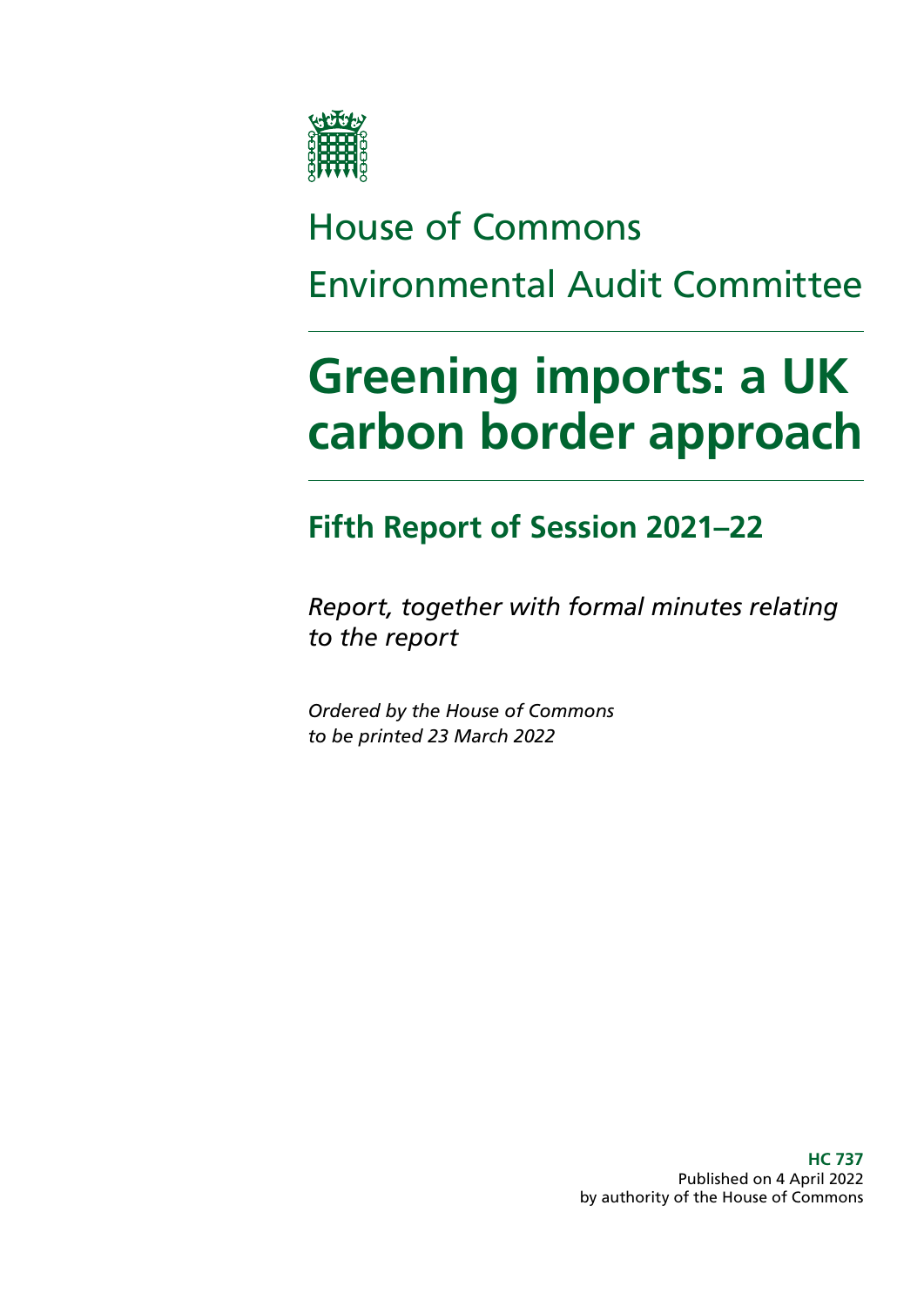House of Commons

Environmental Audit Committee

# Greening imports: a UK carbon border approach

## Fifth Report of Session 2021–22

*Report, together with formal minutes relating to the report*

*Ordered by the House of Commons to be printed 23 March 2022*

**HC 737**
Published on 4 April 2022
by authority of the House of Commons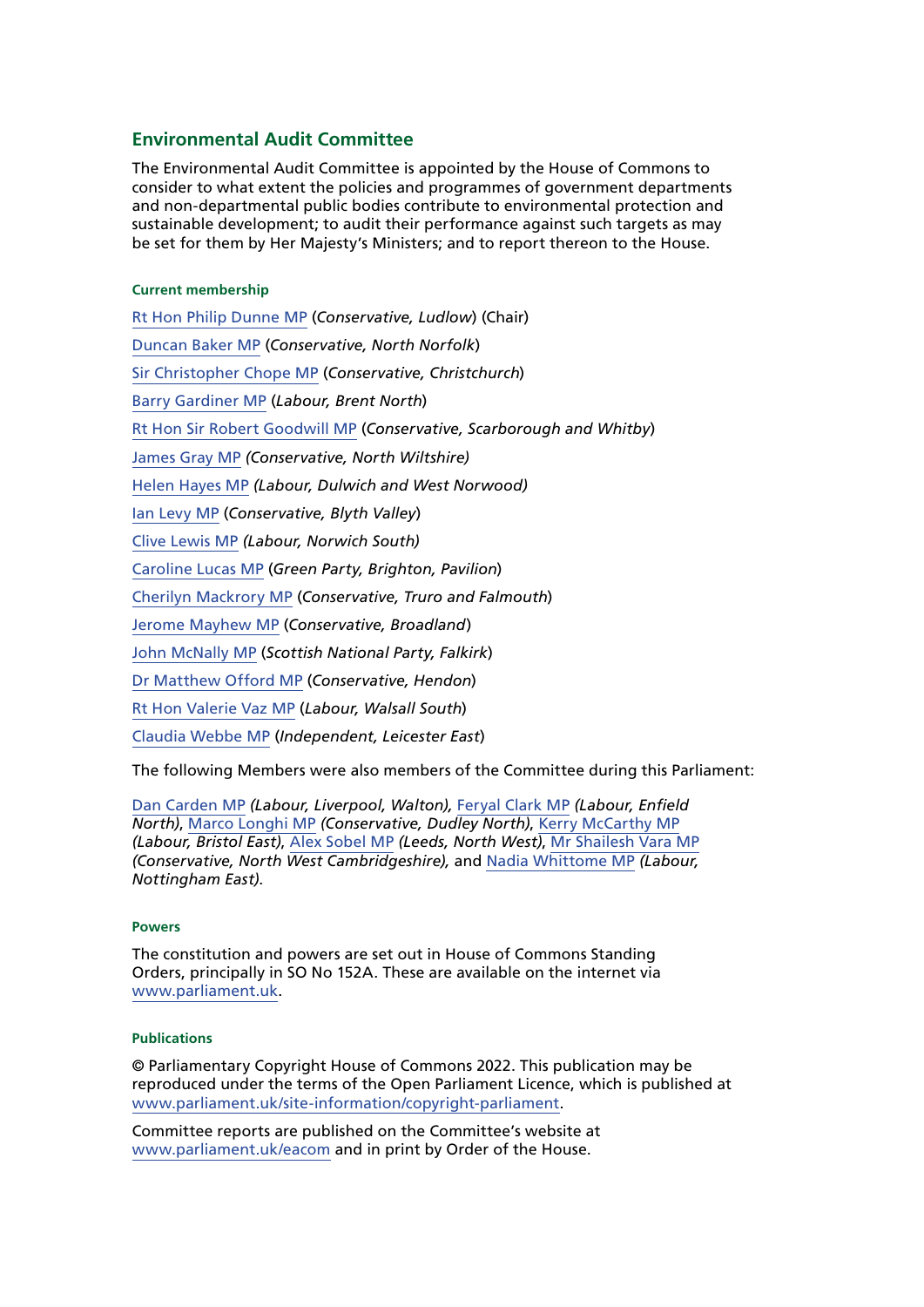## Environmental Audit Committee

The Environmental Audit Committee is appointed by the House of Commons to consider to what extent the policies and programmes of government departments and non-departmental public bodies contribute to environmental protection and sustainable development; to audit their performance against such targets as may be set for them by Her Majesty's Ministers; and to report thereon to the House.

#### Current membership

Rt Hon Philip Dunne MP (*Conservative, Ludlow*) (Chair)

Duncan Baker MP (*Conservative, North Norfolk*)

Sir Christopher Chope MP (*Conservative, Christchurch*)

Barry Gardiner MP (*Labour, Brent North*)

Rt Hon Sir Robert Goodwill MP (*Conservative, Scarborough and Whitby*)

James Gray MP *(Conservative, North Wiltshire)*

Helen Hayes MP *(Labour, Dulwich and West Norwood)*

Ian Levy MP (*Conservative, Blyth Valley*)

Clive Lewis MP *(Labour, Norwich South)*

Caroline Lucas MP (*Green Party, Brighton, Pavilion*)

Cherilyn Mackrory MP (*Conservative, Truro and Falmouth*)

Jerome Mayhew MP (*Conservative, Broadland*)

John McNally MP (*Scottish National Party, Falkirk*)

Dr Matthew Offord MP (*Conservative, Hendon*)

Rt Hon Valerie Vaz MP (*Labour, Walsall South*)

Claudia Webbe MP (*Independent, Leicester East*)

The following Members were also members of the Committee during this Parliament:

Dan Carden MP *(Labour, Liverpool, Walton)*, Feryal Clark MP *(Labour, Enfield North)*, Marco Longhi MP *(Conservative, Dudley North)*, Kerry McCarthy MP *(Labour, Bristol East)*, Alex Sobel MP *(Leeds, North West)*, Mr Shailesh Vara MP *(Conservative, North West Cambridgeshire)*, and Nadia Whittome MP *(Labour, Nottingham East)*.

#### Powers

The constitution and powers are set out in House of Commons Standing Orders, principally in SO No 152A. These are available on the internet via www.parliament.uk.

#### Publications

© Parliamentary Copyright House of Commons 2022. This publication may be reproduced under the terms of the Open Parliament Licence, which is published at www.parliament.uk/site-information/copyright-parliament.

Committee reports are published on the Committee's website at www.parliament.uk/eacom and in print by Order of the House.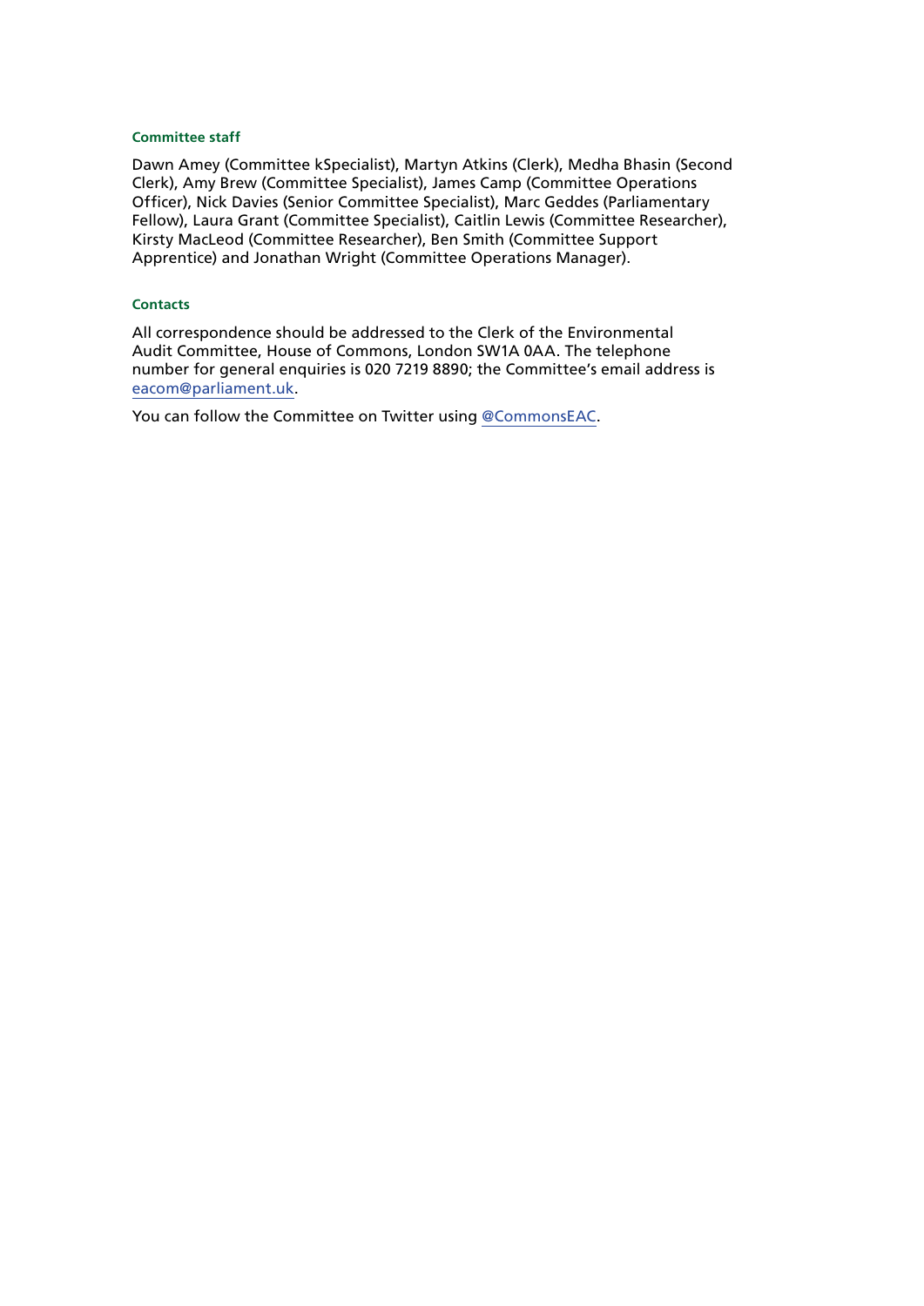### Committee staff

Dawn Amey (Committee kSpecialist), Martyn Atkins (Clerk), Medha Bhasin (Second Clerk), Amy Brew (Committee Specialist), James Camp (Committee Operations Officer), Nick Davies (Senior Committee Specialist), Marc Geddes (Parliamentary Fellow), Laura Grant (Committee Specialist), Caitlin Lewis (Committee Researcher), Kirsty MacLeod (Committee Researcher), Ben Smith (Committee Support Apprentice) and Jonathan Wright (Committee Operations Manager).

### Contacts

All correspondence should be addressed to the Clerk of the Environmental Audit Committee, House of Commons, London SW1A 0AA. The telephone number for general enquiries is 020 7219 8890; the Committee's email address is eacom@parliament.uk.

You can follow the Committee on Twitter using @CommonsEAC.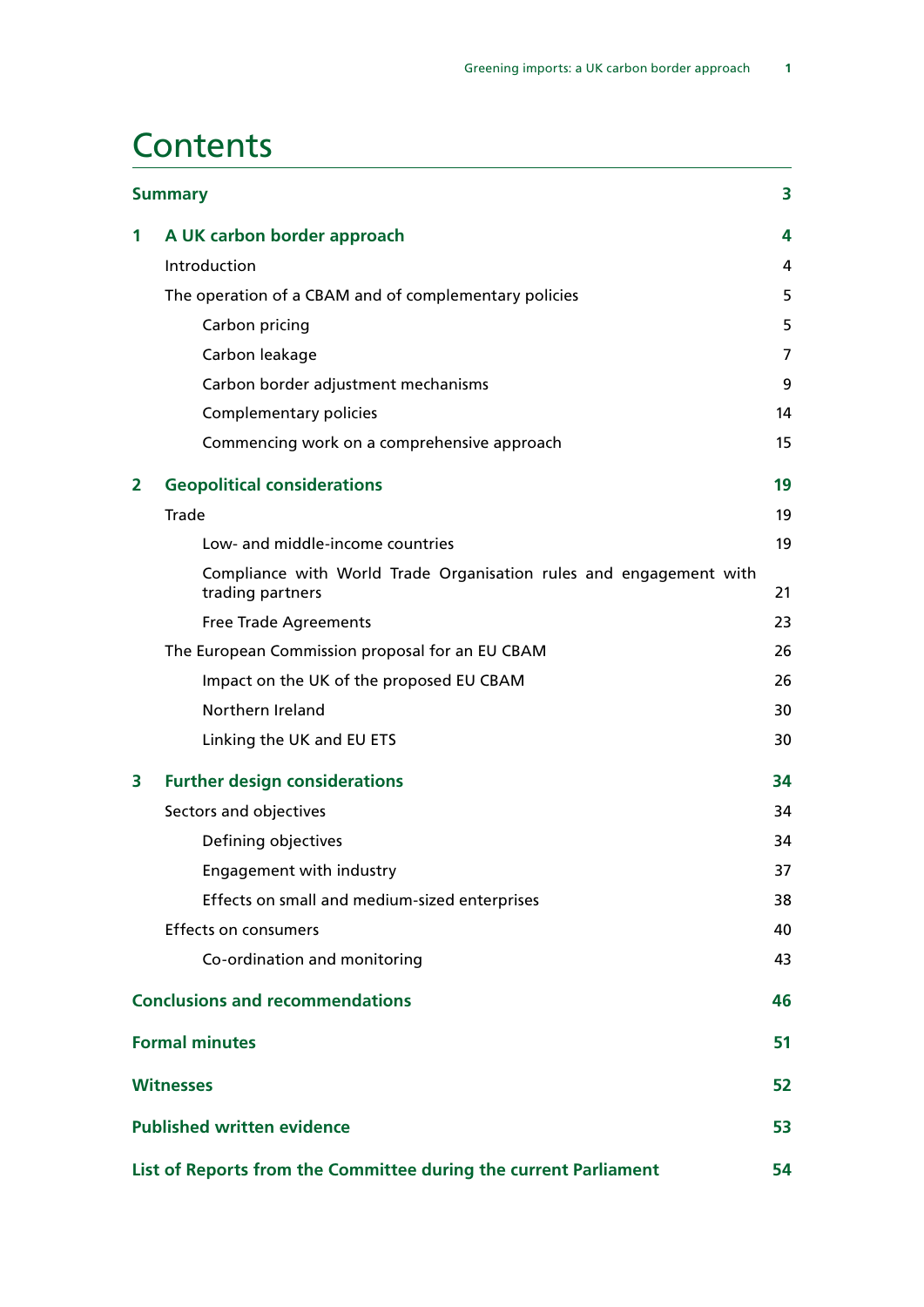# Contents

| | | |
|---|---|---|
| **Summary** | | **3** |
| **1** | **A UK carbon border approach** | **4** |
| | Introduction | 4 |
| | The operation of a CBAM and of complementary policies | 5 |
| | Carbon pricing | 5 |
| | Carbon leakage | 7 |
| | Carbon border adjustment mechanisms | 9 |
| | Complementary policies | 14 |
| | Commencing work on a comprehensive approach | 15 |
| **2** | **Geopolitical considerations** | **19** |
| | Trade | 19 |
| | Low- and middle-income countries | 19 |
| | Compliance with World Trade Organisation rules and engagement with trading partners | 21 |
| | Free Trade Agreements | 23 |
| | The European Commission proposal for an EU CBAM | 26 |
| | Impact on the UK of the proposed EU CBAM | 26 |
| | Northern Ireland | 30 |
| | Linking the UK and EU ETS | 30 |
| **3** | **Further design considerations** | **34** |
| | Sectors and objectives | 34 |
| | Defining objectives | 34 |
| | Engagement with industry | 37 |
| | Effects on small and medium-sized enterprises | 38 |
| | Effects on consumers | 40 |
| | Co-ordination and monitoring | 43 |
| **Conclusions and recommendations** | | **46** |
| **Formal minutes** | | **51** |
| **Witnesses** | | **52** |
| **Published written evidence** | | **53** |
| **List of Reports from the Committee during the current Parliament** | | **54** |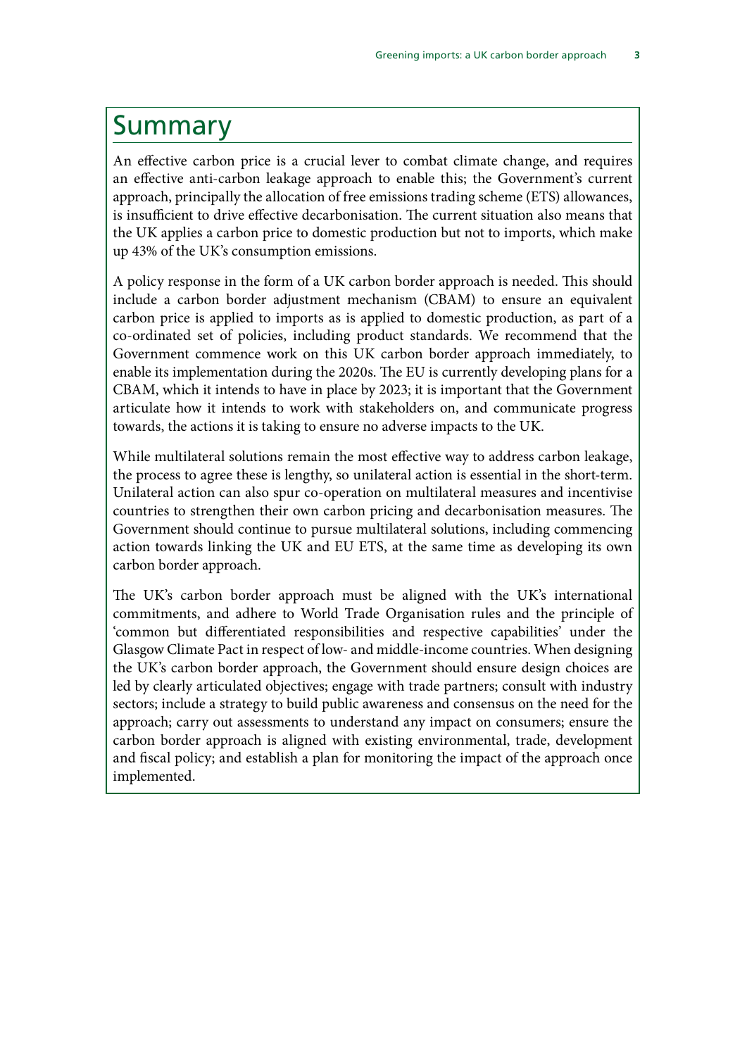# Summary

An effective carbon price is a crucial lever to combat climate change, and requires an effective anti-carbon leakage approach to enable this; the Government's current approach, principally the allocation of free emissions trading scheme (ETS) allowances, is insufficient to drive effective decarbonisation. The current situation also means that the UK applies a carbon price to domestic production but not to imports, which make up 43% of the UK's consumption emissions.

A policy response in the form of a UK carbon border approach is needed. This should include a carbon border adjustment mechanism (CBAM) to ensure an equivalent carbon price is applied to imports as is applied to domestic production, as part of a co-ordinated set of policies, including product standards. We recommend that the Government commence work on this UK carbon border approach immediately, to enable its implementation during the 2020s. The EU is currently developing plans for a CBAM, which it intends to have in place by 2023; it is important that the Government articulate how it intends to work with stakeholders on, and communicate progress towards, the actions it is taking to ensure no adverse impacts to the UK.

While multilateral solutions remain the most effective way to address carbon leakage, the process to agree these is lengthy, so unilateral action is essential in the short-term. Unilateral action can also spur co-operation on multilateral measures and incentivise countries to strengthen their own carbon pricing and decarbonisation measures. The Government should continue to pursue multilateral solutions, including commencing action towards linking the UK and EU ETS, at the same time as developing its own carbon border approach.

The UK's carbon border approach must be aligned with the UK's international commitments, and adhere to World Trade Organisation rules and the principle of 'common but differentiated responsibilities and respective capabilities' under the Glasgow Climate Pact in respect of low- and middle-income countries. When designing the UK's carbon border approach, the Government should ensure design choices are led by clearly articulated objectives; engage with trade partners; consult with industry sectors; include a strategy to build public awareness and consensus on the need for the approach; carry out assessments to understand any impact on consumers; ensure the carbon border approach is aligned with existing environmental, trade, development and fiscal policy; and establish a plan for monitoring the impact of the approach once implemented.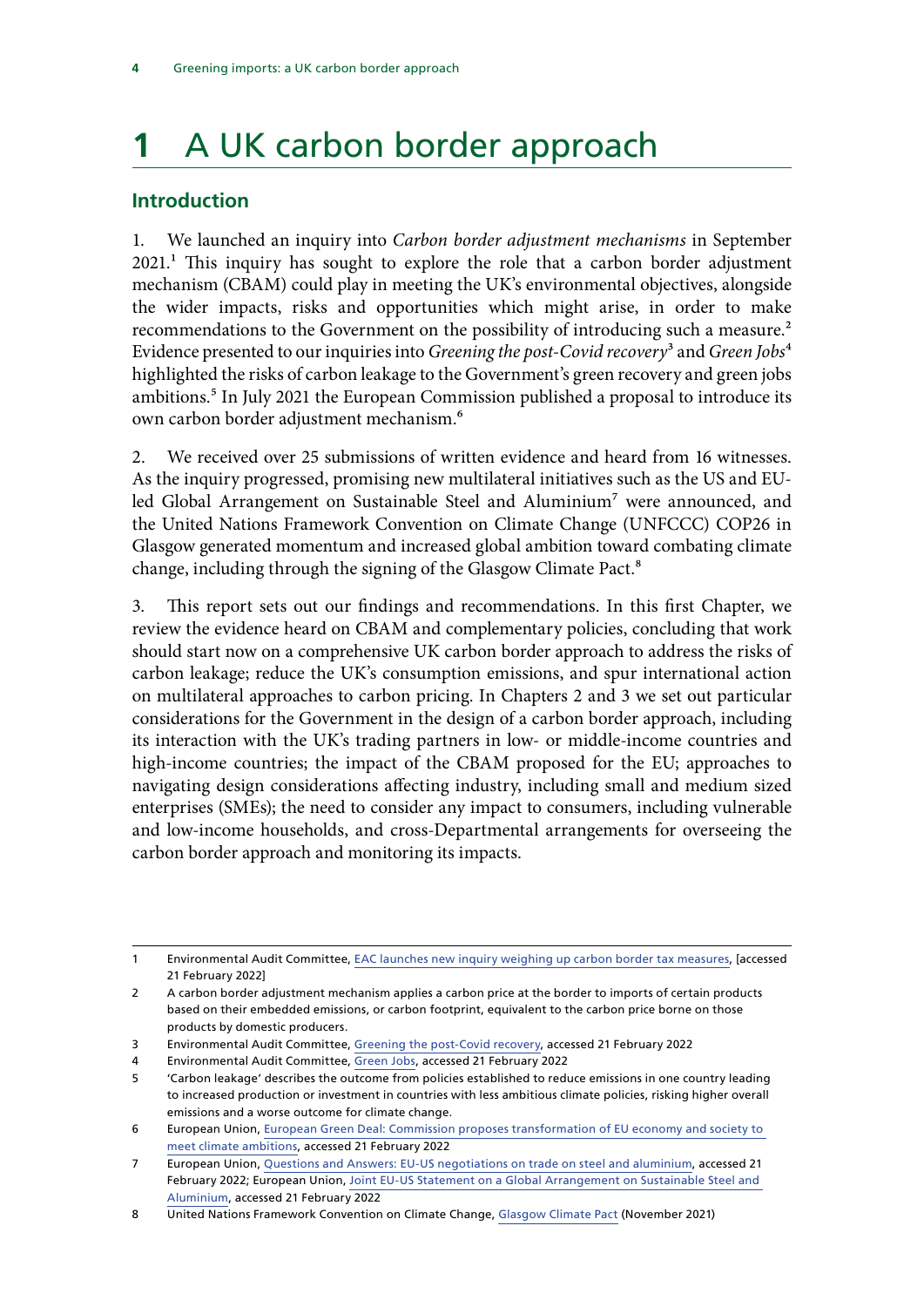# 1 A UK carbon border approach

## Introduction

1. We launched an inquiry into *Carbon border adjustment mechanisms* in September 2021.[1] This inquiry has sought to explore the role that a carbon border adjustment mechanism (CBAM) could play in meeting the UK's environmental objectives, alongside the wider impacts, risks and opportunities which might arise, in order to make recommendations to the Government on the possibility of introducing such a measure.[2] Evidence presented to our inquiries into *Greening the post-Covid recovery*[3] and *Green Jobs*[4] highlighted the risks of carbon leakage to the Government's green recovery and green jobs ambitions.[5] In July 2021 the European Commission published a proposal to introduce its own carbon border adjustment mechanism.[6]

2. We received over 25 submissions of written evidence and heard from 16 witnesses. As the inquiry progressed, promising new multilateral initiatives such as the US and EU-led Global Arrangement on Sustainable Steel and Aluminium[7] were announced, and the United Nations Framework Convention on Climate Change (UNFCCC) COP26 in Glasgow generated momentum and increased global ambition toward combating climate change, including through the signing of the Glasgow Climate Pact.[8]

3. This report sets out our findings and recommendations. In this first Chapter, we review the evidence heard on CBAM and complementary policies, concluding that work should start now on a comprehensive UK carbon border approach to address the risks of carbon leakage; reduce the UK's consumption emissions, and spur international action on multilateral approaches to carbon pricing. In Chapters 2 and 3 we set out particular considerations for the Government in the design of a carbon border approach, including its interaction with the UK's trading partners in low- or middle-income countries and high-income countries; the impact of the CBAM proposed for the EU; approaches to navigating design considerations affecting industry, including small and medium sized enterprises (SMEs); the need to consider any impact to consumers, including vulnerable and low-income households, and cross-Departmental arrangements for overseeing the carbon border approach and monitoring its impacts.

---

1 Environmental Audit Committee, EAC launches new inquiry weighing up carbon border tax measures, [accessed 21 February 2022]

2 A carbon border adjustment mechanism applies a carbon price at the border to imports of certain products based on their embedded emissions, or carbon footprint, equivalent to the carbon price borne on those products by domestic producers.

3 Environmental Audit Committee, Greening the post-Covid recovery, accessed 21 February 2022

4 Environmental Audit Committee, Green Jobs, accessed 21 February 2022

5 'Carbon leakage' describes the outcome from policies established to reduce emissions in one country leading to increased production or investment in countries with less ambitious climate policies, risking higher overall emissions and a worse outcome for climate change.

6 European Union, European Green Deal: Commission proposes transformation of EU economy and society to meet climate ambitions, accessed 21 February 2022

7 European Union, Questions and Answers: EU-US negotiations on trade on steel and aluminium, accessed 21 February 2022; European Union, Joint EU-US Statement on a Global Arrangement on Sustainable Steel and Aluminium, accessed 21 February 2022

8 United Nations Framework Convention on Climate Change, Glasgow Climate Pact (November 2021)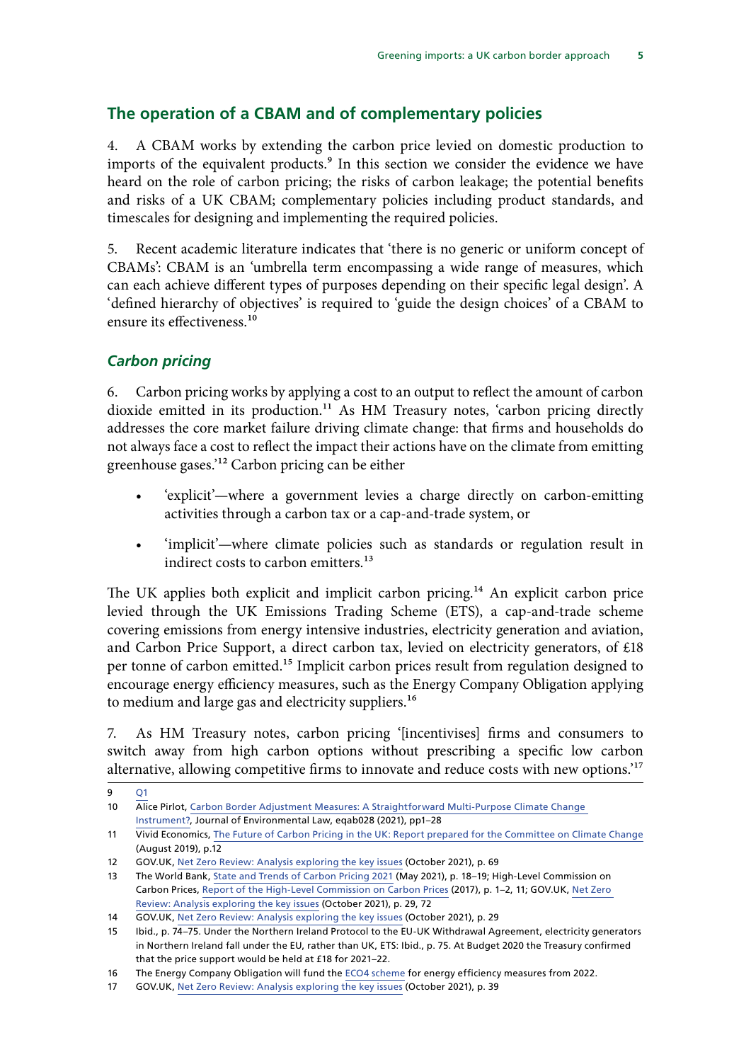## The operation of a CBAM and of complementary policies

4. A CBAM works by extending the carbon price levied on domestic production to imports of the equivalent products.[9] In this section we consider the evidence we have heard on the role of carbon pricing; the risks of carbon leakage; the potential benefits and risks of a UK CBAM; complementary policies including product standards, and timescales for designing and implementing the required policies.

5. Recent academic literature indicates that 'there is no generic or uniform concept of CBAMs': CBAM is an 'umbrella term encompassing a wide range of measures, which can each achieve different types of purposes depending on their specific legal design'. A 'defined hierarchy of objectives' is required to 'guide the design choices' of a CBAM to ensure its effectiveness.[10]

### *Carbon pricing*

6. Carbon pricing works by applying a cost to an output to reflect the amount of carbon dioxide emitted in its production.[11] As HM Treasury notes, 'carbon pricing directly addresses the core market failure driving climate change: that firms and households do not always face a cost to reflect the impact their actions have on the climate from emitting greenhouse gases.'[12] Carbon pricing can be either

- 'explicit'—where a government levies a charge directly on carbon-emitting activities through a carbon tax or a cap-and-trade system, or
- 'implicit'—where climate policies such as standards or regulation result in indirect costs to carbon emitters.[13]

The UK applies both explicit and implicit carbon pricing.[14] An explicit carbon price levied through the UK Emissions Trading Scheme (ETS), a cap-and-trade scheme covering emissions from energy intensive industries, electricity generation and aviation, and Carbon Price Support, a direct carbon tax, levied on electricity generators, of £18 per tonne of carbon emitted.[15] Implicit carbon prices result from regulation designed to encourage energy efficiency measures, such as the Energy Company Obligation applying to medium and large gas and electricity suppliers.[16]

7. As HM Treasury notes, carbon pricing '[incentivises] firms and consumers to switch away from high carbon options without prescribing a specific low carbon alternative, allowing competitive firms to innovate and reduce costs with new options.'[17]

---

9 Q1

10 Alice Pirlot, Carbon Border Adjustment Measures: A Straightforward Multi-Purpose Climate Change Instrument?, Journal of Environmental Law, eqab028 (2021), pp1–28

11 Vivid Economics, The Future of Carbon Pricing in the UK: Report prepared for the Committee on Climate Change (August 2019), p.12

12 GOV.UK, Net Zero Review: Analysis exploring the key issues (October 2021), p. 69

13 The World Bank, State and Trends of Carbon Pricing 2021 (May 2021), p. 18–19; High-Level Commission on Carbon Prices, Report of the High-Level Commission on Carbon Prices (2017), p. 1–2, 11; GOV.UK, Net Zero Review: Analysis exploring the key issues (October 2021), p. 29, 72

14 GOV.UK, Net Zero Review: Analysis exploring the key issues (October 2021), p. 29

15 Ibid., p. 74–75. Under the Northern Ireland Protocol to the EU-UK Withdrawal Agreement, electricity generators in Northern Ireland fall under the EU, rather than UK, ETS: Ibid., p. 75. At Budget 2020 the Treasury confirmed that the price support would be held at £18 for 2021–22.

16 The Energy Company Obligation will fund the ECO4 scheme for energy efficiency measures from 2022.

17 GOV.UK, Net Zero Review: Analysis exploring the key issues (October 2021), p. 39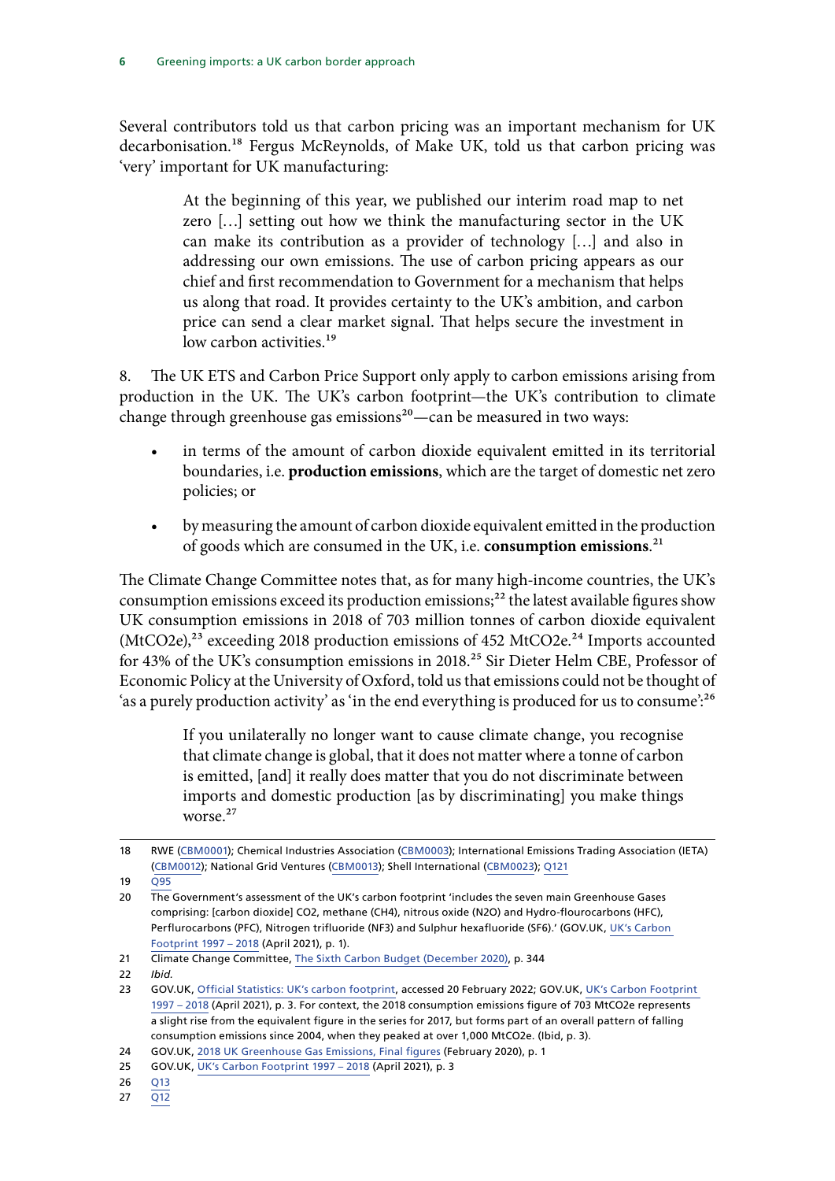Several contributors told us that carbon pricing was an important mechanism for UK decarbonisation.[18] Fergus McReynolds, of Make UK, told us that carbon pricing was 'very' important for UK manufacturing:

> At the beginning of this year, we published our interim road map to net zero […] setting out how we think the manufacturing sector in the UK can make its contribution as a provider of technology […] and also in addressing our own emissions. The use of carbon pricing appears as our chief and first recommendation to Government for a mechanism that helps us along that road. It provides certainty to the UK's ambition, and carbon price can send a clear market signal. That helps secure the investment in low carbon activities.[19]

8. The UK ETS and Carbon Price Support only apply to carbon emissions arising from production in the UK. The UK's carbon footprint—the UK's contribution to climate change through greenhouse gas emissions[20]—can be measured in two ways:

- in terms of the amount of carbon dioxide equivalent emitted in its territorial boundaries, i.e. **production emissions**, which are the target of domestic net zero policies; or
- by measuring the amount of carbon dioxide equivalent emitted in the production of goods which are consumed in the UK, i.e. **consumption emissions**.[21]

The Climate Change Committee notes that, as for many high-income countries, the UK's consumption emissions exceed its production emissions;[22] the latest available figures show UK consumption emissions in 2018 of 703 million tonnes of carbon dioxide equivalent (MtCO2e),[23] exceeding 2018 production emissions of 452 MtCO2e.[24] Imports accounted for 43% of the UK's consumption emissions in 2018.[25] Sir Dieter Helm CBE, Professor of Economic Policy at the University of Oxford, told us that emissions could not be thought of 'as a purely production activity' as 'in the end everything is produced for us to consume':[26]

> If you unilaterally no longer want to cause climate change, you recognise that climate change is global, that it does not matter where a tonne of carbon is emitted, [and] it really does matter that you do not discriminate between imports and domestic production [as by discriminating] you make things worse.[27]

---

18 RWE (CBM0001); Chemical Industries Association (CBM0003); International Emissions Trading Association (IETA) (CBM0012); National Grid Ventures (CBM0013); Shell International (CBM0023); Q121

19 Q95

20 The Government's assessment of the UK's carbon footprint 'includes the seven main Greenhouse Gases comprising: [carbon dioxide] $CO_2$, methane ($CH_4$), nitrous oxide ($N_2O$) and Hydro-flourocarbons (HFC), Perflurocarbons (PFC), Nitrogen trifluoride ($NF_3$) and Sulphur hexafluoride ($SF_6$).' (GOV.UK, UK's Carbon Footprint 1997 – 2018 (April 2021), p. 1).

21 Climate Change Committee, The Sixth Carbon Budget (December 2020), p. 344

22 *Ibid.*

23 GOV.UK, Official Statistics: UK's carbon footprint, accessed 20 February 2022; GOV.UK, UK's Carbon Footprint 1997 – 2018 (April 2021), p. 3. For context, the 2018 consumption emissions figure of 703 MtCO2e represents a slight rise from the equivalent figure in the series for 2017, but forms part of an overall pattern of falling consumption emissions since 2004, when they peaked at over 1,000 MtCO2e. (Ibid, p. 3).

24 GOV.UK, 2018 UK Greenhouse Gas Emissions, Final figures (February 2020), p. 1

25 GOV.UK, UK's Carbon Footprint 1997 – 2018 (April 2021), p. 3

26 Q13

27 Q12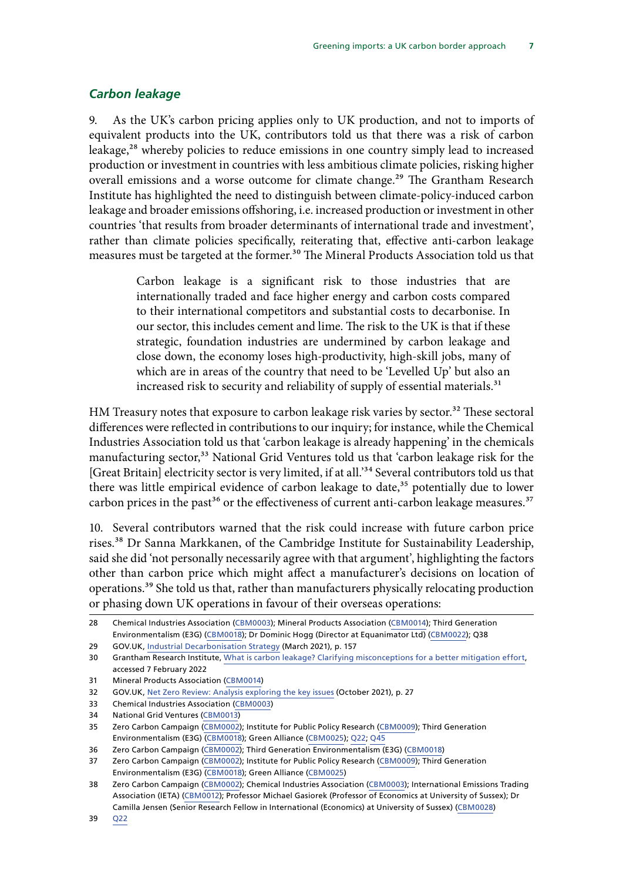### *Carbon leakage*

9. As the UK's carbon pricing applies only to UK production, and not to imports of equivalent products into the UK, contributors told us that there was a risk of carbon leakage,[28] whereby policies to reduce emissions in one country simply lead to increased production or investment in countries with less ambitious climate policies, risking higher overall emissions and a worse outcome for climate change.[29] The Grantham Research Institute has highlighted the need to distinguish between climate-policy-induced carbon leakage and broader emissions offshoring, i.e. increased production or investment in other countries 'that results from broader determinants of international trade and investment', rather than climate policies specifically, reiterating that, effective anti-carbon leakage measures must be targeted at the former.[30] The Mineral Products Association told us that

> Carbon leakage is a significant risk to those industries that are internationally traded and face higher energy and carbon costs compared to their international competitors and substantial costs to decarbonise. In our sector, this includes cement and lime. The risk to the UK is that if these strategic, foundation industries are undermined by carbon leakage and close down, the economy loses high-productivity, high-skill jobs, many of which are in areas of the country that need to be 'Levelled Up' but also an increased risk to security and reliability of supply of essential materials.[31]

HM Treasury notes that exposure to carbon leakage risk varies by sector.[32] These sectoral differences were reflected in contributions to our inquiry; for instance, while the Chemical Industries Association told us that 'carbon leakage is already happening' in the chemicals manufacturing sector,[33] National Grid Ventures told us that 'carbon leakage risk for the [Great Britain] electricity sector is very limited, if at all.'[34] Several contributors told us that there was little empirical evidence of carbon leakage to date,[35] potentially due to lower carbon prices in the past[36] or the effectiveness of current anti-carbon leakage measures.[37]

10. Several contributors warned that the risk could increase with future carbon price rises.[38] Dr Sanna Markkanen, of the Cambridge Institute for Sustainability Leadership, said she did 'not personally necessarily agree with that argument', highlighting the factors other than carbon price which might affect a manufacturer's decisions on location of operations.[39] She told us that, rather than manufacturers physically relocating production or phasing down UK operations in favour of their overseas operations:

---

28 Chemical Industries Association (CBM0003); Mineral Products Association (CBM0014); Third Generation Environmentalism (E3G) (CBM0018); Dr Dominic Hogg (Director at Equanimator Ltd) (CBM0022); Q38

29 GOV.UK, Industrial Decarbonisation Strategy (March 2021), p. 157

30 Grantham Research Institute, What is carbon leakage? Clarifying misconceptions for a better mitigation effort, accessed 7 February 2022

31 Mineral Products Association (CBM0014)

32 GOV.UK, Net Zero Review: Analysis exploring the key issues (October 2021), p. 27

33 Chemical Industries Association (CBM0003)

34 National Grid Ventures (CBM0013)

35 Zero Carbon Campaign (CBM0002); Institute for Public Policy Research (CBM0009); Third Generation Environmentalism (E3G) (CBM0018); Green Alliance (CBM0025); Q22; Q45

36 Zero Carbon Campaign (CBM0002); Third Generation Environmentalism (E3G) (CBM0018)

37 Zero Carbon Campaign (CBM0002); Institute for Public Policy Research (CBM0009); Third Generation Environmentalism (E3G) (CBM0018); Green Alliance (CBM0025)

38 Zero Carbon Campaign (CBM0002); Chemical Industries Association (CBM0003); International Emissions Trading Association (IETA) (CBM0012); Professor Michael Gasiorek (Professor of Economics at University of Sussex); Dr Camilla Jensen (Senior Research Fellow in International (Economics) at University of Sussex) (CBM0028)

39 Q22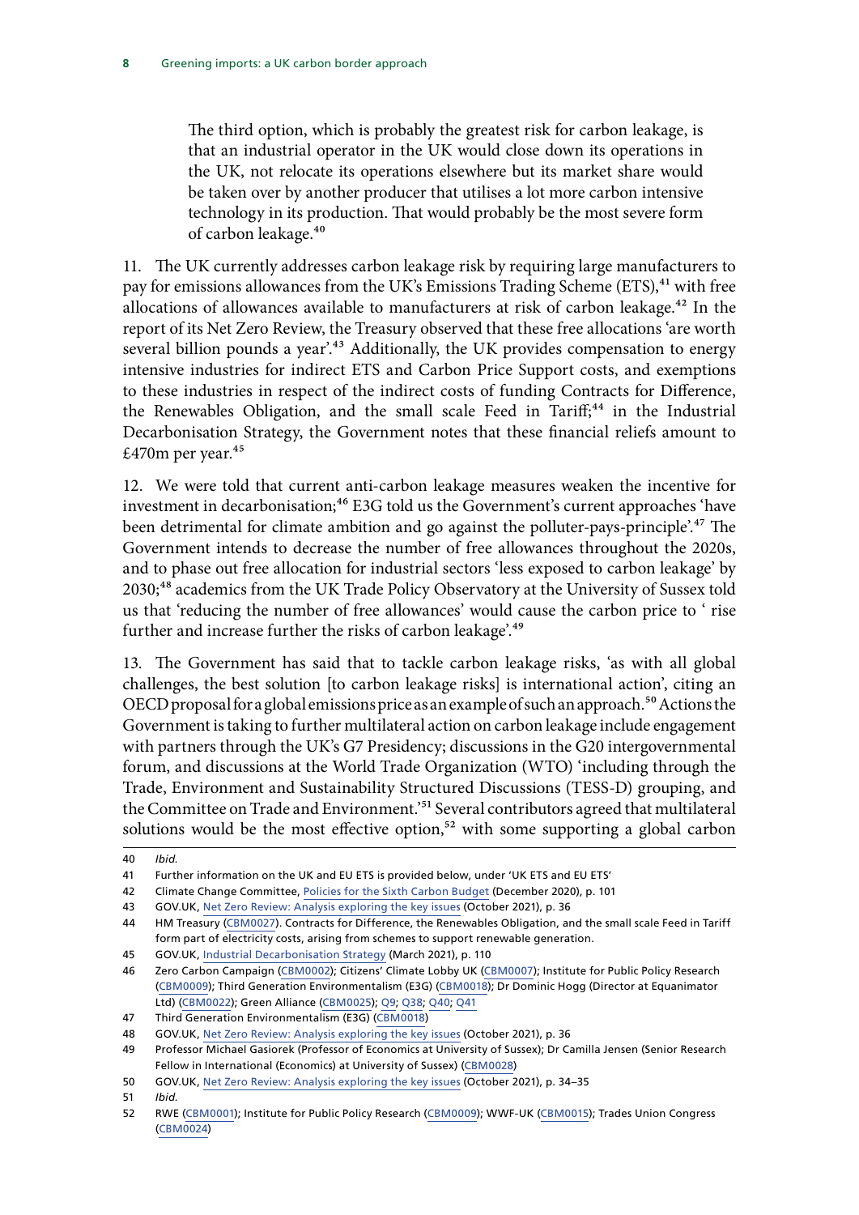> The third option, which is probably the greatest risk for carbon leakage, is that an industrial operator in the UK would close down its operations in the UK, not relocate its operations elsewhere but its market share would be taken over by another producer that utilises a lot more carbon intensive technology in its production. That would probably be the most severe form of carbon leakage.[40]

11. The UK currently addresses carbon leakage risk by requiring large manufacturers to pay for emissions allowances from the UK's Emissions Trading Scheme (ETS),[41] with free allocations of allowances available to manufacturers at risk of carbon leakage.[42] In the report of its Net Zero Review, the Treasury observed that these free allocations 'are worth several billion pounds a year'.[43] Additionally, the UK provides compensation to energy intensive industries for indirect ETS and Carbon Price Support costs, and exemptions to these industries in respect of the indirect costs of funding Contracts for Difference, the Renewables Obligation, and the small scale Feed in Tariff;[44] in the Industrial Decarbonisation Strategy, the Government notes that these financial reliefs amount to £470m per year.[45]

12. We were told that current anti-carbon leakage measures weaken the incentive for investment in decarbonisation;[46] E3G told us the Government's current approaches 'have been detrimental for climate ambition and go against the polluter-pays-principle'.[47] The Government intends to decrease the number of free allowances throughout the 2020s, and to phase out free allocation for industrial sectors 'less exposed to carbon leakage' by 2030;[48] academics from the UK Trade Policy Observatory at the University of Sussex told us that 'reducing the number of free allowances' would cause the carbon price to ' rise further and increase further the risks of carbon leakage'.[49]

13. The Government has said that to tackle carbon leakage risks, 'as with all global challenges, the best solution [to carbon leakage risks] is international action', citing an OECD proposal for a global emissions price as an example of such an approach.[50] Actions the Government is taking to further multilateral action on carbon leakage include engagement with partners through the UK's G7 Presidency; discussions in the G20 intergovernmental forum, and discussions at the World Trade Organization (WTO) 'including through the Trade, Environment and Sustainability Structured Discussions (TESS-D) grouping, and the Committee on Trade and Environment.'[51] Several contributors agreed that multilateral solutions would be the most effective option,[52] with some supporting a global carbon

---

40 *Ibid.*

41 Further information on the UK and EU ETS is provided below, under 'UK ETS and EU ETS'

42 Climate Change Committee, Policies for the Sixth Carbon Budget (December 2020), p. 101

43 GOV.UK, Net Zero Review: Analysis exploring the key issues (October 2021), p. 36

44 HM Treasury (CBM0027). Contracts for Difference, the Renewables Obligation, and the small scale Feed in Tariff form part of electricity costs, arising from schemes to support renewable generation.

45 GOV.UK, Industrial Decarbonisation Strategy (March 2021), p. 110

46 Zero Carbon Campaign (CBM0002); Citizens' Climate Lobby UK (CBM0007); Institute for Public Policy Research (CBM0009); Third Generation Environmentalism (E3G) (CBM0018); Dr Dominic Hogg (Director at Equanimator Ltd) (CBM0022); Green Alliance (CBM0025); Q9; Q38; Q40; Q41

47 Third Generation Environmentalism (E3G) (CBM0018)

48 GOV.UK, Net Zero Review: Analysis exploring the key issues (October 2021), p. 36

49 Professor Michael Gasiorek (Professor of Economics at University of Sussex); Dr Camilla Jensen (Senior Research Fellow in International (Economics) at University of Sussex) (CBM0028)

50 GOV.UK, Net Zero Review: Analysis exploring the key issues (October 2021), p. 34–35

51 *Ibid.*

52 RWE (CBM0001); Institute for Public Policy Research (CBM0009); WWF-UK (CBM0015); Trades Union Congress (CBM0024)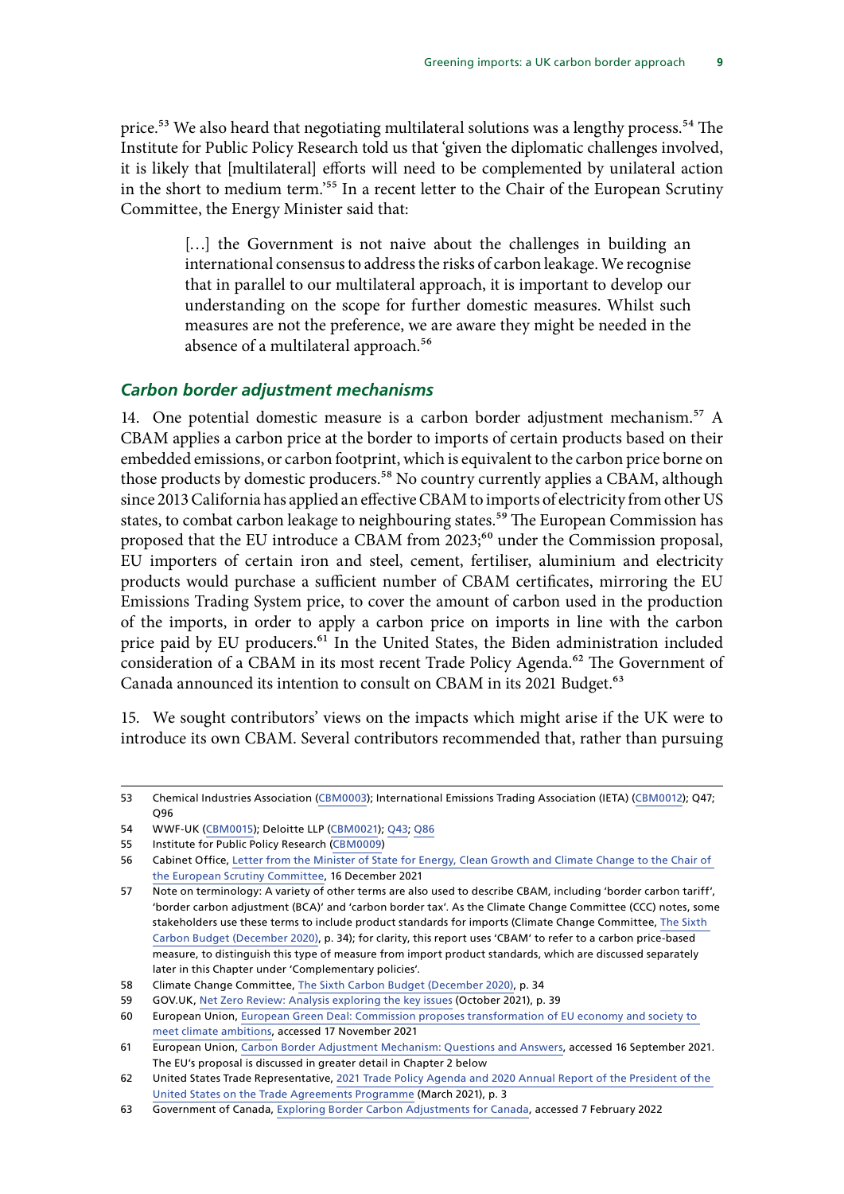price.[53] We also heard that negotiating multilateral solutions was a lengthy process.[54] The Institute for Public Policy Research told us that 'given the diplomatic challenges involved, it is likely that [multilateral] efforts will need to be complemented by unilateral action in the short to medium term.'[55] In a recent letter to the Chair of the European Scrutiny Committee, the Energy Minister said that:

> […] the Government is not naive about the challenges in building an international consensus to address the risks of carbon leakage. We recognise that in parallel to our multilateral approach, it is important to develop our understanding on the scope for further domestic measures. Whilst such measures are not the preference, we are aware they might be needed in the absence of a multilateral approach.[56]

### *Carbon border adjustment mechanisms*

14. One potential domestic measure is a carbon border adjustment mechanism.[57] A CBAM applies a carbon price at the border to imports of certain products based on their embedded emissions, or carbon footprint, which is equivalent to the carbon price borne on those products by domestic producers.[58] No country currently applies a CBAM, although since 2013 California has applied an effective CBAM to imports of electricity from other US states, to combat carbon leakage to neighbouring states.[59] The European Commission has proposed that the EU introduce a CBAM from 2023;[60] under the Commission proposal, EU importers of certain iron and steel, cement, fertiliser, aluminium and electricity products would purchase a sufficient number of CBAM certificates, mirroring the EU Emissions Trading System price, to cover the amount of carbon used in the production of the imports, in order to apply a carbon price on imports in line with the carbon price paid by EU producers.[61] In the United States, the Biden administration included consideration of a CBAM in its most recent Trade Policy Agenda.[62] The Government of Canada announced its intention to consult on CBAM in its 2021 Budget.[63]

15. We sought contributors' views on the impacts which might arise if the UK were to introduce its own CBAM. Several contributors recommended that, rather than pursuing

---

53 Chemical Industries Association (CBM0003); International Emissions Trading Association (IETA) (CBM0012); Q47; Q96

54 WWF-UK (CBM0015); Deloitte LLP (CBM0021); Q43; Q86

55 Institute for Public Policy Research (CBM0009)

56 Cabinet Office, Letter from the Minister of State for Energy, Clean Growth and Climate Change to the Chair of the European Scrutiny Committee, 16 December 2021

57 Note on terminology: A variety of other terms are also used to describe CBAM, including 'border carbon tariff', 'border carbon adjustment (BCA)' and 'carbon border tax'. As the Climate Change Committee (CCC) notes, some stakeholders use these terms to include product standards for imports (Climate Change Committee, The Sixth Carbon Budget (December 2020), p. 34); for clarity, this report uses 'CBAM' to refer to a carbon price-based measure, to distinguish this type of measure from import product standards, which are discussed separately later in this Chapter under 'Complementary policies'.

58 Climate Change Committee, The Sixth Carbon Budget (December 2020), p. 34

59 GOV.UK, Net Zero Review: Analysis exploring the key issues (October 2021), p. 39

60 European Union, European Green Deal: Commission proposes transformation of EU economy and society to meet climate ambitions, accessed 17 November 2021

61 European Union, Carbon Border Adjustment Mechanism: Questions and Answers, accessed 16 September 2021. The EU's proposal is discussed in greater detail in Chapter 2 below

62 United States Trade Representative, 2021 Trade Policy Agenda and 2020 Annual Report of the President of the United States on the Trade Agreements Programme (March 2021), p. 3

63 Government of Canada, Exploring Border Carbon Adjustments for Canada, accessed 7 February 2022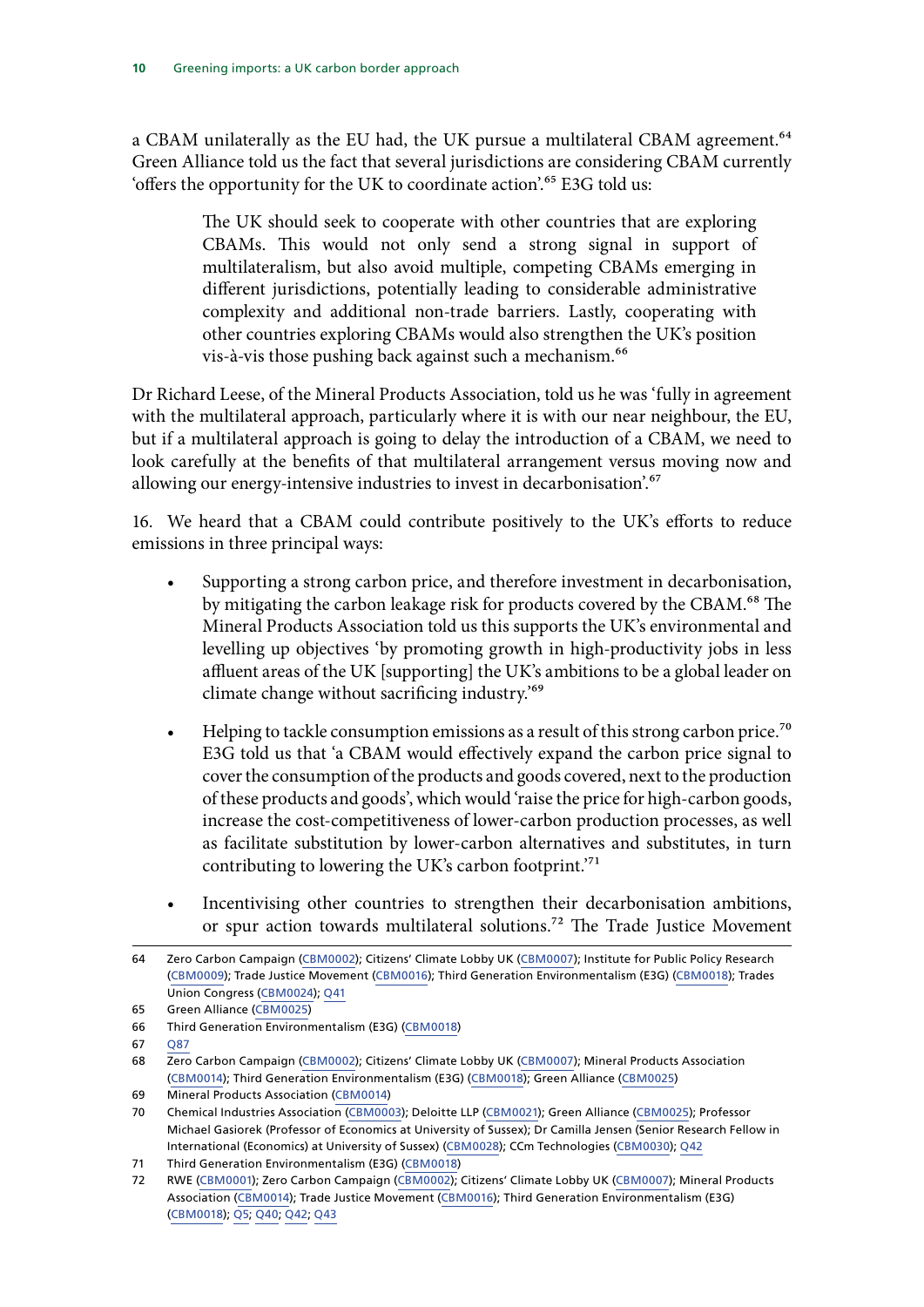a CBAM unilaterally as the EU had, the UK pursue a multilateral CBAM agreement.[64] Green Alliance told us the fact that several jurisdictions are considering CBAM currently 'offers the opportunity for the UK to coordinate action'.[65] E3G told us:

> The UK should seek to cooperate with other countries that are exploring CBAMs. This would not only send a strong signal in support of multilateralism, but also avoid multiple, competing CBAMs emerging in different jurisdictions, potentially leading to considerable administrative complexity and additional non-trade barriers. Lastly, cooperating with other countries exploring CBAMs would also strengthen the UK's position vis-à-vis those pushing back against such a mechanism.[66]

Dr Richard Leese, of the Mineral Products Association, told us he was 'fully in agreement with the multilateral approach, particularly where it is with our near neighbour, the EU, but if a multilateral approach is going to delay the introduction of a CBAM, we need to look carefully at the benefits of that multilateral arrangement versus moving now and allowing our energy-intensive industries to invest in decarbonisation'.[67]

16. We heard that a CBAM could contribute positively to the UK's efforts to reduce emissions in three principal ways:

- Supporting a strong carbon price, and therefore investment in decarbonisation, by mitigating the carbon leakage risk for products covered by the CBAM.[68] The Mineral Products Association told us this supports the UK's environmental and levelling up objectives 'by promoting growth in high-productivity jobs in less affluent areas of the UK [supporting] the UK's ambitions to be a global leader on climate change without sacrificing industry.'[69]
- Helping to tackle consumption emissions as a result of this strong carbon price.[70] E3G told us that 'a CBAM would effectively expand the carbon price signal to cover the consumption of the products and goods covered, next to the production of these products and goods', which would 'raise the price for high-carbon goods, increase the cost-competitiveness of lower-carbon production processes, as well as facilitate substitution by lower-carbon alternatives and substitutes, in turn contributing to lowering the UK's carbon footprint.'[71]
- Incentivising other countries to strengthen their decarbonisation ambitions, or spur action towards multilateral solutions.[72] The Trade Justice Movement

---

64 Zero Carbon Campaign (CBM0002); Citizens' Climate Lobby UK (CBM0007); Institute for Public Policy Research (CBM0009); Trade Justice Movement (CBM0016); Third Generation Environmentalism (E3G) (CBM0018); Trades Union Congress (CBM0024); Q41

65 Green Alliance (CBM0025)

66 Third Generation Environmentalism (E3G) (CBM0018)

67 Q87

68 Zero Carbon Campaign (CBM0002); Citizens' Climate Lobby UK (CBM0007); Mineral Products Association (CBM0014); Third Generation Environmentalism (E3G) (CBM0018); Green Alliance (CBM0025)

69 Mineral Products Association (CBM0014)

70 Chemical Industries Association (CBM0003); Deloitte LLP (CBM0021); Green Alliance (CBM0025); Professor Michael Gasiorek (Professor of Economics at University of Sussex); Dr Camilla Jensen (Senior Research Fellow in International (Economics) at University of Sussex) (CBM0028); CCm Technologies (CBM0030); Q42

71 Third Generation Environmentalism (E3G) (CBM0018)

72 RWE (CBM0001); Zero Carbon Campaign (CBM0002); Citizens' Climate Lobby UK (CBM0007); Mineral Products Association (CBM0014); Trade Justice Movement (CBM0016); Third Generation Environmentalism (E3G) (CBM0018); Q5; Q40; Q42; Q43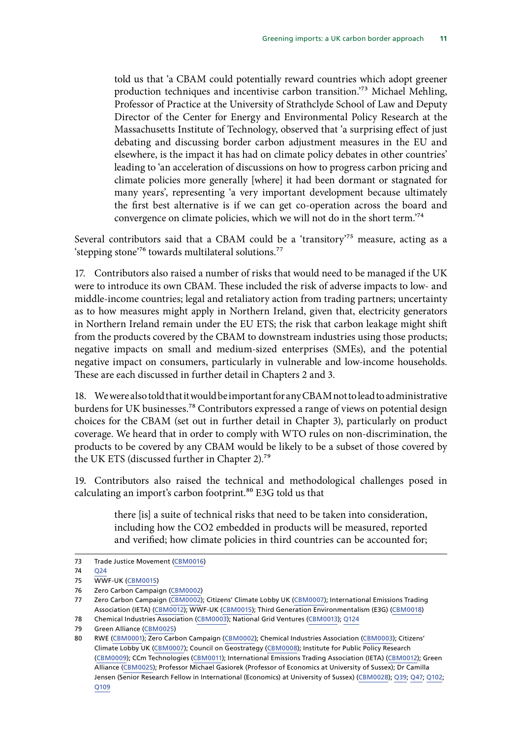> told us that 'a CBAM could potentially reward countries which adopt greener production techniques and incentivise carbon transition.'[73] Michael Mehling, Professor of Practice at the University of Strathclyde School of Law and Deputy Director of the Center for Energy and Environmental Policy Research at the Massachusetts Institute of Technology, observed that 'a surprising effect of just debating and discussing border carbon adjustment measures in the EU and elsewhere, is the impact it has had on climate policy debates in other countries' leading to 'an acceleration of discussions on how to progress carbon pricing and climate policies more generally [where] it had been dormant or stagnated for many years', representing 'a very important development because ultimately the first best alternative is if we can get co-operation across the board and convergence on climate policies, which we will not do in the short term.'[74]

Several contributors said that a CBAM could be a 'transitory'[75] measure, acting as a 'stepping stone'[76] towards multilateral solutions.[77]

17. Contributors also raised a number of risks that would need to be managed if the UK were to introduce its own CBAM. These included the risk of adverse impacts to low- and middle-income countries; legal and retaliatory action from trading partners; uncertainty as to how measures might apply in Northern Ireland, given that, electricity generators in Northern Ireland remain under the EU ETS; the risk that carbon leakage might shift from the products covered by the CBAM to downstream industries using those products; negative impacts on small and medium-sized enterprises (SMEs), and the potential negative impact on consumers, particularly in vulnerable and low-income households. These are each discussed in further detail in Chapters 2 and 3.

18. We were also told that it would be important for any CBAM not to lead to administrative burdens for UK businesses.[78] Contributors expressed a range of views on potential design choices for the CBAM (set out in further detail in Chapter 3), particularly on product coverage. We heard that in order to comply with WTO rules on non-discrimination, the products to be covered by any CBAM would be likely to be a subset of those covered by the UK ETS (discussed further in Chapter 2).[79]

19. Contributors also raised the technical and methodological challenges posed in calculating an import's carbon footprint.[80] E3G told us that

> there [is] a suite of technical risks that need to be taken into consideration, including how the $CO_2$ embedded in products will be measured, reported and verified; how climate policies in third countries can be accounted for;

---

73 Trade Justice Movement (CBM0016)

74 Q24

75 WWF-UK (CBM0015)

76 Zero Carbon Campaign (CBM0002)

77 Zero Carbon Campaign (CBM0002); Citizens' Climate Lobby UK (CBM0007); International Emissions Trading Association (IETA) (CBM0012); WWF-UK (CBM0015); Third Generation Environmentalism (E3G) (CBM0018)

78 Chemical Industries Association (CBM0003); National Grid Ventures (CBM0013); Q124

79 Green Alliance (CBM0025)

80 RWE (CBM0001); Zero Carbon Campaign (CBM0002); Chemical Industries Association (CBM0003); Citizens' Climate Lobby UK (CBM0007); Council on Geostrategy (CBM0008); Institute for Public Policy Research (CBM0009); CCm Technologies (CBM0011); International Emissions Trading Association (IETA) (CBM0012); Green Alliance (CBM0025); Professor Michael Gasiorek (Professor of Economics at University of Sussex); Dr Camilla Jensen (Senior Research Fellow in International (Economics) at University of Sussex) (CBM0028); Q39; Q47; Q102; Q109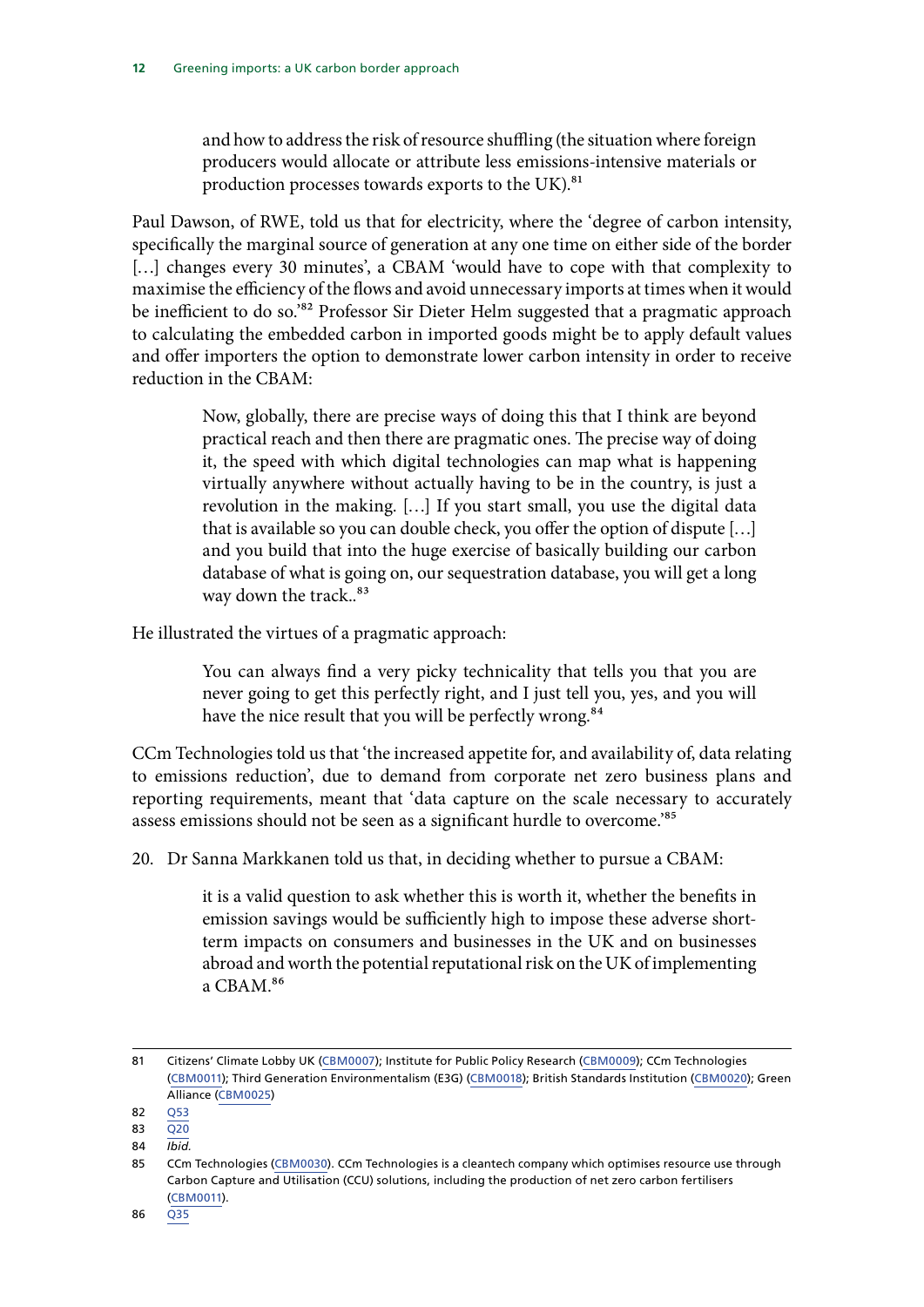> and how to address the risk of resource shuffling (the situation where foreign producers would allocate or attribute less emissions-intensive materials or production processes towards exports to the UK).[81]

Paul Dawson, of RWE, told us that for electricity, where the 'degree of carbon intensity, specifically the marginal source of generation at any one time on either side of the border […] changes every 30 minutes', a CBAM 'would have to cope with that complexity to maximise the efficiency of the flows and avoid unnecessary imports at times when it would be inefficient to do so.'[82] Professor Sir Dieter Helm suggested that a pragmatic approach to calculating the embedded carbon in imported goods might be to apply default values and offer importers the option to demonstrate lower carbon intensity in order to receive reduction in the CBAM:

> Now, globally, there are precise ways of doing this that I think are beyond practical reach and then there are pragmatic ones. The precise way of doing it, the speed with which digital technologies can map what is happening virtually anywhere without actually having to be in the country, is just a revolution in the making. […] If you start small, you use the digital data that is available so you can double check, you offer the option of dispute […] and you build that into the huge exercise of basically building our carbon database of what is going on, our sequestration database, you will get a long way down the track..[83]

He illustrated the virtues of a pragmatic approach:

> You can always find a very picky technicality that tells you that you are never going to get this perfectly right, and I just tell you, yes, and you will have the nice result that you will be perfectly wrong.[84]

CCm Technologies told us that 'the increased appetite for, and availability of, data relating to emissions reduction', due to demand from corporate net zero business plans and reporting requirements, meant that 'data capture on the scale necessary to accurately assess emissions should not be seen as a significant hurdle to overcome.'[85]

20. Dr Sanna Markkanen told us that, in deciding whether to pursue a CBAM:

> it is a valid question to ask whether this is worth it, whether the benefits in emission savings would be sufficiently high to impose these adverse short-term impacts on consumers and businesses in the UK and on businesses abroad and worth the potential reputational risk on the UK of implementing a CBAM.[86]

---

81 Citizens' Climate Lobby UK (CBM0007); Institute for Public Policy Research (CBM0009); CCm Technologies (CBM0011); Third Generation Environmentalism (E3G) (CBM0018); British Standards Institution (CBM0020); Green Alliance (CBM0025)

82 Q53

83 Q20

84 *Ibid.*

85 CCm Technologies (CBM0030). CCm Technologies is a cleantech company which optimises resource use through Carbon Capture and Utilisation (CCU) solutions, including the production of net zero carbon fertilisers (CBM0011).

86 Q35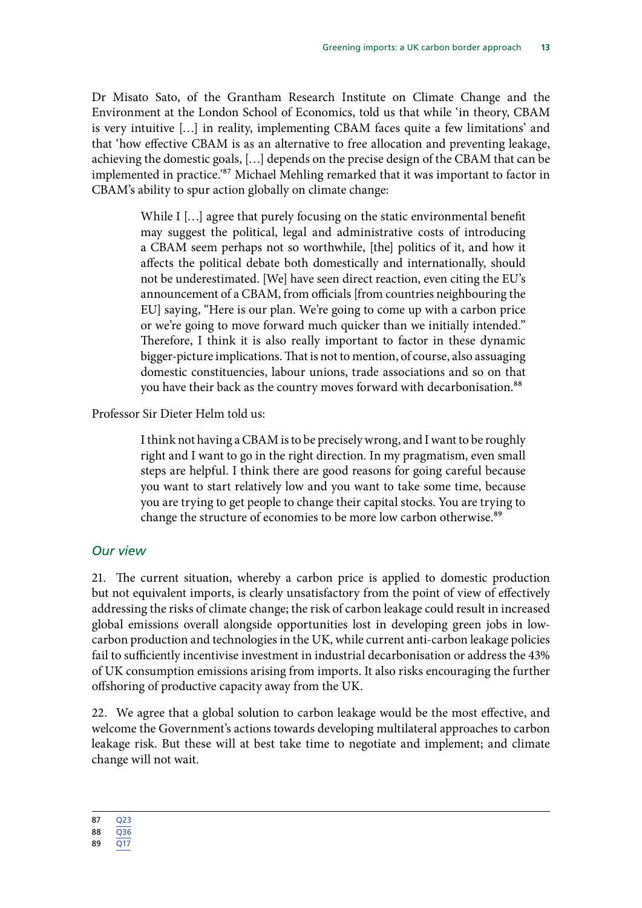Dr Misato Sato, of the Grantham Research Institute on Climate Change and the Environment at the London School of Economics, told us that while 'in theory, CBAM is very intuitive […] in reality, implementing CBAM faces quite a few limitations' and that 'how effective CBAM is as an alternative to free allocation and preventing leakage, achieving the domestic goals, […] depends on the precise design of the CBAM that can be implemented in practice.'[87] Michael Mehling remarked that it was important to factor in CBAM's ability to spur action globally on climate change:

> While I […] agree that purely focusing on the static environmental benefit may suggest the political, legal and administrative costs of introducing a CBAM seem perhaps not so worthwhile, [the] politics of it, and how it affects the political debate both domestically and internationally, should not be underestimated. [We] have seen direct reaction, even citing the EU's announcement of a CBAM, from officials [from countries neighbouring the EU] saying, "Here is our plan. We're going to come up with a carbon price or we're going to move forward much quicker than we initially intended." Therefore, I think it is also really important to factor in these dynamic bigger-picture implications. That is not to mention, of course, also assuaging domestic constituencies, labour unions, trade associations and so on that you have their back as the country moves forward with decarbonisation.[88]

Professor Sir Dieter Helm told us:

> I think not having a CBAM is to be precisely wrong, and I want to be roughly right and I want to go in the right direction. In my pragmatism, even small steps are helpful. I think there are good reasons for going careful because you want to start relatively low and you want to take some time, because you are trying to get people to change their capital stocks. You are trying to change the structure of economies to be more low carbon otherwise.[89]

### *Our view*

21. The current situation, whereby a carbon price is applied to domestic production but not equivalent imports, is clearly unsatisfactory from the point of view of effectively addressing the risks of climate change; the risk of carbon leakage could result in increased global emissions overall alongside opportunities lost in developing green jobs in low-carbon production and technologies in the UK, while current anti-carbon leakage policies fail to sufficiently incentivise investment in industrial decarbonisation or address the 43% of UK consumption emissions arising from imports. It also risks encouraging the further offshoring of productive capacity away from the UK.

22. We agree that a global solution to carbon leakage would be the most effective, and welcome the Government's actions towards developing multilateral approaches to carbon leakage risk. But these will at best take time to negotiate and implement; and climate change will not wait.

---

87 Q23
88 Q36
89 Q17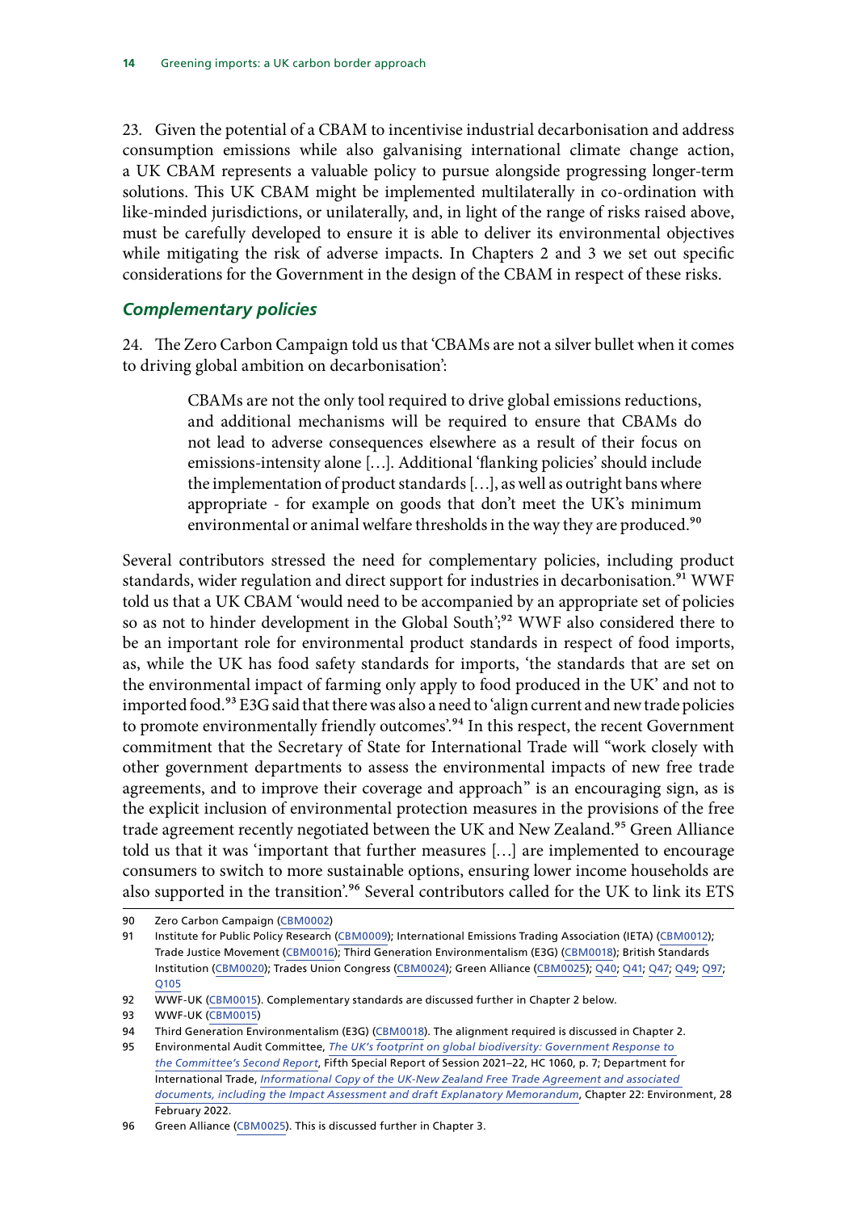23. Given the potential of a CBAM to incentivise industrial decarbonisation and address consumption emissions while also galvanising international climate change action, a UK CBAM represents a valuable policy to pursue alongside progressing longer-term solutions. This UK CBAM might be implemented multilaterally in co-ordination with like-minded jurisdictions, or unilaterally, and, in light of the range of risks raised above, must be carefully developed to ensure it is able to deliver its environmental objectives while mitigating the risk of adverse impacts. In Chapters 2 and 3 we set out specific considerations for the Government in the design of the CBAM in respect of these risks.

### *Complementary policies*

24. The Zero Carbon Campaign told us that 'CBAMs are not a silver bullet when it comes to driving global ambition on decarbonisation':

> CBAMs are not the only tool required to drive global emissions reductions, and additional mechanisms will be required to ensure that CBAMs do not lead to adverse consequences elsewhere as a result of their focus on emissions-intensity alone […]. Additional 'flanking policies' should include the implementation of product standards […], as well as outright bans where appropriate - for example on goods that don't meet the UK's minimum environmental or animal welfare thresholds in the way they are produced.[90]

Several contributors stressed the need for complementary policies, including product standards, wider regulation and direct support for industries in decarbonisation.[91] WWF told us that a UK CBAM 'would need to be accompanied by an appropriate set of policies so as not to hinder development in the Global South';[92] WWF also considered there to be an important role for environmental product standards in respect of food imports, as, while the UK has food safety standards for imports, 'the standards that are set on the environmental impact of farming only apply to food produced in the UK' and not to imported food.[93] E3G said that there was also a need to 'align current and new trade policies to promote environmentally friendly outcomes'.[94] In this respect, the recent Government commitment that the Secretary of State for International Trade will "work closely with other government departments to assess the environmental impacts of new free trade agreements, and to improve their coverage and approach" is an encouraging sign, as is the explicit inclusion of environmental protection measures in the provisions of the free trade agreement recently negotiated between the UK and New Zealand.[95] Green Alliance told us that it was 'important that further measures […] are implemented to encourage consumers to switch to more sustainable options, ensuring lower income households are also supported in the transition'.[96] Several contributors called for the UK to link its ETS

---

90 Zero Carbon Campaign (CBM0002)

91 Institute for Public Policy Research (CBM0009); International Emissions Trading Association (IETA) (CBM0012); Trade Justice Movement (CBM0016); Third Generation Environmentalism (E3G) (CBM0018); British Standards Institution (CBM0020); Trades Union Congress (CBM0024); Green Alliance (CBM0025); Q40; Q41; Q47; Q49; Q97; Q105

92 WWF-UK (CBM0015). Complementary standards are discussed further in Chapter 2 below.

93 WWF-UK (CBM0015)

94 Third Generation Environmentalism (E3G) (CBM0018). The alignment required is discussed in Chapter 2.

95 Environmental Audit Committee, *The UK's footprint on global biodiversity: Government Response to the Committee's Second Report*, Fifth Special Report of Session 2021–22, HC 1060, p. 7; Department for International Trade, *Informational Copy of the UK-New Zealand Free Trade Agreement and associated documents, including the Impact Assessment and draft Explanatory Memorandum*, Chapter 22: Environment, 28 February 2022.

96 Green Alliance (CBM0025). This is discussed further in Chapter 3.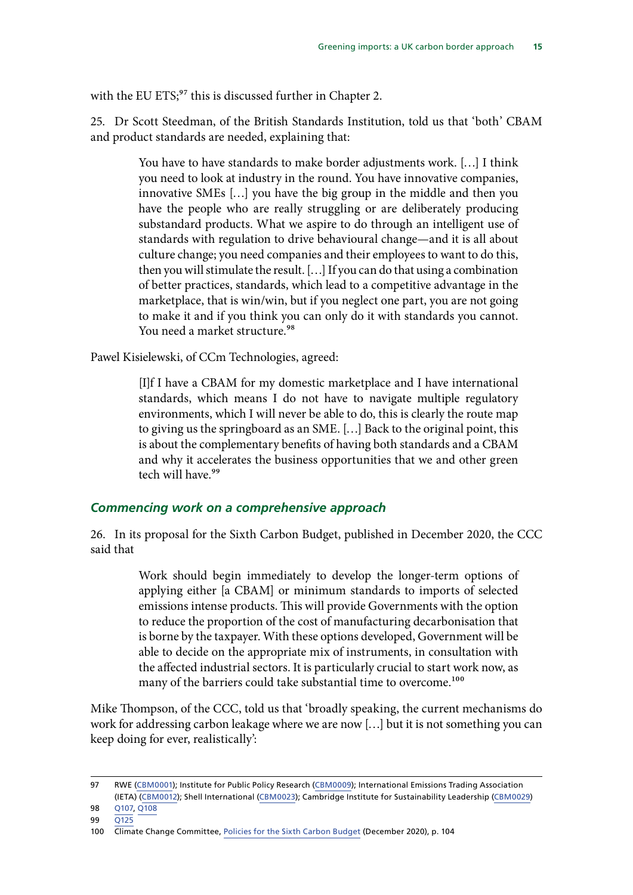with the EU ETS;[97] this is discussed further in Chapter 2.

25. Dr Scott Steedman, of the British Standards Institution, told us that 'both' CBAM and product standards are needed, explaining that:

> You have to have standards to make border adjustments work. […] I think you need to look at industry in the round. You have innovative companies, innovative SMEs […] you have the big group in the middle and then you have the people who are really struggling or are deliberately producing substandard products. What we aspire to do through an intelligent use of standards with regulation to drive behavioural change—and it is all about culture change; you need companies and their employees to want to do this, then you will stimulate the result. […] If you can do that using a combination of better practices, standards, which lead to a competitive advantage in the marketplace, that is win/win, but if you neglect one part, you are not going to make it and if you think you can only do it with standards you cannot. You need a market structure.[98]

Pawel Kisielewski, of CCm Technologies, agreed:

> [I]f I have a CBAM for my domestic marketplace and I have international standards, which means I do not have to navigate multiple regulatory environments, which I will never be able to do, this is clearly the route map to giving us the springboard as an SME. […] Back to the original point, this is about the complementary benefits of having both standards and a CBAM and why it accelerates the business opportunities that we and other green tech will have.[99]

### *Commencing work on a comprehensive approach*

26. In its proposal for the Sixth Carbon Budget, published in December 2020, the CCC said that

> Work should begin immediately to develop the longer-term options of applying either [a CBAM] or minimum standards to imports of selected emissions intense products. This will provide Governments with the option to reduce the proportion of the cost of manufacturing decarbonisation that is borne by the taxpayer. With these options developed, Government will be able to decide on the appropriate mix of instruments, in consultation with the affected industrial sectors. It is particularly crucial to start work now, as many of the barriers could take substantial time to overcome.[100]

Mike Thompson, of the CCC, told us that 'broadly speaking, the current mechanisms do work for addressing carbon leakage where we are now […] but it is not something you can keep doing for ever, realistically':

---

97 RWE (CBM0001); Institute for Public Policy Research (CBM0009); International Emissions Trading Association (IETA) (CBM0012); Shell International (CBM0023); Cambridge Institute for Sustainability Leadership (CBM0029)

98 Q107, Q108

99 Q125

100 Climate Change Committee, Policies for the Sixth Carbon Budget (December 2020), p. 104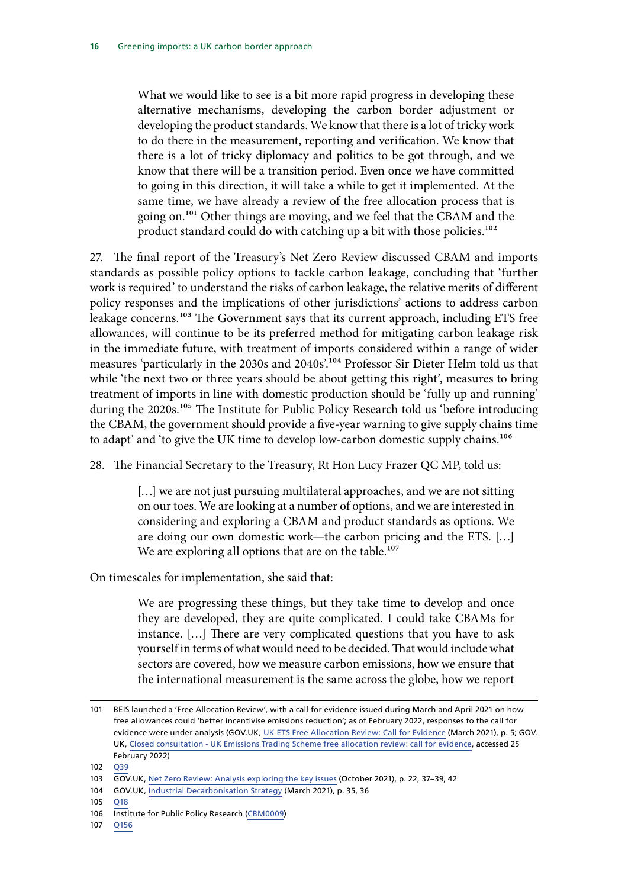> What we would like to see is a bit more rapid progress in developing these alternative mechanisms, developing the carbon border adjustment or developing the product standards. We know that there is a lot of tricky work to do there in the measurement, reporting and verification. We know that there is a lot of tricky diplomacy and politics to be got through, and we know that there will be a transition period. Even once we have committed to going in this direction, it will take a while to get it implemented. At the same time, we have already a review of the free allocation process that is going on.[101] Other things are moving, and we feel that the CBAM and the product standard could do with catching up a bit with those policies.[102]

27. The final report of the Treasury's Net Zero Review discussed CBAM and imports standards as possible policy options to tackle carbon leakage, concluding that 'further work is required' to understand the risks of carbon leakage, the relative merits of different policy responses and the implications of other jurisdictions' actions to address carbon leakage concerns.[103] The Government says that its current approach, including ETS free allowances, will continue to be its preferred method for mitigating carbon leakage risk in the immediate future, with treatment of imports considered within a range of wider measures 'particularly in the 2030s and 2040s'.[104] Professor Sir Dieter Helm told us that while 'the next two or three years should be about getting this right', measures to bring treatment of imports in line with domestic production should be 'fully up and running' during the 2020s.[105] The Institute for Public Policy Research told us 'before introducing the CBAM, the government should provide a five-year warning to give supply chains time to adapt' and 'to give the UK time to develop low-carbon domestic supply chains.[106]

28. The Financial Secretary to the Treasury, Rt Hon Lucy Frazer QC MP, told us:

> […] we are not just pursuing multilateral approaches, and we are not sitting on our toes. We are looking at a number of options, and we are interested in considering and exploring a CBAM and product standards as options. We are doing our own domestic work—the carbon pricing and the ETS. […] We are exploring all options that are on the table.[107]

On timescales for implementation, she said that:

> We are progressing these things, but they take time to develop and once they are developed, they are quite complicated. I could take CBAMs for instance. […] There are very complicated questions that you have to ask yourself in terms of what would need to be decided. That would include what sectors are covered, how we measure carbon emissions, how we ensure that the international measurement is the same across the globe, how we report

---

101 BEIS launched a 'Free Allocation Review', with a call for evidence issued during March and April 2021 on how free allowances could 'better incentivise emissions reduction'; as of February 2022, responses to the call for evidence were under analysis (GOV.UK, UK ETS Free Allocation Review: Call for Evidence (March 2021), p. 5; GOV.UK, Closed consultation - UK Emissions Trading Scheme free allocation review: call for evidence, accessed 25 February 2022)

102 Q39

103 GOV.UK, Net Zero Review: Analysis exploring the key issues (October 2021), p. 22, 37–39, 42

104 GOV.UK, Industrial Decarbonisation Strategy (March 2021), p. 35, 36

105 Q18

106 Institute for Public Policy Research (CBM0009)

107 Q156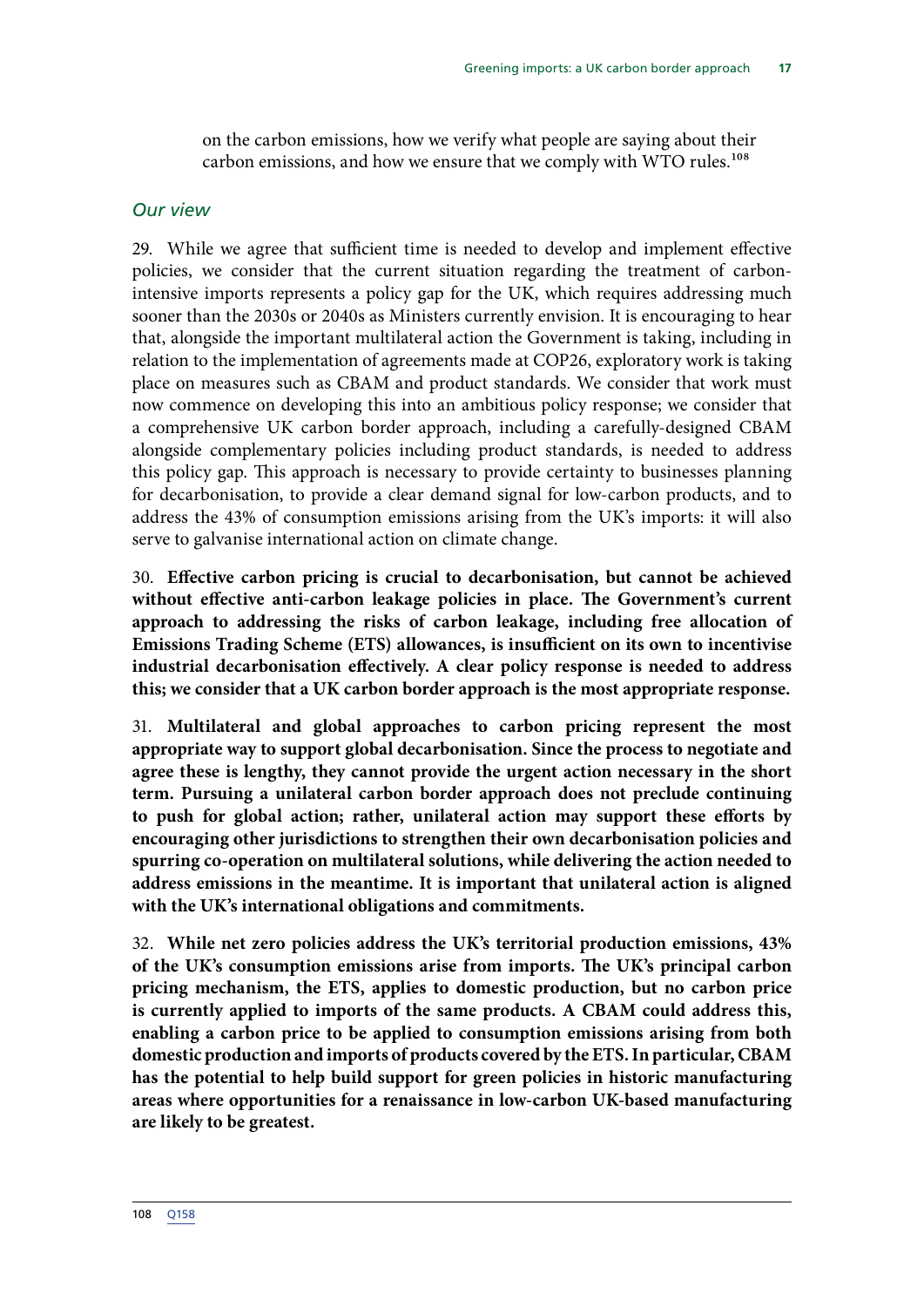on the carbon emissions, how we verify what people are saying about their carbon emissions, and how we ensure that we comply with WTO rules.[108]

### *Our view*

29. While we agree that sufficient time is needed to develop and implement effective policies, we consider that the current situation regarding the treatment of carbon-intensive imports represents a policy gap for the UK, which requires addressing much sooner than the 2030s or 2040s as Ministers currently envision. It is encouraging to hear that, alongside the important multilateral action the Government is taking, including in relation to the implementation of agreements made at COP26, exploratory work is taking place on measures such as CBAM and product standards. We consider that work must now commence on developing this into an ambitious policy response; we consider that a comprehensive UK carbon border approach, including a carefully-designed CBAM alongside complementary policies including product standards, is needed to address this policy gap. This approach is necessary to provide certainty to businesses planning for decarbonisation, to provide a clear demand signal for low-carbon products, and to address the 43% of consumption emissions arising from the UK's imports: it will also serve to galvanise international action on climate change.

30. **Effective carbon pricing is crucial to decarbonisation, but cannot be achieved without effective anti-carbon leakage policies in place. The Government's current approach to addressing the risks of carbon leakage, including free allocation of Emissions Trading Scheme (ETS) allowances, is insufficient on its own to incentivise industrial decarbonisation effectively. A clear policy response is needed to address this; we consider that a UK carbon border approach is the most appropriate response.**

31. **Multilateral and global approaches to carbon pricing represent the most appropriate way to support global decarbonisation. Since the process to negotiate and agree these is lengthy, they cannot provide the urgent action necessary in the short term. Pursuing a unilateral carbon border approach does not preclude continuing to push for global action; rather, unilateral action may support these efforts by encouraging other jurisdictions to strengthen their own decarbonisation policies and spurring co-operation on multilateral solutions, while delivering the action needed to address emissions in the meantime. It is important that unilateral action is aligned with the UK's international obligations and commitments.**

32. **While net zero policies address the UK's territorial production emissions, 43% of the UK's consumption emissions arise from imports. The UK's principal carbon pricing mechanism, the ETS, applies to domestic production, but no carbon price is currently applied to imports of the same products. A CBAM could address this, enabling a carbon price to be applied to consumption emissions arising from both domestic production and imports of products covered by the ETS. In particular, CBAM has the potential to help build support for green policies in historic manufacturing areas where opportunities for a renaissance in low-carbon UK-based manufacturing are likely to be greatest.**

108 Q158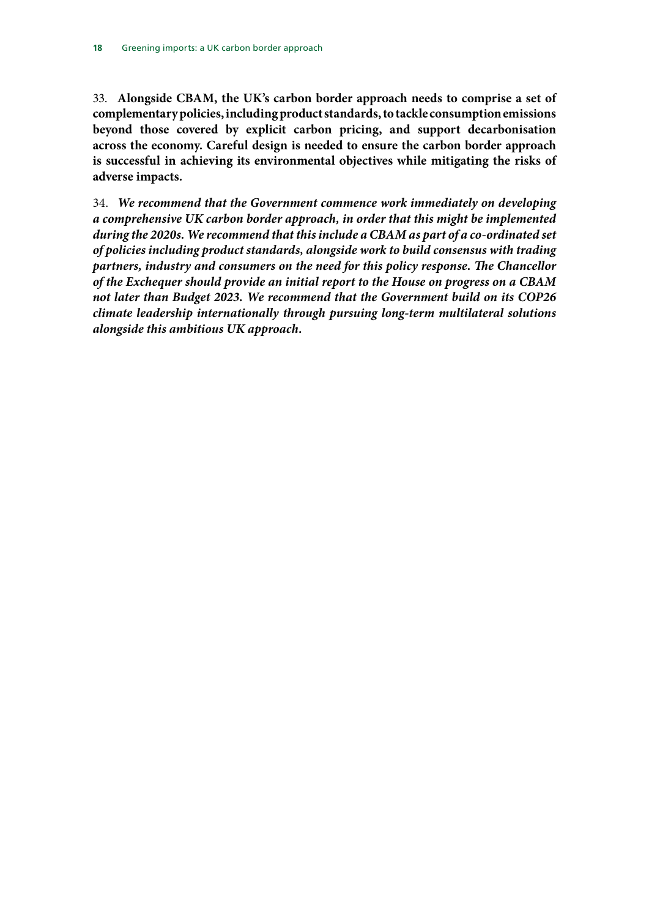33. **Alongside CBAM, the UK's carbon border approach needs to comprise a set of complementary policies, including product standards, to tackle consumption emissions beyond those covered by explicit carbon pricing, and support decarbonisation across the economy. Careful design is needed to ensure the carbon border approach is successful in achieving its environmental objectives while mitigating the risks of adverse impacts.**

34. ***We recommend that the Government commence work immediately on developing a comprehensive UK carbon border approach, in order that this might be implemented during the 2020s. We recommend that this include a CBAM as part of a co-ordinated set of policies including product standards, alongside work to build consensus with trading partners, industry and consumers on the need for this policy response. The Chancellor of the Exchequer should provide an initial report to the House on progress on a CBAM not later than Budget 2023. We recommend that the Government build on its COP26 climate leadership internationally through pursuing long-term multilateral solutions alongside this ambitious UK approach.***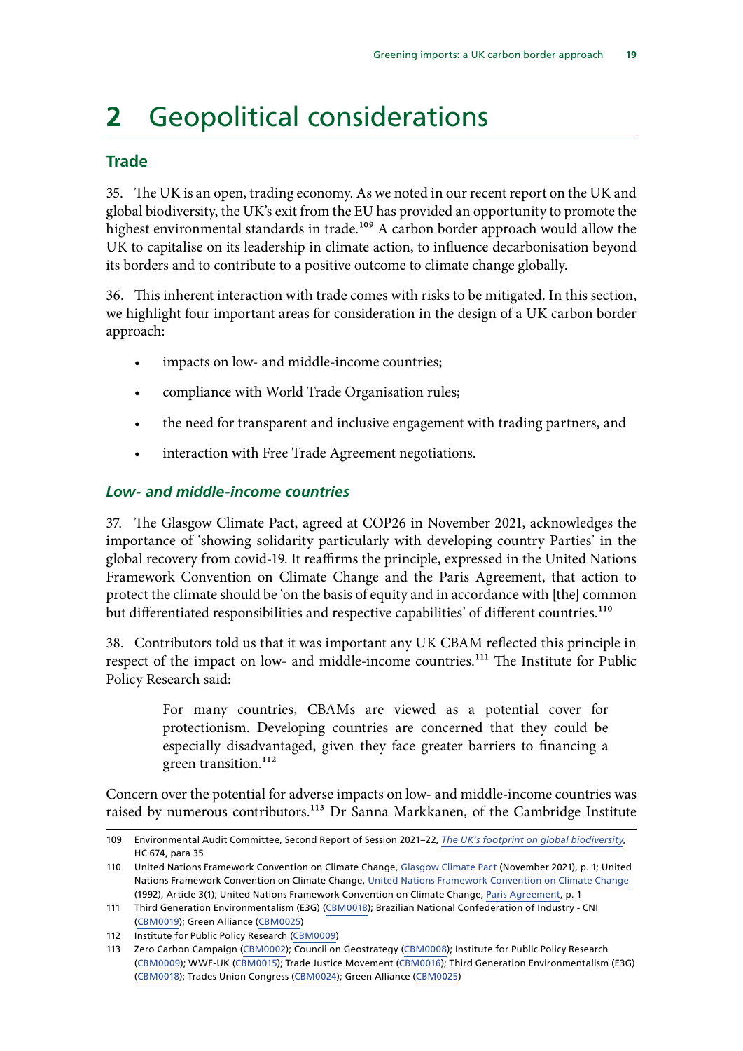# 2 Geopolitical considerations

## Trade

35. The UK is an open, trading economy. As we noted in our recent report on the UK and global biodiversity, the UK's exit from the EU has provided an opportunity to promote the highest environmental standards in trade.[109] A carbon border approach would allow the UK to capitalise on its leadership in climate action, to influence decarbonisation beyond its borders and to contribute to a positive outcome to climate change globally.

36. This inherent interaction with trade comes with risks to be mitigated. In this section, we highlight four important areas for consideration in the design of a UK carbon border approach:

- impacts on low- and middle-income countries;
- compliance with World Trade Organisation rules;
- the need for transparent and inclusive engagement with trading partners, and
- interaction with Free Trade Agreement negotiations.

### *Low- and middle-income countries*

37. The Glasgow Climate Pact, agreed at COP26 in November 2021, acknowledges the importance of 'showing solidarity particularly with developing country Parties' in the global recovery from covid-19. It reaffirms the principle, expressed in the United Nations Framework Convention on Climate Change and the Paris Agreement, that action to protect the climate should be 'on the basis of equity and in accordance with [the] common but differentiated responsibilities and respective capabilities' of different countries.[110]

38. Contributors told us that it was important any UK CBAM reflected this principle in respect of the impact on low- and middle-income countries.[111] The Institute for Public Policy Research said:

> For many countries, CBAMs are viewed as a potential cover for protectionism. Developing countries are concerned that they could be especially disadvantaged, given they face greater barriers to financing a green transition.[112]

Concern over the potential for adverse impacts on low- and middle-income countries was raised by numerous contributors.[113] Dr Sanna Markkanen, of the Cambridge Institute

---

109 Environmental Audit Committee, Second Report of Session 2021–22, *The UK's footprint on global biodiversity*, HC 674, para 35

110 United Nations Framework Convention on Climate Change, Glasgow Climate Pact (November 2021), p. 1; United Nations Framework Convention on Climate Change, United Nations Framework Convention on Climate Change (1992), Article 3(1); United Nations Framework Convention on Climate Change, Paris Agreement, p. 1

111 Third Generation Environmentalism (E3G) (CBM0018); Brazilian National Confederation of Industry - CNI (CBM0019); Green Alliance (CBM0025)

112 Institute for Public Policy Research (CBM0009)

113 Zero Carbon Campaign (CBM0002); Council on Geostrategy (CBM0008); Institute for Public Policy Research (CBM0009); WWF-UK (CBM0015); Trade Justice Movement (CBM0016); Third Generation Environmentalism (E3G) (CBM0018); Trades Union Congress (CBM0024); Green Alliance (CBM0025)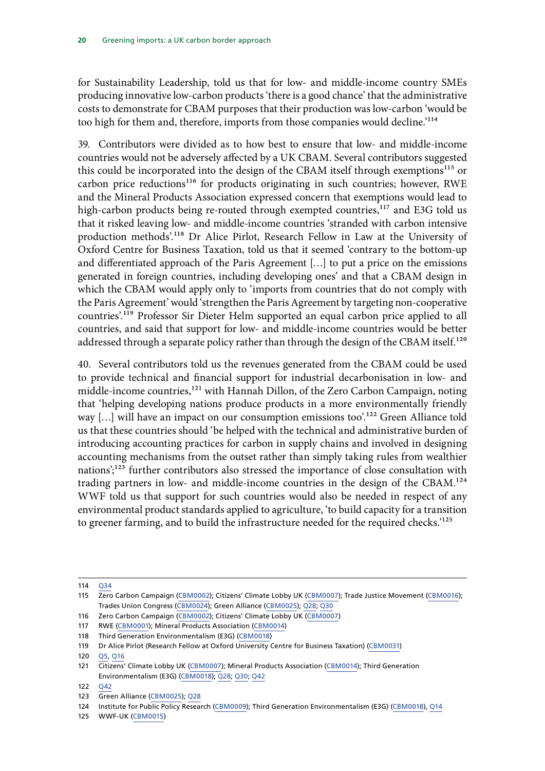for Sustainability Leadership, told us that for low- and middle-income country SMEs producing innovative low-carbon products 'there is a good chance' that the administrative costs to demonstrate for CBAM purposes that their production was low-carbon 'would be too high for them and, therefore, imports from those companies would decline.'[114]

39. Contributors were divided as to how best to ensure that low- and middle-income countries would not be adversely affected by a UK CBAM. Several contributors suggested this could be incorporated into the design of the CBAM itself through exemptions[115] or carbon price reductions[116] for products originating in such countries; however, RWE and the Mineral Products Association expressed concern that exemptions would lead to high-carbon products being re-routed through exempted countries,[117] and E3G told us that it risked leaving low- and middle-income countries 'stranded with carbon intensive production methods'.[118] Dr Alice Pirlot, Research Fellow in Law at the University of Oxford Centre for Business Taxation, told us that it seemed 'contrary to the bottom-up and differentiated approach of the Paris Agreement […] to put a price on the emissions generated in foreign countries, including developing ones' and that a CBAM design in which the CBAM would apply only to 'imports from countries that do not comply with the Paris Agreement' would 'strengthen the Paris Agreement by targeting non-cooperative countries'.[119] Professor Sir Dieter Helm supported an equal carbon price applied to all countries, and said that support for low- and middle-income countries would be better addressed through a separate policy rather than through the design of the CBAM itself.[120]

40. Several contributors told us the revenues generated from the CBAM could be used to provide technical and financial support for industrial decarbonisation in low- and middle-income countries,[121] with Hannah Dillon, of the Zero Carbon Campaign, noting that 'helping developing nations produce products in a more environmentally friendly way […] will have an impact on our consumption emissions too'.[122] Green Alliance told us that these countries should 'be helped with the technical and administrative burden of introducing accounting practices for carbon in supply chains and involved in designing accounting mechanisms from the outset rather than simply taking rules from wealthier nations';[123] further contributors also stressed the importance of close consultation with trading partners in low- and middle-income countries in the design of the CBAM.[124] WWF told us that support for such countries would also be needed in respect of any environmental product standards applied to agriculture, 'to build capacity for a transition to greener farming, and to build the infrastructure needed for the required checks.'[125]

---

114 Q34

115 Zero Carbon Campaign (CBM0002); Citizens' Climate Lobby UK (CBM0007); Trade Justice Movement (CBM0016); Trades Union Congress (CBM0024); Green Alliance (CBM0025); Q28; Q30

116 Zero Carbon Campaign (CBM0002); Citizens' Climate Lobby UK (CBM0007)

117 RWE (CBM0001); Mineral Products Association (CBM0014)

118 Third Generation Environmentalism (E3G) (CBM0018)

119 Dr Alice Pirlot (Research Fellow at Oxford University Centre for Business Taxation) (CBM0031)

120 Q5, Q16

121 Citizens' Climate Lobby UK (CBM0007); Mineral Products Association (CBM0014); Third Generation Environmentalism (E3G) (CBM0018); Q28; Q30; Q42

122 Q42

123 Green Alliance (CBM0025); Q28

124 Institute for Public Policy Research (CBM0009); Third Generation Environmentalism (E3G) (CBM0018), Q14

125 WWF-UK (CBM0015)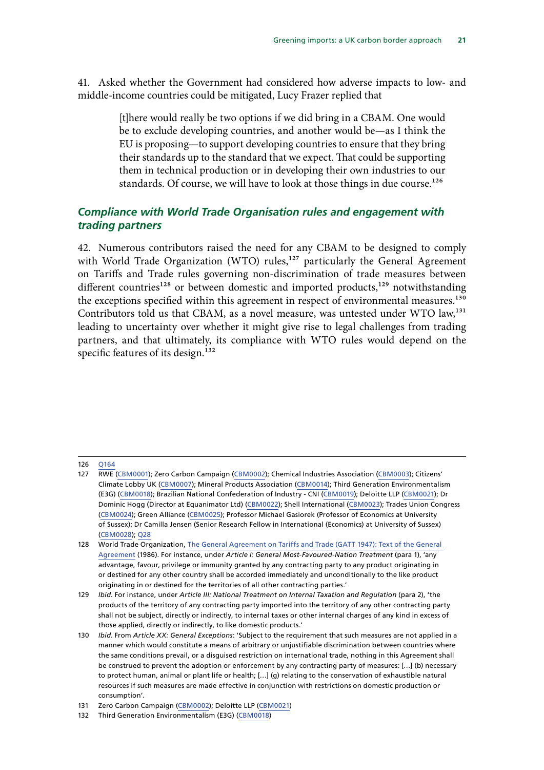41. Asked whether the Government had considered how adverse impacts to low- and middle-income countries could be mitigated, Lucy Frazer replied that

> [t]here would really be two options if we did bring in a CBAM. One would be to exclude developing countries, and another would be—as I think the EU is proposing—to support developing countries to ensure that they bring their standards up to the standard that we expect. That could be supporting them in technical production or in developing their own industries to our standards. Of course, we will have to look at those things in due course.[126]

### *Compliance with World Trade Organisation rules and engagement with trading partners*

42. Numerous contributors raised the need for any CBAM to be designed to comply with World Trade Organization (WTO) rules,[127] particularly the General Agreement on Tariffs and Trade rules governing non-discrimination of trade measures between different countries[128] or between domestic and imported products,[129] notwithstanding the exceptions specified within this agreement in respect of environmental measures.[130] Contributors told us that CBAM, as a novel measure, was untested under WTO law,[131] leading to uncertainty over whether it might give rise to legal challenges from trading partners, and that ultimately, its compliance with WTO rules would depend on the specific features of its design.[132]

---

126 Q164

127 RWE (CBM0001); Zero Carbon Campaign (CBM0002); Chemical Industries Association (CBM0003); Citizens' Climate Lobby UK (CBM0007); Mineral Products Association (CBM0014); Third Generation Environmentalism (E3G) (CBM0018); Brazilian National Confederation of Industry - CNI (CBM0019); Deloitte LLP (CBM0021); Dr Dominic Hogg (Director at Equanimator Ltd) (CBM0022); Shell International (CBM0023); Trades Union Congress (CBM0024); Green Alliance (CBM0025); Professor Michael Gasiorek (Professor of Economics at University of Sussex); Dr Camilla Jensen (Senior Research Fellow in International (Economics) at University of Sussex) (CBM0028); Q28

128 World Trade Organization, The General Agreement on Tariffs and Trade (GATT 1947): Text of the General Agreement (1986). For instance, under *Article I: General Most-Favoured-Nation Treatment* (para 1), 'any advantage, favour, privilege or immunity granted by any contracting party to any product originating in or destined for any other country shall be accorded immediately and unconditionally to the like product originating in or destined for the territories of all other contracting parties.'

129 *Ibid*. For instance, under *Article III: National Treatment on Internal Taxation and Regulation* (para 2), 'the products of the territory of any contracting party imported into the territory of any other contracting party shall not be subject, directly or indirectly, to internal taxes or other internal charges of any kind in excess of those applied, directly or indirectly, to like domestic products.'

130 *Ibid*. From *Article XX: General Exceptions*: 'Subject to the requirement that such measures are not applied in a manner which would constitute a means of arbitrary or unjustifiable discrimination between countries where the same conditions prevail, or a disguised restriction on international trade, nothing in this Agreement shall be construed to prevent the adoption or enforcement by any contracting party of measures: […] (b) necessary to protect human, animal or plant life or health; […] (g) relating to the conservation of exhaustible natural resources if such measures are made effective in conjunction with restrictions on domestic production or consumption'.

131 Zero Carbon Campaign (CBM0002); Deloitte LLP (CBM0021)

132 Third Generation Environmentalism (E3G) (CBM0018)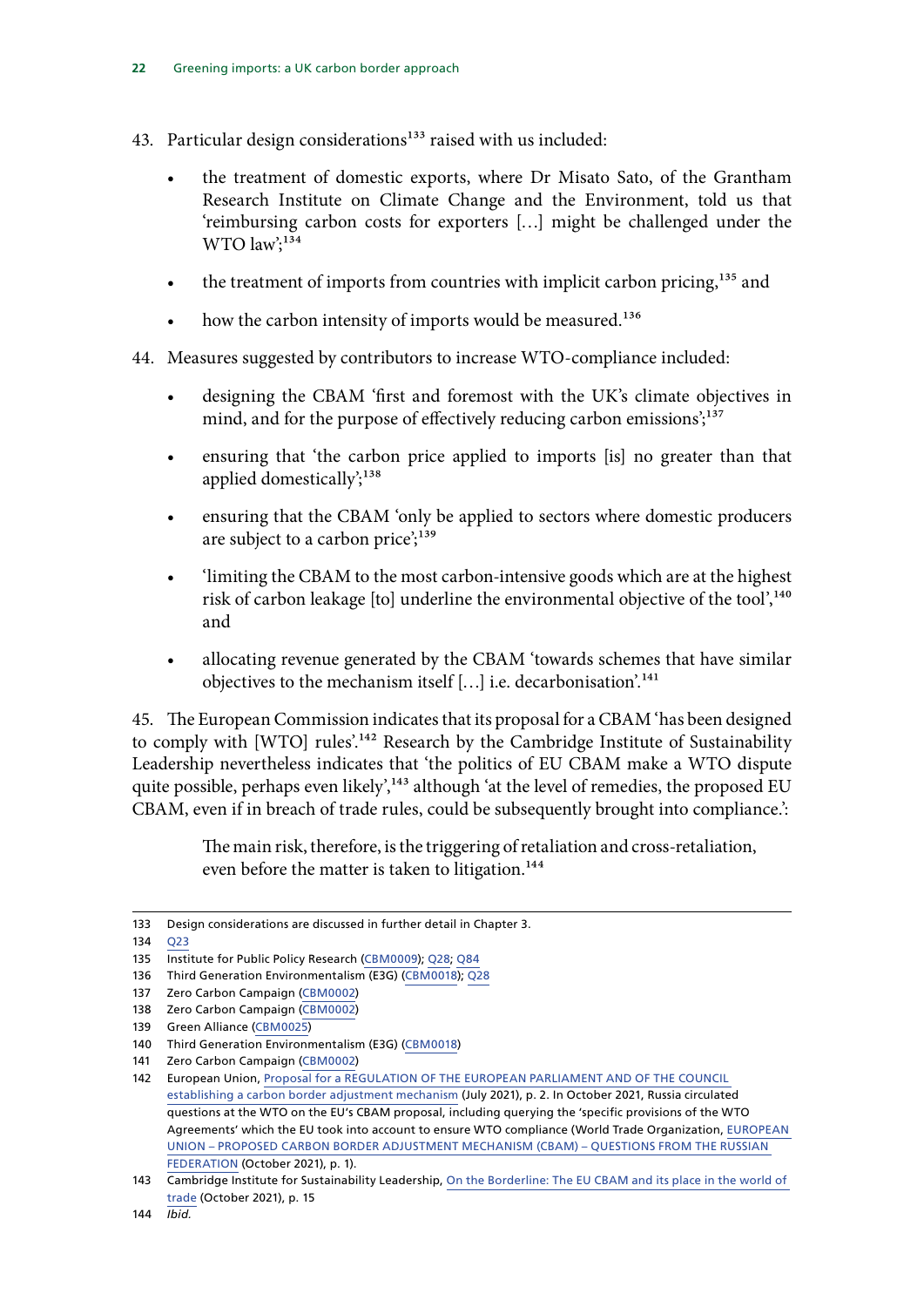43. Particular design considerations[133] raised with us included:

- the treatment of domestic exports, where Dr Misato Sato, of the Grantham Research Institute on Climate Change and the Environment, told us that 'reimbursing carbon costs for exporters […] might be challenged under the WTO law';[134]
- the treatment of imports from countries with implicit carbon pricing,[135] and
- how the carbon intensity of imports would be measured.[136]

44. Measures suggested by contributors to increase WTO-compliance included:

- designing the CBAM 'first and foremost with the UK's climate objectives in mind, and for the purpose of effectively reducing carbon emissions';[137]
- ensuring that 'the carbon price applied to imports [is] no greater than that applied domestically';[138]
- ensuring that the CBAM 'only be applied to sectors where domestic producers are subject to a carbon price';[139]
- 'limiting the CBAM to the most carbon-intensive goods which are at the highest risk of carbon leakage [to] underline the environmental objective of the tool',[140] and
- allocating revenue generated by the CBAM 'towards schemes that have similar objectives to the mechanism itself […] i.e. decarbonisation'.[141]

45. The European Commission indicates that its proposal for a CBAM 'has been designed to comply with [WTO] rules'.[142] Research by the Cambridge Institute of Sustainability Leadership nevertheless indicates that 'the politics of EU CBAM make a WTO dispute quite possible, perhaps even likely',[143] although 'at the level of remedies, the proposed EU CBAM, even if in breach of trade rules, could be subsequently brought into compliance.':

> The main risk, therefore, is the triggering of retaliation and cross-retaliation, even before the matter is taken to litigation.[144]

---

133 Design considerations are discussed in further detail in Chapter 3.

134 Q23

135 Institute for Public Policy Research (CBM0009); Q28; Q84

136 Third Generation Environmentalism (E3G) (CBM0018); Q28

137 Zero Carbon Campaign (CBM0002)

138 Zero Carbon Campaign (CBM0002)

139 Green Alliance (CBM0025)

140 Third Generation Environmentalism (E3G) (CBM0018)

141 Zero Carbon Campaign (CBM0002)

142 European Union, Proposal for a REGULATION OF THE EUROPEAN PARLIAMENT AND OF THE COUNCIL establishing a carbon border adjustment mechanism (July 2021), p. 2. In October 2021, Russia circulated questions at the WTO on the EU's CBAM proposal, including querying the 'specific provisions of the WTO Agreements' which the EU took into account to ensure WTO compliance (World Trade Organization, EUROPEAN UNION – PROPOSED CARBON BORDER ADJUSTMENT MECHANISM (CBAM) – QUESTIONS FROM THE RUSSIAN FEDERATION (October 2021), p. 1).

143 Cambridge Institute for Sustainability Leadership, On the Borderline: The EU CBAM and its place in the world of trade (October 2021), p. 15

144 *Ibid.*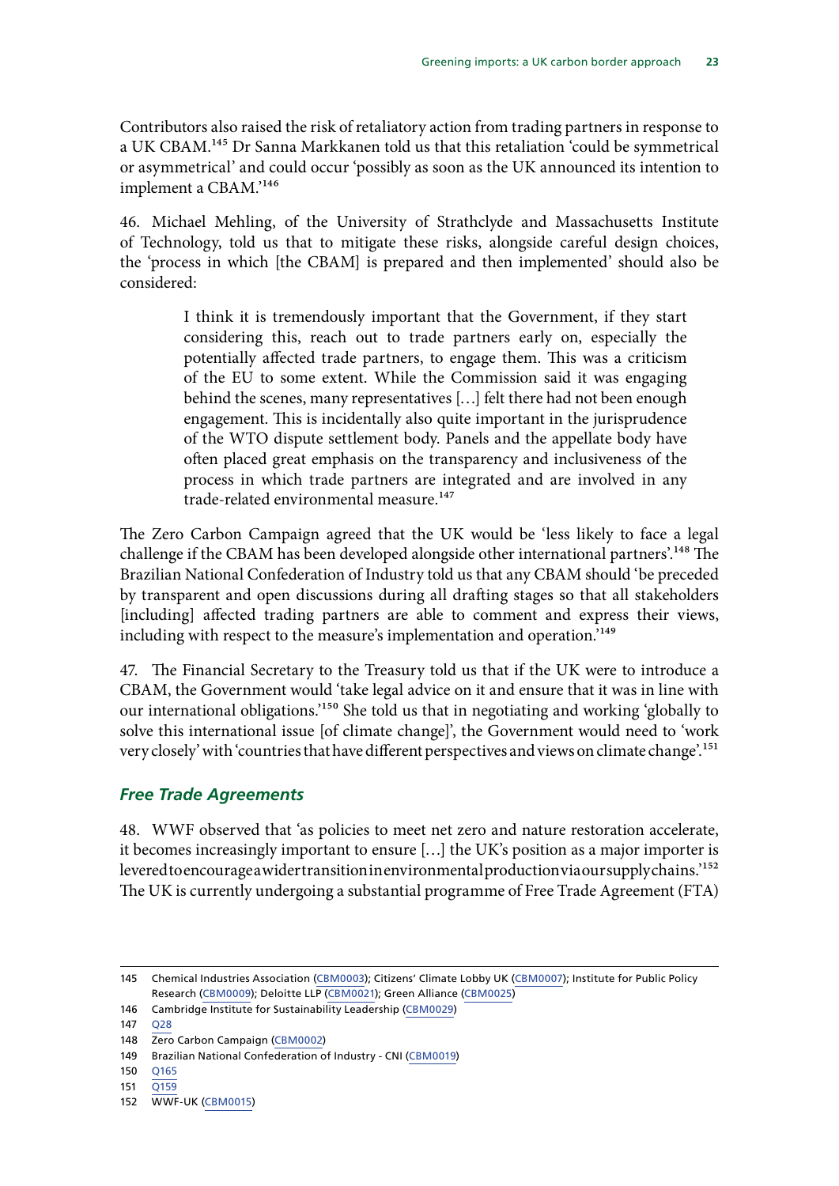Contributors also raised the risk of retaliatory action from trading partners in response to a UK CBAM.[145] Dr Sanna Markkanen told us that this retaliation 'could be symmetrical or asymmetrical' and could occur 'possibly as soon as the UK announced its intention to implement a CBAM.'[146]

46. Michael Mehling, of the University of Strathclyde and Massachusetts Institute of Technology, told us that to mitigate these risks, alongside careful design choices, the 'process in which [the CBAM] is prepared and then implemented' should also be considered:

> I think it is tremendously important that the Government, if they start considering this, reach out to trade partners early on, especially the potentially affected trade partners, to engage them. This was a criticism of the EU to some extent. While the Commission said it was engaging behind the scenes, many representatives […] felt there had not been enough engagement. This is incidentally also quite important in the jurisprudence of the WTO dispute settlement body. Panels and the appellate body have often placed great emphasis on the transparency and inclusiveness of the process in which trade partners are integrated and are involved in any trade-related environmental measure.[147]

The Zero Carbon Campaign agreed that the UK would be 'less likely to face a legal challenge if the CBAM has been developed alongside other international partners'.[148] The Brazilian National Confederation of Industry told us that any CBAM should 'be preceded by transparent and open discussions during all drafting stages so that all stakeholders [including] affected trading partners are able to comment and express their views, including with respect to the measure's implementation and operation.'[149]

47. The Financial Secretary to the Treasury told us that if the UK were to introduce a CBAM, the Government would 'take legal advice on it and ensure that it was in line with our international obligations.'[150] She told us that in negotiating and working 'globally to solve this international issue [of climate change]', the Government would need to 'work very closely' with 'countries that have different perspectives and views on climate change'.[151]

### *Free Trade Agreements*

48. WWF observed that 'as policies to meet net zero and nature restoration accelerate, it becomes increasingly important to ensure […] the UK's position as a major importer is levered to encourage a wider transition in environmental production via our supply chains.'[152] The UK is currently undergoing a substantial programme of Free Trade Agreement (FTA)

145 Chemical Industries Association (CBM0003); Citizens' Climate Lobby UK (CBM0007); Institute for Public Policy Research (CBM0009); Deloitte LLP (CBM0021); Green Alliance (CBM0025)
146 Cambridge Institute for Sustainability Leadership (CBM0029)
147 Q28
148 Zero Carbon Campaign (CBM0002)
149 Brazilian National Confederation of Industry - CNI (CBM0019)
150 Q165
151 Q159
152 WWF-UK (CBM0015)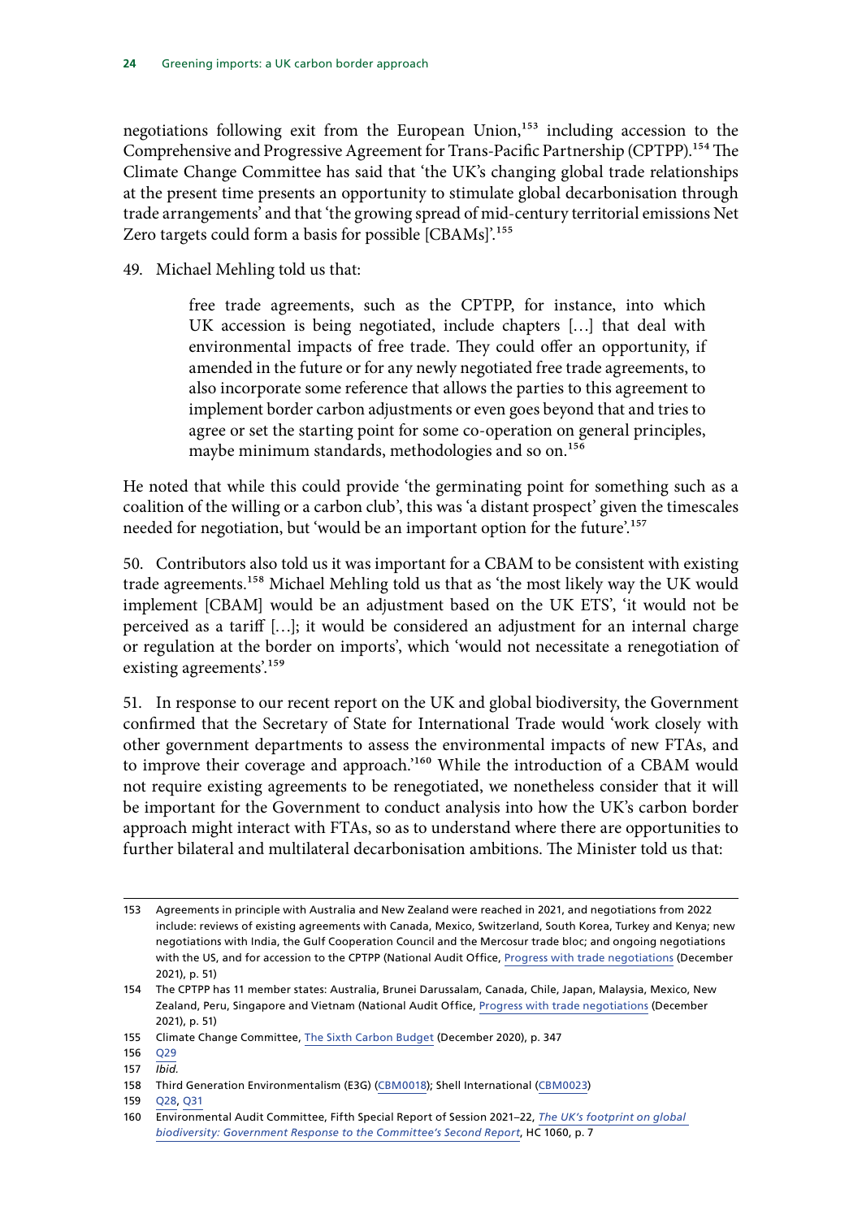negotiations following exit from the European Union,[153] including accession to the Comprehensive and Progressive Agreement for Trans-Pacific Partnership (CPTPP).[154] The Climate Change Committee has said that 'the UK's changing global trade relationships at the present time presents an opportunity to stimulate global decarbonisation through trade arrangements' and that 'the growing spread of mid-century territorial emissions Net Zero targets could form a basis for possible [CBAMs]'.[155]

49. Michael Mehling told us that:

> free trade agreements, such as the CPTPP, for instance, into which UK accession is being negotiated, include chapters […] that deal with environmental impacts of free trade. They could offer an opportunity, if amended in the future or for any newly negotiated free trade agreements, to also incorporate some reference that allows the parties to this agreement to implement border carbon adjustments or even goes beyond that and tries to agree or set the starting point for some co-operation on general principles, maybe minimum standards, methodologies and so on.[156]

He noted that while this could provide 'the germinating point for something such as a coalition of the willing or a carbon club', this was 'a distant prospect' given the timescales needed for negotiation, but 'would be an important option for the future'.[157]

50. Contributors also told us it was important for a CBAM to be consistent with existing trade agreements.[158] Michael Mehling told us that as 'the most likely way the UK would implement [CBAM] would be an adjustment based on the UK ETS', 'it would not be perceived as a tariff […]; it would be considered an adjustment for an internal charge or regulation at the border on imports', which 'would not necessitate a renegotiation of existing agreements'.[159]

51. In response to our recent report on the UK and global biodiversity, the Government confirmed that the Secretary of State for International Trade would 'work closely with other government departments to assess the environmental impacts of new FTAs, and to improve their coverage and approach.'[160] While the introduction of a CBAM would not require existing agreements to be renegotiated, we nonetheless consider that it will be important for the Government to conduct analysis into how the UK's carbon border approach might interact with FTAs, so as to understand where there are opportunities to further bilateral and multilateral decarbonisation ambitions. The Minister told us that:

---

153 Agreements in principle with Australia and New Zealand were reached in 2021, and negotiations from 2022 include: reviews of existing agreements with Canada, Mexico, Switzerland, South Korea, Turkey and Kenya; new negotiations with India, the Gulf Cooperation Council and the Mercosur trade bloc; and ongoing negotiations with the US, and for accession to the CPTPP (National Audit Office, Progress with trade negotiations (December 2021), p. 51)

154 The CPTPP has 11 member states: Australia, Brunei Darussalam, Canada, Chile, Japan, Malaysia, Mexico, New Zealand, Peru, Singapore and Vietnam (National Audit Office, Progress with trade negotiations (December 2021), p. 51)

155 Climate Change Committee, The Sixth Carbon Budget (December 2020), p. 347

156 Q29

157 *Ibid.*

158 Third Generation Environmentalism (E3G) (CBM0018); Shell International (CBM0023)

159 Q28, Q31

160 Environmental Audit Committee, Fifth Special Report of Session 2021–22, *The UK's footprint on global biodiversity: Government Response to the Committee's Second Report*, HC 1060, p. 7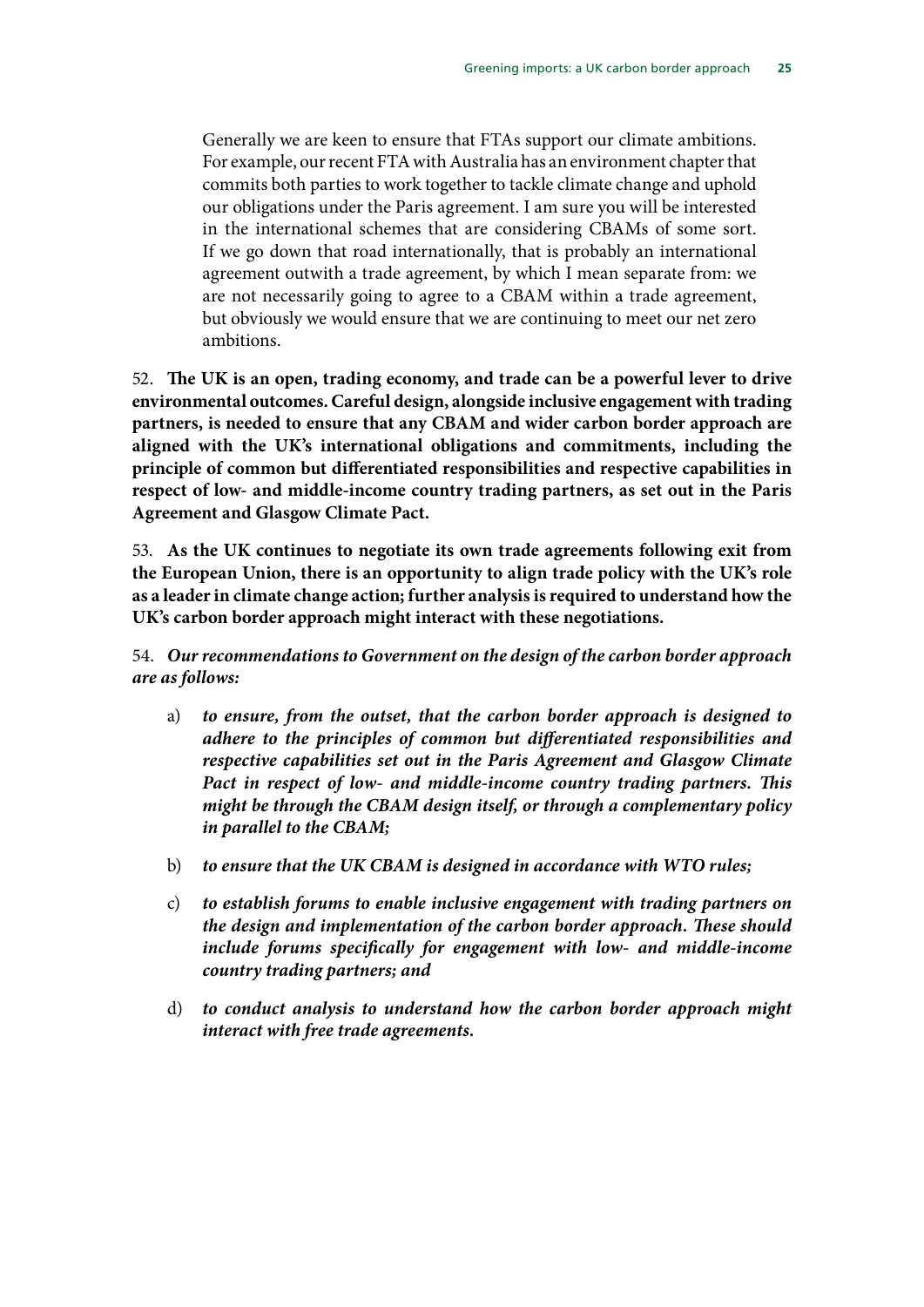> Generally we are keen to ensure that FTAs support our climate ambitions. For example, our recent FTA with Australia has an environment chapter that commits both parties to work together to tackle climate change and uphold our obligations under the Paris agreement. I am sure you will be interested in the international schemes that are considering CBAMs of some sort. If we go down that road internationally, that is probably an international agreement outwith a trade agreement, by which I mean separate from: we are not necessarily going to agree to a CBAM within a trade agreement, but obviously we would ensure that we are continuing to meet our net zero ambitions.

52. **The UK is an open, trading economy, and trade can be a powerful lever to drive environmental outcomes. Careful design, alongside inclusive engagement with trading partners, is needed to ensure that any CBAM and wider carbon border approach are aligned with the UK's international obligations and commitments, including the principle of common but differentiated responsibilities and respective capabilities in respect of low- and middle-income country trading partners, as set out in the Paris Agreement and Glasgow Climate Pact.**

53. **As the UK continues to negotiate its own trade agreements following exit from the European Union, there is an opportunity to align trade policy with the UK's role as a leader in climate change action; further analysis is required to understand how the UK's carbon border approach might interact with these negotiations.**

54. ***Our recommendations to Government on the design of the carbon border approach are as follows:***

- a) ***to ensure, from the outset, that the carbon border approach is designed to adhere to the principles of common but differentiated responsibilities and respective capabilities set out in the Paris Agreement and Glasgow Climate Pact in respect of low- and middle-income country trading partners. This might be through the CBAM design itself, or through a complementary policy in parallel to the CBAM;***

- b) ***to ensure that the UK CBAM is designed in accordance with WTO rules;***

- c) ***to establish forums to enable inclusive engagement with trading partners on the design and implementation of the carbon border approach. These should include forums specifically for engagement with low- and middle-income country trading partners; and***

- d) ***to conduct analysis to understand how the carbon border approach might interact with free trade agreements.***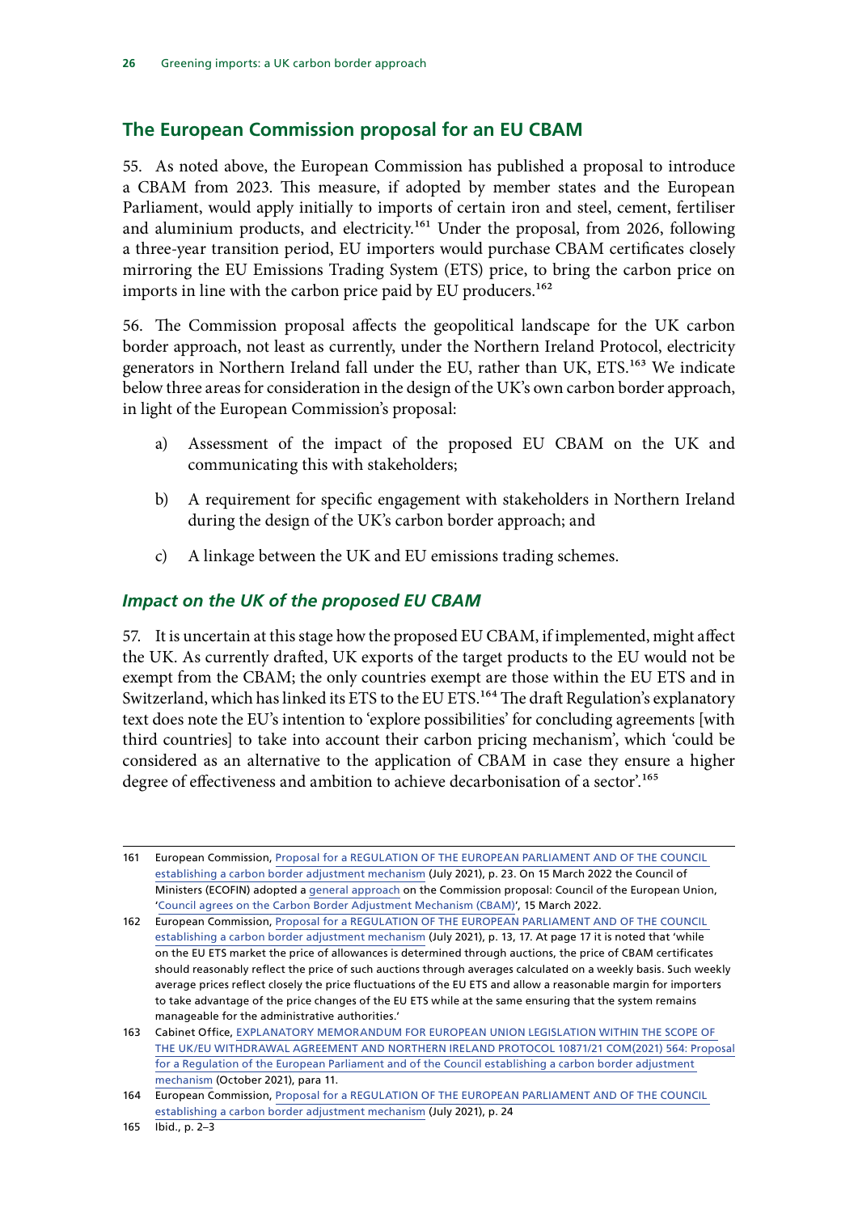## The European Commission proposal for an EU CBAM

55. As noted above, the European Commission has published a proposal to introduce a CBAM from 2023. This measure, if adopted by member states and the European Parliament, would apply initially to imports of certain iron and steel, cement, fertiliser and aluminium products, and electricity.[161] Under the proposal, from 2026, following a three-year transition period, EU importers would purchase CBAM certificates closely mirroring the EU Emissions Trading System (ETS) price, to bring the carbon price on imports in line with the carbon price paid by EU producers.[162]

56. The Commission proposal affects the geopolitical landscape for the UK carbon border approach, not least as currently, under the Northern Ireland Protocol, electricity generators in Northern Ireland fall under the EU, rather than UK, ETS.[163] We indicate below three areas for consideration in the design of the UK's own carbon border approach, in light of the European Commission's proposal:

a) Assessment of the impact of the proposed EU CBAM on the UK and communicating this with stakeholders;

b) A requirement for specific engagement with stakeholders in Northern Ireland during the design of the UK's carbon border approach; and

c) A linkage between the UK and EU emissions trading schemes.

### *Impact on the UK of the proposed EU CBAM*

57. It is uncertain at this stage how the proposed EU CBAM, if implemented, might affect the UK. As currently drafted, UK exports of the target products to the EU would not be exempt from the CBAM; the only countries exempt are those within the EU ETS and in Switzerland, which has linked its ETS to the EU ETS.[164] The draft Regulation's explanatory text does note the EU's intention to 'explore possibilities' for concluding agreements [with third countries] to take into account their carbon pricing mechanism', which 'could be considered as an alternative to the application of CBAM in case they ensure a higher degree of effectiveness and ambition to achieve decarbonisation of a sector'.[165]

---

161 European Commission, Proposal for a REGULATION OF THE EUROPEAN PARLIAMENT AND OF THE COUNCIL establishing a carbon border adjustment mechanism (July 2021), p. 23. On 15 March 2022 the Council of Ministers (ECOFIN) adopted a general approach on the Commission proposal: Council of the European Union, 'Council agrees on the Carbon Border Adjustment Mechanism (CBAM)', 15 March 2022.

162 European Commission, Proposal for a REGULATION OF THE EUROPEAN PARLIAMENT AND OF THE COUNCIL establishing a carbon border adjustment mechanism (July 2021), p. 13, 17. At page 17 it is noted that 'while on the EU ETS market the price of allowances is determined through auctions, the price of CBAM certificates should reasonably reflect the price of such auctions through averages calculated on a weekly basis. Such weekly average prices reflect closely the price fluctuations of the EU ETS and allow a reasonable margin for importers to take advantage of the price changes of the EU ETS while at the same ensuring that the system remains manageable for the administrative authorities.'

163 Cabinet Office, EXPLANATORY MEMORANDUM FOR EUROPEAN UNION LEGISLATION WITHIN THE SCOPE OF THE UK/EU WITHDRAWAL AGREEMENT AND NORTHERN IRELAND PROTOCOL 10871/21 COM(2021) 564: Proposal for a Regulation of the European Parliament and of the Council establishing a carbon border adjustment mechanism (October 2021), para 11.

164 European Commission, Proposal for a REGULATION OF THE EUROPEAN PARLIAMENT AND OF THE COUNCIL establishing a carbon border adjustment mechanism (July 2021), p. 24

165 Ibid., p. 2–3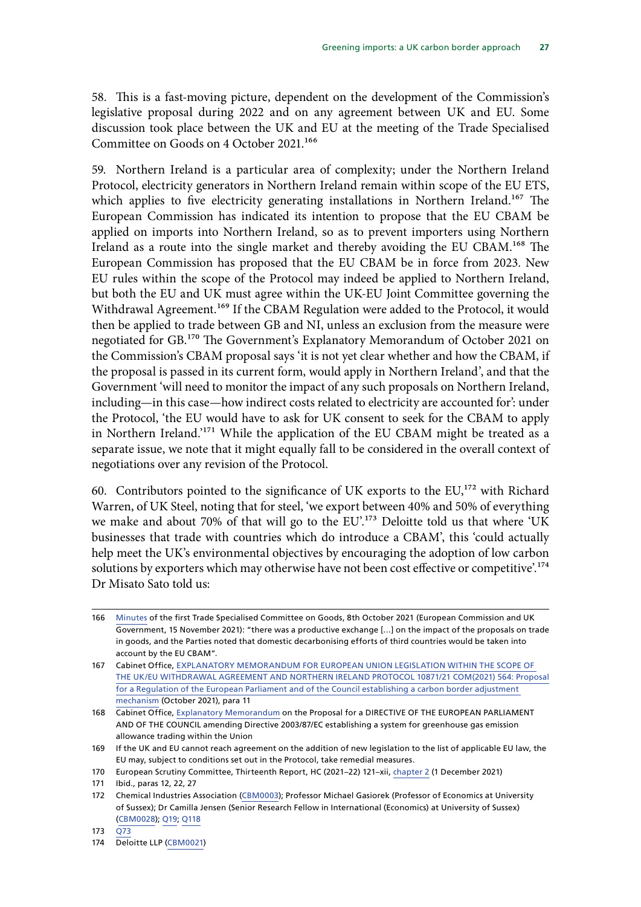58. This is a fast-moving picture, dependent on the development of the Commission's legislative proposal during 2022 and on any agreement between UK and EU. Some discussion took place between the UK and EU at the meeting of the Trade Specialised Committee on Goods on 4 October 2021.[166]

59. Northern Ireland is a particular area of complexity; under the Northern Ireland Protocol, electricity generators in Northern Ireland remain within scope of the EU ETS, which applies to five electricity generating installations in Northern Ireland.[167] The European Commission has indicated its intention to propose that the EU CBAM be applied on imports into Northern Ireland, so as to prevent importers using Northern Ireland as a route into the single market and thereby avoiding the EU CBAM.[168] The European Commission has proposed that the EU CBAM be in force from 2023. New EU rules within the scope of the Protocol may indeed be applied to Northern Ireland, but both the EU and UK must agree within the UK-EU Joint Committee governing the Withdrawal Agreement.[169] If the CBAM Regulation were added to the Protocol, it would then be applied to trade between GB and NI, unless an exclusion from the measure were negotiated for GB.[170] The Government's Explanatory Memorandum of October 2021 on the Commission's CBAM proposal says 'it is not yet clear whether and how the CBAM, if the proposal is passed in its current form, would apply in Northern Ireland', and that the Government 'will need to monitor the impact of any such proposals on Northern Ireland, including—in this case—how indirect costs related to electricity are accounted for': under the Protocol, 'the EU would have to ask for UK consent to seek for the CBAM to apply in Northern Ireland.'[171] While the application of the EU CBAM might be treated as a separate issue, we note that it might equally fall to be considered in the overall context of negotiations over any revision of the Protocol.

60. Contributors pointed to the significance of UK exports to the EU,[172] with Richard Warren, of UK Steel, noting that for steel, 'we export between 40% and 50% of everything we make and about 70% of that will go to the EU'.[173] Deloitte told us that where 'UK businesses that trade with countries which do introduce a CBAM', this 'could actually help meet the UK's environmental objectives by encouraging the adoption of low carbon solutions by exporters which may otherwise have not been cost effective or competitive'.[174] Dr Misato Sato told us:

---

166 Minutes of the first Trade Specialised Committee on Goods, 8th October 2021 (European Commission and UK Government, 15 November 2021): "there was a productive exchange […] on the impact of the proposals on trade in goods, and the Parties noted that domestic decarbonising efforts of third countries would be taken into account by the EU CBAM".

167 Cabinet Office, EXPLANATORY MEMORANDUM FOR EUROPEAN UNION LEGISLATION WITHIN THE SCOPE OF THE UK/EU WITHDRAWAL AGREEMENT AND NORTHERN IRELAND PROTOCOL 10871/21 COM(2021) 564: Proposal for a Regulation of the European Parliament and of the Council establishing a carbon border adjustment mechanism (October 2021), para 11

168 Cabinet Office, Explanatory Memorandum on the Proposal for a DIRECTIVE OF THE EUROPEAN PARLIAMENT AND OF THE COUNCIL amending Directive 2003/87/EC establishing a system for greenhouse gas emission allowance trading within the Union

169 If the UK and EU cannot reach agreement on the addition of new legislation to the list of applicable EU law, the EU may, subject to conditions set out in the Protocol, take remedial measures.

170 European Scrutiny Committee, Thirteenth Report, HC (2021–22) 121–xii, chapter 2 (1 December 2021)

171 Ibid., paras 12, 22, 27

172 Chemical Industries Association (CBM0003); Professor Michael Gasiorek (Professor of Economics at University of Sussex); Dr Camilla Jensen (Senior Research Fellow in International (Economics) at University of Sussex) (CBM0028); Q19; Q118

173 Q73

174 Deloitte LLP (CBM0021)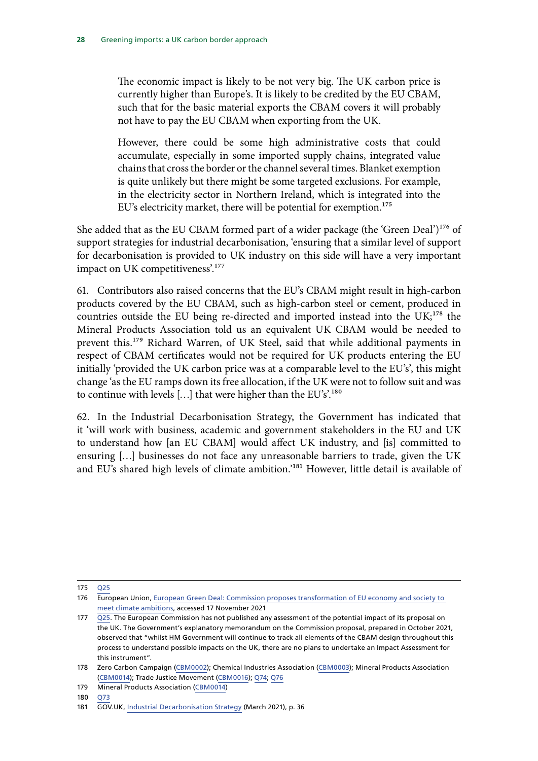> The economic impact is likely to be not very big. The UK carbon price is currently higher than Europe's. It is likely to be credited by the EU CBAM, such that for the basic material exports the CBAM covers it will probably not have to pay the EU CBAM when exporting from the UK.
>
> However, there could be some high administrative costs that could accumulate, especially in some imported supply chains, integrated value chains that cross the border or the channel several times. Blanket exemption is quite unlikely but there might be some targeted exclusions. For example, in the electricity sector in Northern Ireland, which is integrated into the EU's electricity market, there will be potential for exemption.[175]

She added that as the EU CBAM formed part of a wider package (the 'Green Deal')[176] of support strategies for industrial decarbonisation, 'ensuring that a similar level of support for decarbonisation is provided to UK industry on this side will have a very important impact on UK competitiveness'.[177]

61. Contributors also raised concerns that the EU's CBAM might result in high-carbon products covered by the EU CBAM, such as high-carbon steel or cement, produced in countries outside the EU being re-directed and imported instead into the UK;[178] the Mineral Products Association told us an equivalent UK CBAM would be needed to prevent this.[179] Richard Warren, of UK Steel, said that while additional payments in respect of CBAM certificates would not be required for UK products entering the EU initially 'provided the UK carbon price was at a comparable level to the EU's', this might change 'as the EU ramps down its free allocation, if the UK were not to follow suit and was to continue with levels […] that were higher than the EU's'.[180]

62. In the Industrial Decarbonisation Strategy, the Government has indicated that it 'will work with business, academic and government stakeholders in the EU and UK to understand how [an EU CBAM] would affect UK industry, and [is] committed to ensuring […] businesses do not face any unreasonable barriers to trade, given the UK and EU's shared high levels of climate ambition.'[181] However, little detail is available of

---

175 Q25

176 European Union, European Green Deal: Commission proposes transformation of EU economy and society to meet climate ambitions, accessed 17 November 2021

177 Q25. The European Commission has not published any assessment of the potential impact of its proposal on the UK. The Government's explanatory memorandum on the Commission proposal, prepared in October 2021, observed that "whilst HM Government will continue to track all elements of the CBAM design throughout this process to understand possible impacts on the UK, there are no plans to undertake an Impact Assessment for this instrument".

178 Zero Carbon Campaign (CBM0002); Chemical Industries Association (CBM0003); Mineral Products Association (CBM0014); Trade Justice Movement (CBM0016); Q74; Q76

179 Mineral Products Association (CBM0014)

180 Q73

181 GOV.UK, Industrial Decarbonisation Strategy (March 2021), p. 36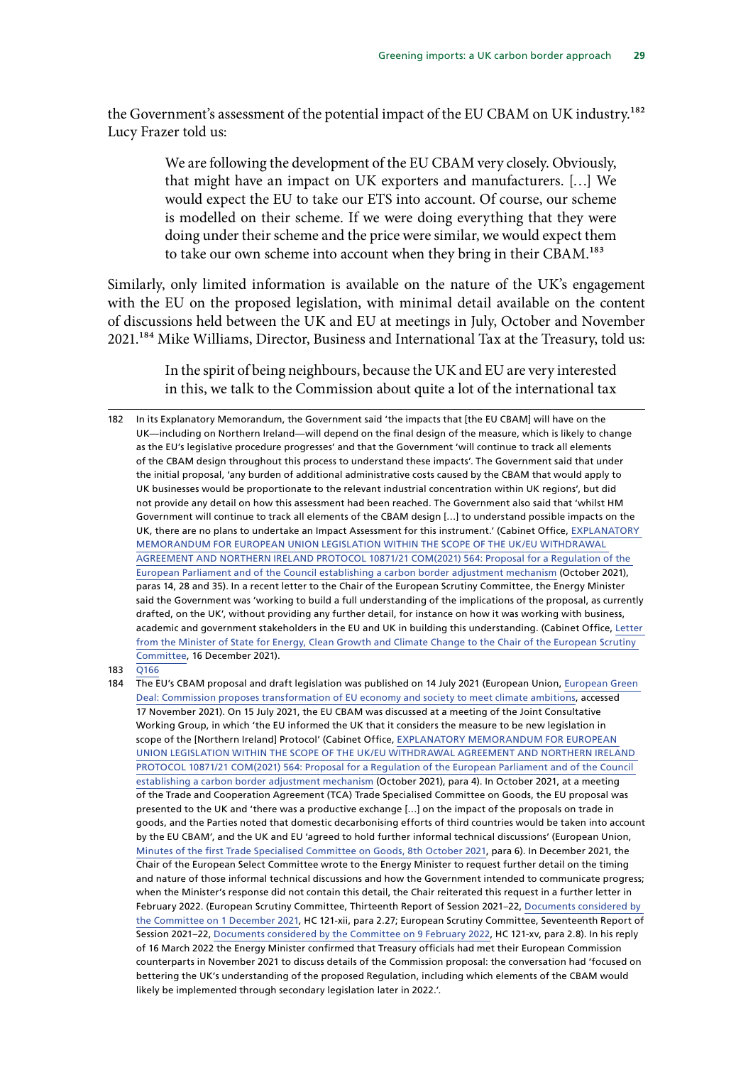the Government's assessment of the potential impact of the EU CBAM on UK industry.[182] Lucy Frazer told us:

> We are following the development of the EU CBAM very closely. Obviously, that might have an impact on UK exporters and manufacturers. […] We would expect the EU to take our ETS into account. Of course, our scheme is modelled on their scheme. If we were doing everything that they were doing under their scheme and the price were similar, we would expect them to take our own scheme into account when they bring in their CBAM.[183]

Similarly, only limited information is available on the nature of the UK's engagement with the EU on the proposed legislation, with minimal detail available on the content of discussions held between the UK and EU at meetings in July, October and November 2021.[184] Mike Williams, Director, Business and International Tax at the Treasury, told us:

> In the spirit of being neighbours, because the UK and EU are very interested in this, we talk to the Commission about quite a lot of the international tax

---

182 In its Explanatory Memorandum, the Government said 'the impacts that [the EU CBAM] will have on the UK—including on Northern Ireland—will depend on the final design of the measure, which is likely to change as the EU's legislative procedure progresses' and that the Government 'will continue to track all elements of the CBAM design throughout this process to understand these impacts'. The Government said that under the initial proposal, 'any burden of additional administrative costs caused by the CBAM that would apply to UK businesses would be proportionate to the relevant industrial concentration within UK regions', but did not provide any detail on how this assessment had been reached. The Government also said that 'whilst HM Government will continue to track all elements of the CBAM design […] to understand possible impacts on the UK, there are no plans to undertake an Impact Assessment for this instrument.' (Cabinet Office, EXPLANATORY MEMORANDUM FOR EUROPEAN UNION LEGISLATION WITHIN THE SCOPE OF THE UK/EU WITHDRAWAL AGREEMENT AND NORTHERN IRELAND PROTOCOL 10871/21 COM(2021) 564: Proposal for a Regulation of the European Parliament and of the Council establishing a carbon border adjustment mechanism (October 2021), paras 14, 28 and 35). In a recent letter to the Chair of the European Scrutiny Committee, the Energy Minister said the Government was 'working to build a full understanding of the implications of the proposal, as currently drafted, on the UK', without providing any further detail, for instance on how it was working with business, academic and government stakeholders in the EU and UK in building this understanding. (Cabinet Office, Letter from the Minister of State for Energy, Clean Growth and Climate Change to the Chair of the European Scrutiny Committee, 16 December 2021).

183 Q166

184 The EU's CBAM proposal and draft legislation was published on 14 July 2021 (European Union, European Green Deal: Commission proposes transformation of EU economy and society to meet climate ambitions, accessed 17 November 2021). On 15 July 2021, the EU CBAM was discussed at a meeting of the Joint Consultative Working Group, in which 'the EU informed the UK that it considers the measure to be new legislation in scope of the [Northern Ireland] Protocol' (Cabinet Office, EXPLANATORY MEMORANDUM FOR EUROPEAN UNION LEGISLATION WITHIN THE SCOPE OF THE UK/EU WITHDRAWAL AGREEMENT AND NORTHERN IRELAND PROTOCOL 10871/21 COM(2021) 564: Proposal for a Regulation of the European Parliament and of the Council establishing a carbon border adjustment mechanism (October 2021), para 4). In October 2021, at a meeting of the Trade and Cooperation Agreement (TCA) Trade Specialised Committee on Goods, the EU proposal was presented to the UK and 'there was a productive exchange […] on the impact of the proposals on trade in goods, and the Parties noted that domestic decarbonising efforts of third countries would be taken into account by the EU CBAM', and the UK and EU 'agreed to hold further informal technical discussions' (European Union, Minutes of the first Trade Specialised Committee on Goods, 8th October 2021, para 6). In December 2021, the Chair of the European Select Committee wrote to the Energy Minister to request further detail on the timing and nature of those informal technical discussions and how the Government intended to communicate progress; when the Minister's response did not contain this detail, the Chair reiterated this request in a further letter in February 2022. (European Scrutiny Committee, Thirteenth Report of Session 2021–22, Documents considered by the Committee on 1 December 2021, HC 121-xii, para 2.27; European Scrutiny Committee, Seventeenth Report of Session 2021–22, Documents considered by the Committee on 9 February 2022, HC 121-xv, para 2.8). In his reply of 16 March 2022 the Energy Minister confirmed that Treasury officials had met their European Commission counterparts in November 2021 to discuss details of the Commission proposal: the conversation had 'focused on bettering the UK's understanding of the proposed Regulation, including which elements of the CBAM would likely be implemented through secondary legislation later in 2022.'.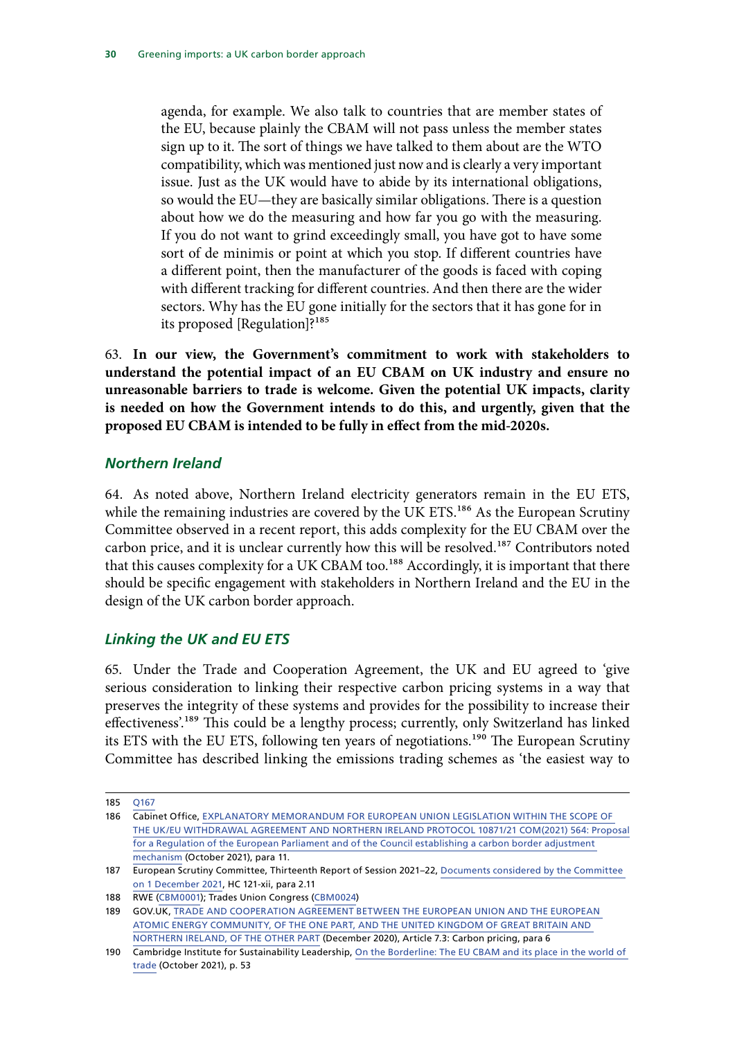> agenda, for example. We also talk to countries that are member states of the EU, because plainly the CBAM will not pass unless the member states sign up to it. The sort of things we have talked to them about are the WTO compatibility, which was mentioned just now and is clearly a very important issue. Just as the UK would have to abide by its international obligations, so would the EU—they are basically similar obligations. There is a question about how we do the measuring and how far you go with the measuring. If you do not want to grind exceedingly small, you have got to have some sort of de minimis or point at which you stop. If different countries have a different point, then the manufacturer of the goods is faced with coping with different tracking for different countries. And then there are the wider sectors. Why has the EU gone initially for the sectors that it has gone for in its proposed [Regulation]?[185]

63. **In our view, the Government's commitment to work with stakeholders to understand the potential impact of an EU CBAM on UK industry and ensure no unreasonable barriers to trade is welcome. Given the potential UK impacts, clarity is needed on how the Government intends to do this, and urgently, given that the proposed EU CBAM is intended to be fully in effect from the mid-2020s.**

### *Northern Ireland*

64. As noted above, Northern Ireland electricity generators remain in the EU ETS, while the remaining industries are covered by the UK ETS.[186] As the European Scrutiny Committee observed in a recent report, this adds complexity for the EU CBAM over the carbon price, and it is unclear currently how this will be resolved.[187] Contributors noted that this causes complexity for a UK CBAM too.[188] Accordingly, it is important that there should be specific engagement with stakeholders in Northern Ireland and the EU in the design of the UK carbon border approach.

### *Linking the UK and EU ETS*

65. Under the Trade and Cooperation Agreement, the UK and EU agreed to 'give serious consideration to linking their respective carbon pricing systems in a way that preserves the integrity of these systems and provides for the possibility to increase their effectiveness'.[189] This could be a lengthy process; currently, only Switzerland has linked its ETS with the EU ETS, following ten years of negotiations.[190] The European Scrutiny Committee has described linking the emissions trading schemes as 'the easiest way to

---

185 Q167

186 Cabinet Office, EXPLANATORY MEMORANDUM FOR EUROPEAN UNION LEGISLATION WITHIN THE SCOPE OF THE UK/EU WITHDRAWAL AGREEMENT AND NORTHERN IRELAND PROTOCOL 10871/21 COM(2021) 564: Proposal for a Regulation of the European Parliament and of the Council establishing a carbon border adjustment mechanism (October 2021), para 11.

187 European Scrutiny Committee, Thirteenth Report of Session 2021–22, Documents considered by the Committee on 1 December 2021, HC 121-xii, para 2.11

188 RWE (CBM0001); Trades Union Congress (CBM0024)

189 GOV.UK, TRADE AND COOPERATION AGREEMENT BETWEEN THE EUROPEAN UNION AND THE EUROPEAN ATOMIC ENERGY COMMUNITY, OF THE ONE PART, AND THE UNITED KINGDOM OF GREAT BRITAIN AND NORTHERN IRELAND, OF THE OTHER PART (December 2020), Article 7.3: Carbon pricing, para 6

190 Cambridge Institute for Sustainability Leadership, On the Borderline: The EU CBAM and its place in the world of trade (October 2021), p. 53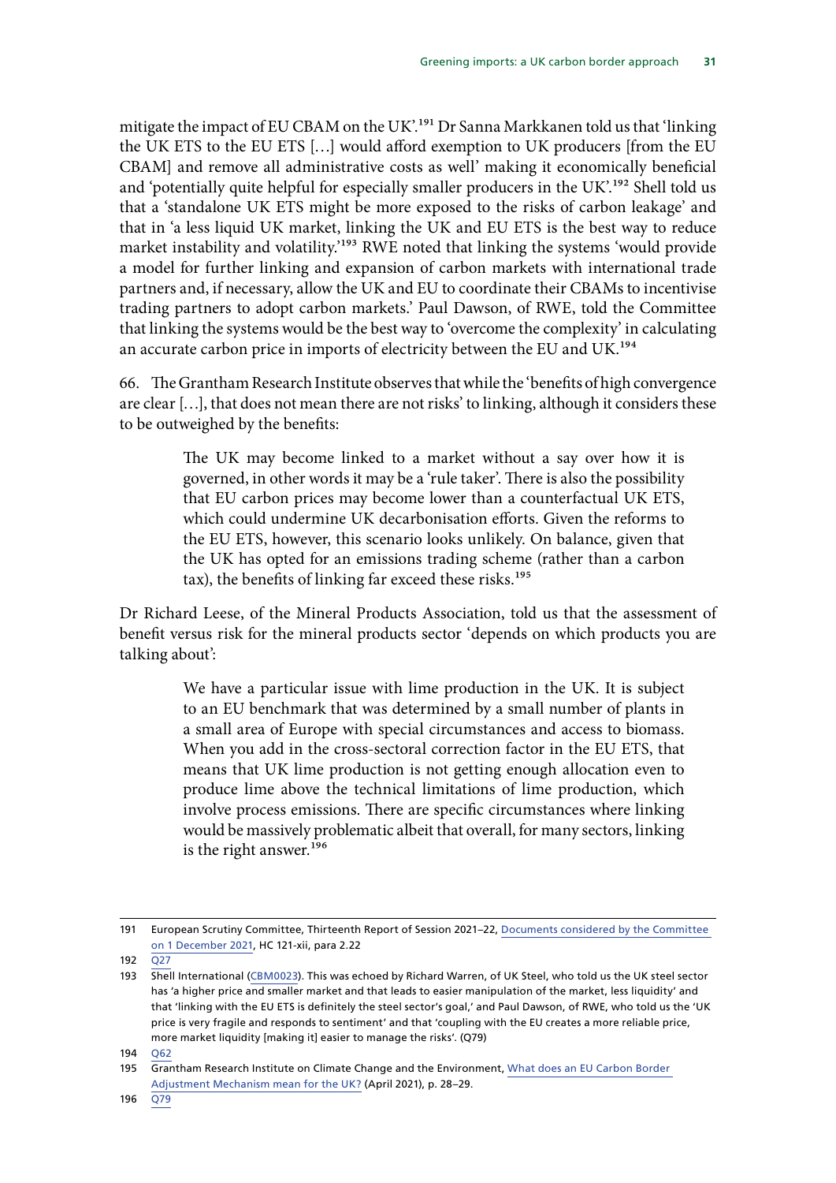mitigate the impact of EU CBAM on the UK'.[191] Dr Sanna Markkanen told us that 'linking the UK ETS to the EU ETS […] would afford exemption to UK producers [from the EU CBAM] and remove all administrative costs as well' making it economically beneficial and 'potentially quite helpful for especially smaller producers in the UK'.[192] Shell told us that a 'standalone UK ETS might be more exposed to the risks of carbon leakage' and that in 'a less liquid UK market, linking the UK and EU ETS is the best way to reduce market instability and volatility.'[193] RWE noted that linking the systems 'would provide a model for further linking and expansion of carbon markets with international trade partners and, if necessary, allow the UK and EU to coordinate their CBAMs to incentivise trading partners to adopt carbon markets.' Paul Dawson, of RWE, told the Committee that linking the systems would be the best way to 'overcome the complexity' in calculating an accurate carbon price in imports of electricity between the EU and UK.[194]

66. The Grantham Research Institute observes that while the 'benefits of high convergence are clear […], that does not mean there are not risks' to linking, although it considers these to be outweighed by the benefits:

> The UK may become linked to a market without a say over how it is governed, in other words it may be a 'rule taker'. There is also the possibility that EU carbon prices may become lower than a counterfactual UK ETS, which could undermine UK decarbonisation efforts. Given the reforms to the EU ETS, however, this scenario looks unlikely. On balance, given that the UK has opted for an emissions trading scheme (rather than a carbon tax), the benefits of linking far exceed these risks.[195]

Dr Richard Leese, of the Mineral Products Association, told us that the assessment of benefit versus risk for the mineral products sector 'depends on which products you are talking about':

> We have a particular issue with lime production in the UK. It is subject to an EU benchmark that was determined by a small number of plants in a small area of Europe with special circumstances and access to biomass. When you add in the cross-sectoral correction factor in the EU ETS, that means that UK lime production is not getting enough allocation even to produce lime above the technical limitations of lime production, which involve process emissions. There are specific circumstances where linking would be massively problematic albeit that overall, for many sectors, linking is the right answer.[196]

---

191 European Scrutiny Committee, Thirteenth Report of Session 2021–22, Documents considered by the Committee on 1 December 2021, HC 121-xii, para 2.22

192 Q27

193 Shell International (CBM0023). This was echoed by Richard Warren, of UK Steel, who told us the UK steel sector has 'a higher price and smaller market and that leads to easier manipulation of the market, less liquidity' and that 'linking with the EU ETS is definitely the steel sector's goal,' and Paul Dawson, of RWE, who told us the 'UK price is very fragile and responds to sentiment' and that 'coupling with the EU creates a more reliable price, more market liquidity [making it] easier to manage the risks'. (Q79)

194 Q62

195 Grantham Research Institute on Climate Change and the Environment, What does an EU Carbon Border Adjustment Mechanism mean for the UK? (April 2021), p. 28–29.

196 Q79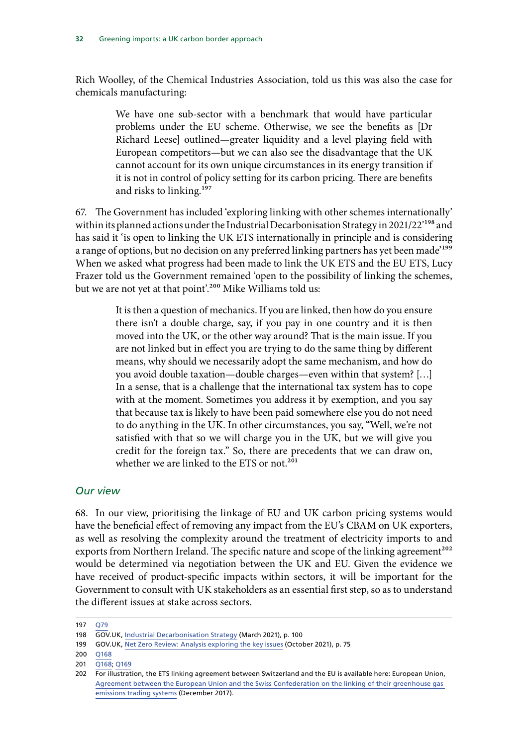Rich Woolley, of the Chemical Industries Association, told us this was also the case for chemicals manufacturing:

> We have one sub-sector with a benchmark that would have particular problems under the EU scheme. Otherwise, we see the benefits as [Dr Richard Leese] outlined—greater liquidity and a level playing field with European competitors—but we can also see the disadvantage that the UK cannot account for its own unique circumstances in its energy transition if it is not in control of policy setting for its carbon pricing. There are benefits and risks to linking.[197]

67. The Government has included 'exploring linking with other schemes internationally' within its planned actions under the Industrial Decarbonisation Strategy in 2021/22'[198] and has said it 'is open to linking the UK ETS internationally in principle and is considering a range of options, but no decision on any preferred linking partners has yet been made'[199] When we asked what progress had been made to link the UK ETS and the EU ETS, Lucy Frazer told us the Government remained 'open to the possibility of linking the schemes, but we are not yet at that point'.[200] Mike Williams told us:

> It is then a question of mechanics. If you are linked, then how do you ensure there isn't a double charge, say, if you pay in one country and it is then moved into the UK, or the other way around? That is the main issue. If you are not linked but in effect you are trying to do the same thing by different means, why should we necessarily adopt the same mechanism, and how do you avoid double taxation—double charges—even within that system? […] In a sense, that is a challenge that the international tax system has to cope with at the moment. Sometimes you address it by exemption, and you say that because tax is likely to have been paid somewhere else you do not need to do anything in the UK. In other circumstances, you say, "Well, we're not satisfied with that so we will charge you in the UK, but we will give you credit for the foreign tax." So, there are precedents that we can draw on, whether we are linked to the ETS or not.[201]

### *Our view*

68. In our view, prioritising the linkage of EU and UK carbon pricing systems would have the beneficial effect of removing any impact from the EU's CBAM on UK exporters, as well as resolving the complexity around the treatment of electricity imports to and exports from Northern Ireland. The specific nature and scope of the linking agreement[202] would be determined via negotiation between the UK and EU. Given the evidence we have received of product-specific impacts within sectors, it will be important for the Government to consult with UK stakeholders as an essential first step, so as to understand the different issues at stake across sectors.

---

197 Q79

198 GOV.UK, Industrial Decarbonisation Strategy (March 2021), p. 100

199 GOV.UK, Net Zero Review: Analysis exploring the key issues (October 2021), p. 75

200 Q168

201 Q168; Q169

202 For illustration, the ETS linking agreement between Switzerland and the EU is available here: European Union, Agreement between the European Union and the Swiss Confederation on the linking of their greenhouse gas emissions trading systems (December 2017).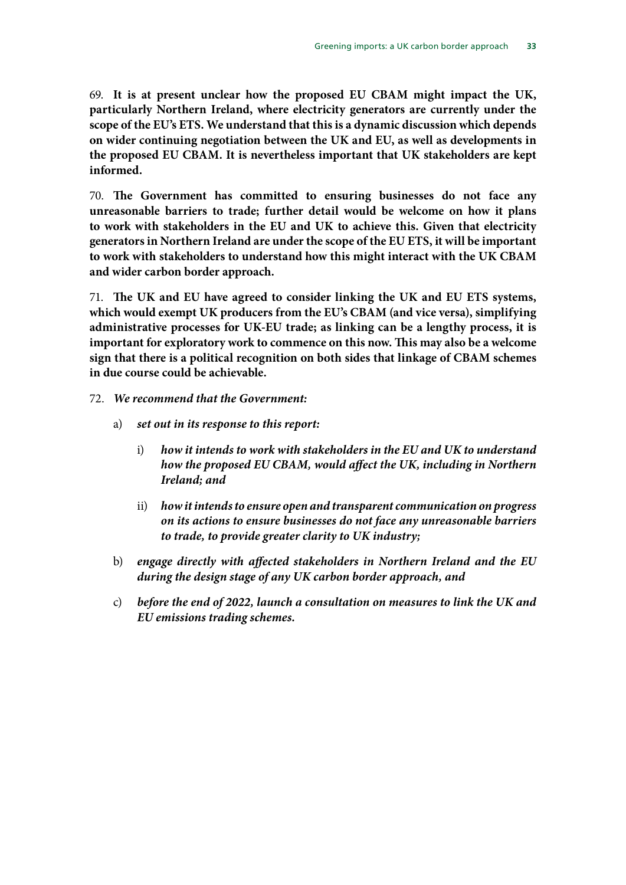69. **It is at present unclear how the proposed EU CBAM might impact the UK, particularly Northern Ireland, where electricity generators are currently under the scope of the EU's ETS. We understand that this is a dynamic discussion which depends on wider continuing negotiation between the UK and EU, as well as developments in the proposed EU CBAM. It is nevertheless important that UK stakeholders are kept informed.**

70. **The Government has committed to ensuring businesses do not face any unreasonable barriers to trade; further detail would be welcome on how it plans to work with stakeholders in the EU and UK to achieve this. Given that electricity generators in Northern Ireland are under the scope of the EU ETS, it will be important to work with stakeholders to understand how this might interact with the UK CBAM and wider carbon border approach.**

71. **The UK and EU have agreed to consider linking the UK and EU ETS systems, which would exempt UK producers from the EU's CBAM (and vice versa), simplifying administrative processes for UK-EU trade; as linking can be a lengthy process, it is important for exploratory work to commence on this now. This may also be a welcome sign that there is a political recognition on both sides that linkage of CBAM schemes in due course could be achievable.**

72. ***We recommend that the Government:***

a) ***set out in its response to this report:***

i) ***how it intends to work with stakeholders in the EU and UK to understand how the proposed EU CBAM, would affect the UK, including in Northern Ireland; and***

ii) ***how it intends to ensure open and transparent communication on progress on its actions to ensure businesses do not face any unreasonable barriers to trade, to provide greater clarity to UK industry;***

b) ***engage directly with affected stakeholders in Northern Ireland and the EU during the design stage of any UK carbon border approach, and***

c) ***before the end of 2022, launch a consultation on measures to link the UK and EU emissions trading schemes.***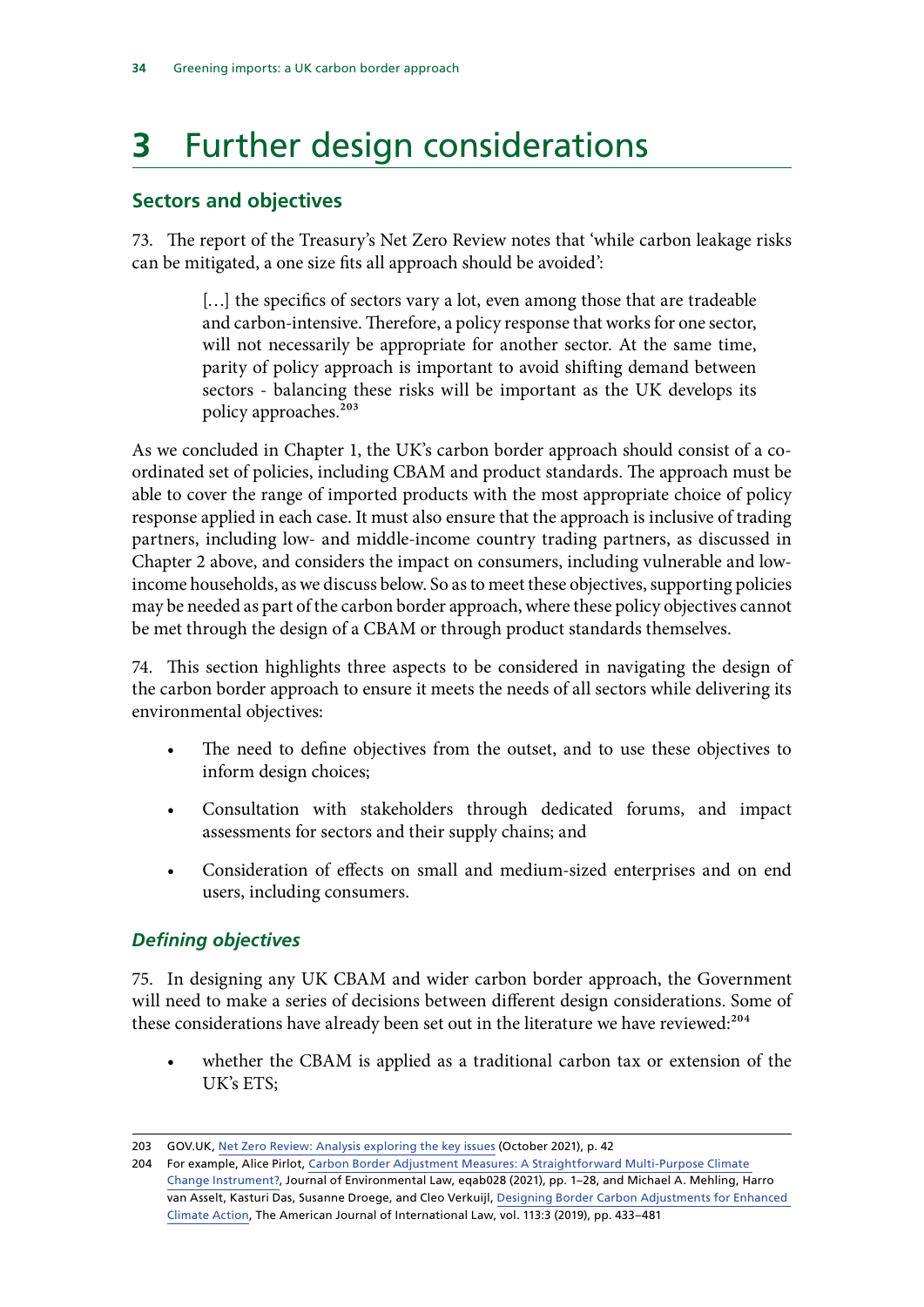# 3 Further design considerations

## Sectors and objectives

73. The report of the Treasury's Net Zero Review notes that 'while carbon leakage risks can be mitigated, a one size fits all approach should be avoided':

> […] the specifics of sectors vary a lot, even among those that are tradeable and carbon-intensive. Therefore, a policy response that works for one sector, will not necessarily be appropriate for another sector. At the same time, parity of policy approach is important to avoid shifting demand between sectors - balancing these risks will be important as the UK develops its policy approaches.[203]

As we concluded in Chapter 1, the UK's carbon border approach should consist of a co-ordinated set of policies, including CBAM and product standards. The approach must be able to cover the range of imported products with the most appropriate choice of policy response applied in each case. It must also ensure that the approach is inclusive of trading partners, including low- and middle-income country trading partners, as discussed in Chapter 2 above, and considers the impact on consumers, including vulnerable and low-income households, as we discuss below. So as to meet these objectives, supporting policies may be needed as part of the carbon border approach, where these policy objectives cannot be met through the design of a CBAM or through product standards themselves.

74. This section highlights three aspects to be considered in navigating the design of the carbon border approach to ensure it meets the needs of all sectors while delivering its environmental objectives:

- The need to define objectives from the outset, and to use these objectives to inform design choices;
- Consultation with stakeholders through dedicated forums, and impact assessments for sectors and their supply chains; and
- Consideration of effects on small and medium-sized enterprises and on end users, including consumers.

### *Defining objectives*

75. In designing any UK CBAM and wider carbon border approach, the Government will need to make a series of decisions between different design considerations. Some of these considerations have already been set out in the literature we have reviewed:[204]

- whether the CBAM is applied as a traditional carbon tax or extension of the UK's ETS;

---

203 GOV.UK, Net Zero Review: Analysis exploring the key issues (October 2021), p. 42

204 For example, Alice Pirlot, Carbon Border Adjustment Measures: A Straightforward Multi-Purpose Climate Change Instrument?, Journal of Environmental Law, eqab028 (2021), pp. 1–28, and Michael A. Mehling, Harro van Asselt, Kasturi Das, Susanne Droege, and Cleo Verkuijl, Designing Border Carbon Adjustments for Enhanced Climate Action, The American Journal of International Law, vol. 113:3 (2019), pp. 433–481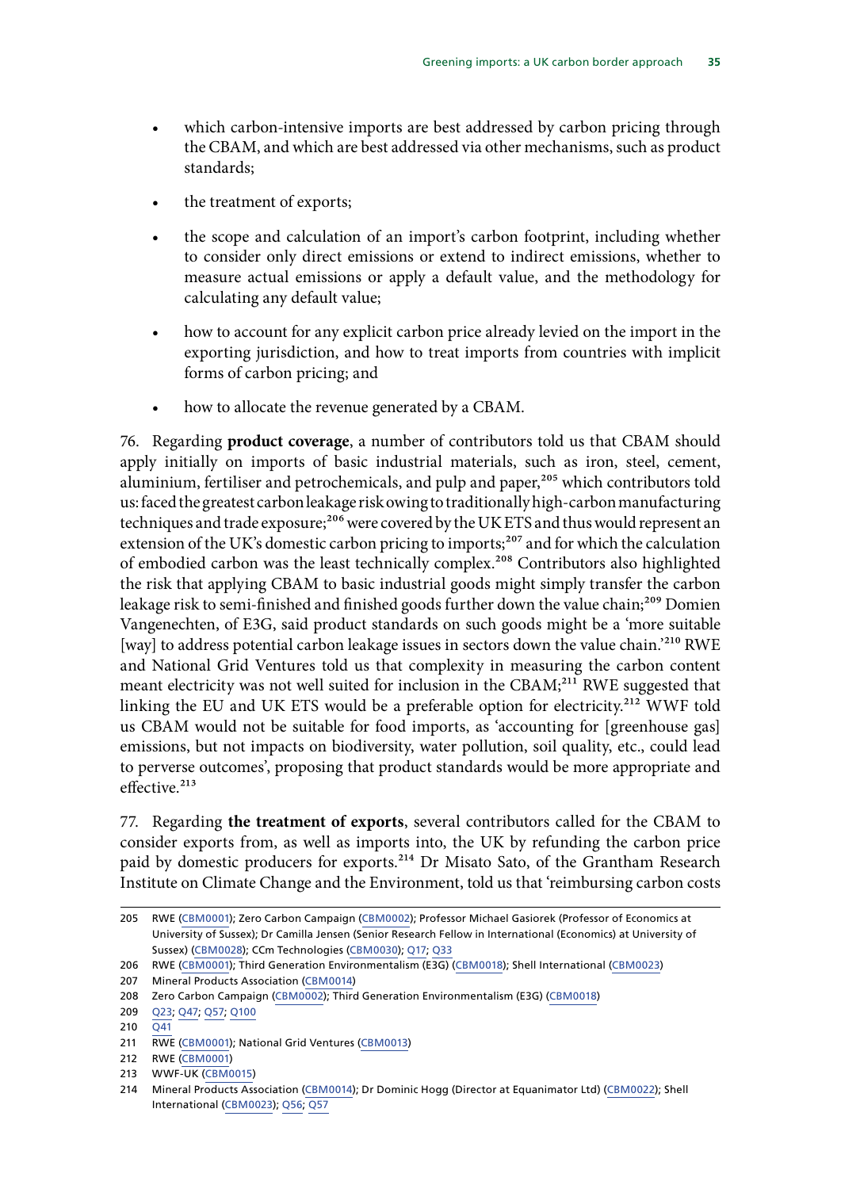- which carbon-intensive imports are best addressed by carbon pricing through the CBAM, and which are best addressed via other mechanisms, such as product standards;
- the treatment of exports;
- the scope and calculation of an import's carbon footprint, including whether to consider only direct emissions or extend to indirect emissions, whether to measure actual emissions or apply a default value, and the methodology for calculating any default value;
- how to account for any explicit carbon price already levied on the import in the exporting jurisdiction, and how to treat imports from countries with implicit forms of carbon pricing; and
- how to allocate the revenue generated by a CBAM.

76. Regarding **product coverage**, a number of contributors told us that CBAM should apply initially on imports of basic industrial materials, such as iron, steel, cement, aluminium, fertiliser and petrochemicals, and pulp and paper,[205] which contributors told us: faced the greatest carbon leakage risk owing to traditionally high-carbon manufacturing techniques and trade exposure;[206] were covered by the UK ETS and thus would represent an extension of the UK's domestic carbon pricing to imports;[207] and for which the calculation of embodied carbon was the least technically complex.[208] Contributors also highlighted the risk that applying CBAM to basic industrial goods might simply transfer the carbon leakage risk to semi-finished and finished goods further down the value chain;[209] Domien Vangenechten, of E3G, said product standards on such goods might be a 'more suitable [way] to address potential carbon leakage issues in sectors down the value chain.'[210] RWE and National Grid Ventures told us that complexity in measuring the carbon content meant electricity was not well suited for inclusion in the CBAM;[211] RWE suggested that linking the EU and UK ETS would be a preferable option for electricity.[212] WWF told us CBAM would not be suitable for food imports, as 'accounting for [greenhouse gas] emissions, but not impacts on biodiversity, water pollution, soil quality, etc., could lead to perverse outcomes', proposing that product standards would be more appropriate and effective.[213]

77. Regarding **the treatment of exports**, several contributors called for the CBAM to consider exports from, as well as imports into, the UK by refunding the carbon price paid by domestic producers for exports.[214] Dr Misato Sato, of the Grantham Research Institute on Climate Change and the Environment, told us that 'reimbursing carbon costs

---

205 RWE (CBM0001); Zero Carbon Campaign (CBM0002); Professor Michael Gasiorek (Professor of Economics at University of Sussex); Dr Camilla Jensen (Senior Research Fellow in International (Economics) at University of Sussex) (CBM0028); CCm Technologies (CBM0030); Q17; Q33

206 RWE (CBM0001); Third Generation Environmentalism (E3G) (CBM0018); Shell International (CBM0023)

207 Mineral Products Association (CBM0014)

208 Zero Carbon Campaign (CBM0002); Third Generation Environmentalism (E3G) (CBM0018)

209 Q23; Q47; Q57; Q100

210 Q41

211 RWE (CBM0001); National Grid Ventures (CBM0013)

212 RWE (CBM0001)

213 WWF-UK (CBM0015)

214 Mineral Products Association (CBM0014); Dr Dominic Hogg (Director at Equanimator Ltd) (CBM0022); Shell International (CBM0023); Q56; Q57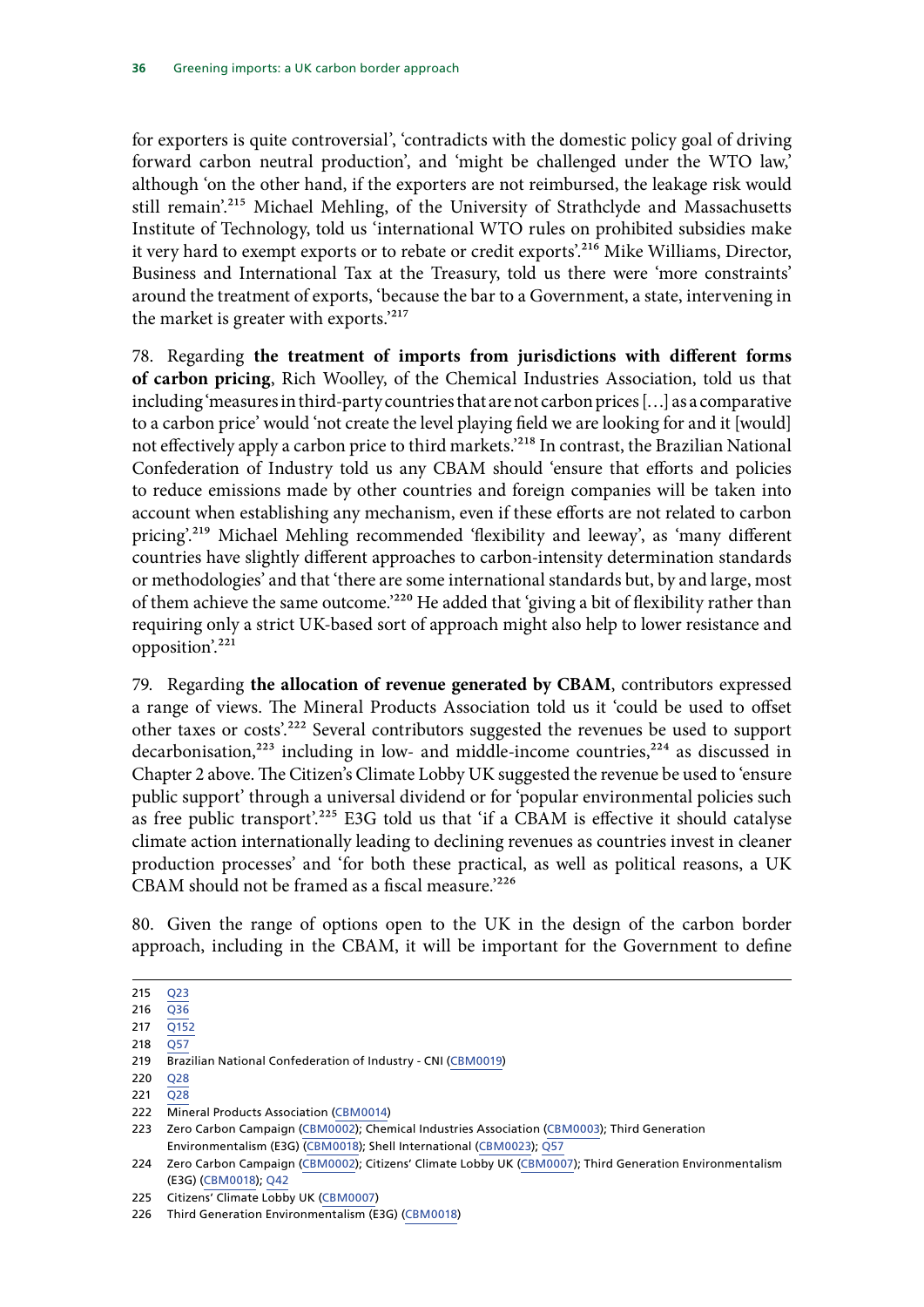for exporters is quite controversial', 'contradicts with the domestic policy goal of driving forward carbon neutral production', and 'might be challenged under the WTO law,' although 'on the other hand, if the exporters are not reimbursed, the leakage risk would still remain'.[215] Michael Mehling, of the University of Strathclyde and Massachusetts Institute of Technology, told us 'international WTO rules on prohibited subsidies make it very hard to exempt exports or to rebate or credit exports'.[216] Mike Williams, Director, Business and International Tax at the Treasury, told us there were 'more constraints' around the treatment of exports, 'because the bar to a Government, a state, intervening in the market is greater with exports.'[217]

78. Regarding **the treatment of imports from jurisdictions with different forms of carbon pricing**, Rich Woolley, of the Chemical Industries Association, told us that including 'measures in third-party countries that are not carbon prices […] as a comparative to a carbon price' would 'not create the level playing field we are looking for and it [would] not effectively apply a carbon price to third markets.'[218] In contrast, the Brazilian National Confederation of Industry told us any CBAM should 'ensure that efforts and policies to reduce emissions made by other countries and foreign companies will be taken into account when establishing any mechanism, even if these efforts are not related to carbon pricing'.[219] Michael Mehling recommended 'flexibility and leeway', as 'many different countries have slightly different approaches to carbon-intensity determination standards or methodologies' and that 'there are some international standards but, by and large, most of them achieve the same outcome.'[220] He added that 'giving a bit of flexibility rather than requiring only a strict UK-based sort of approach might also help to lower resistance and opposition'.[221]

79. Regarding **the allocation of revenue generated by CBAM**, contributors expressed a range of views. The Mineral Products Association told us it 'could be used to offset other taxes or costs'.[222] Several contributors suggested the revenues be used to support decarbonisation,[223] including in low- and middle-income countries,[224] as discussed in Chapter 2 above. The Citizen's Climate Lobby UK suggested the revenue be used to 'ensure public support' through a universal dividend or for 'popular environmental policies such as free public transport'.[225] E3G told us that 'if a CBAM is effective it should catalyse climate action internationally leading to declining revenues as countries invest in cleaner production processes' and 'for both these practical, as well as political reasons, a UK CBAM should not be framed as a fiscal measure.'[226]

80. Given the range of options open to the UK in the design of the carbon border approach, including in the CBAM, it will be important for the Government to define

---

215 Q23
216 Q36
217 Q152
218 Q57
219 Brazilian National Confederation of Industry - CNI (CBM0019)
220 Q28
221 Q28
222 Mineral Products Association (CBM0014)
223 Zero Carbon Campaign (CBM0002); Chemical Industries Association (CBM0003); Third Generation Environmentalism (E3G) (CBM0018); Shell International (CBM0023); Q57
224 Zero Carbon Campaign (CBM0002); Citizens' Climate Lobby UK (CBM0007); Third Generation Environmentalism (E3G) (CBM0018); Q42
225 Citizens' Climate Lobby UK (CBM0007)
226 Third Generation Environmentalism (E3G) (CBM0018)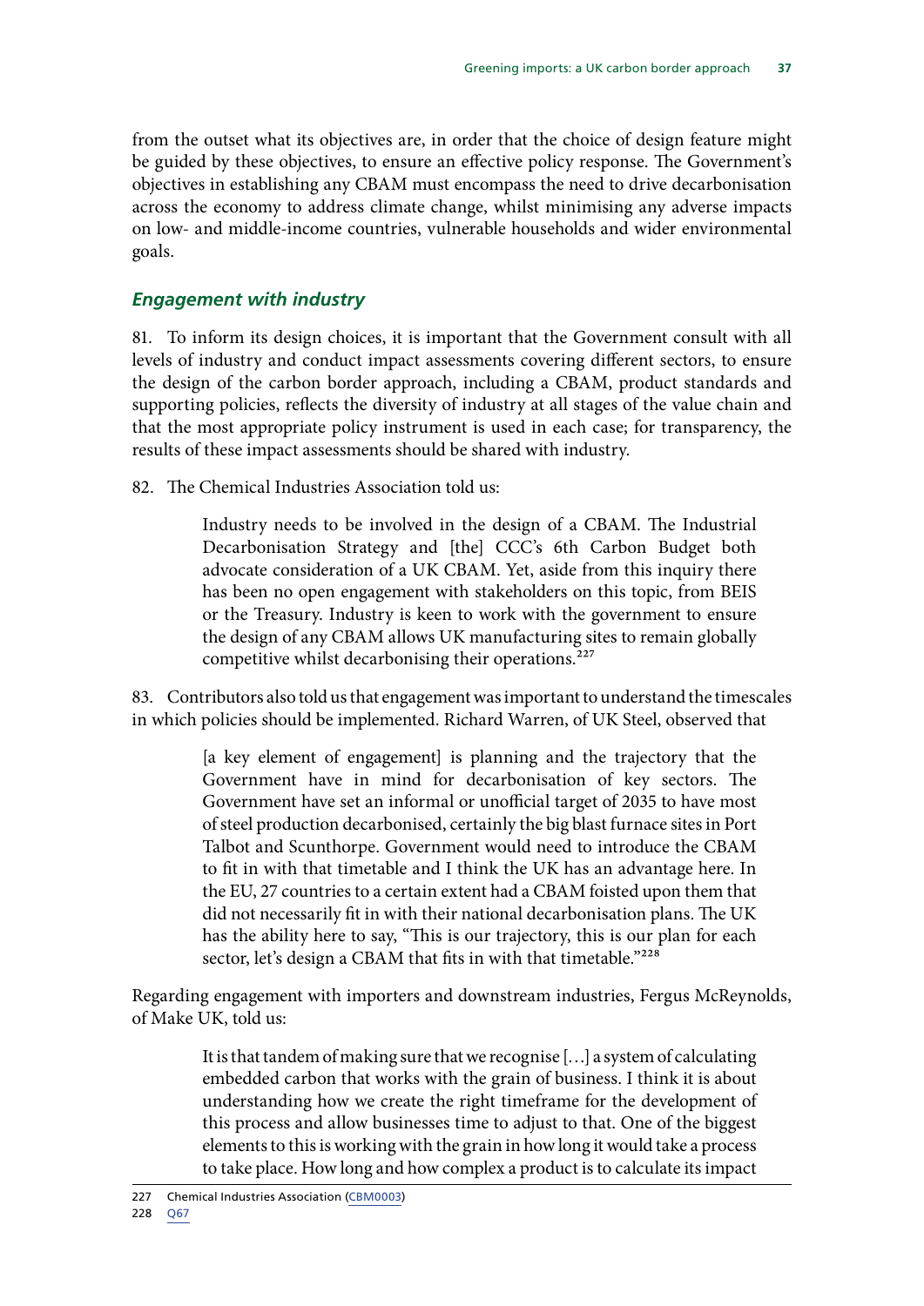from the outset what its objectives are, in order that the choice of design feature might be guided by these objectives, to ensure an effective policy response. The Government's objectives in establishing any CBAM must encompass the need to drive decarbonisation across the economy to address climate change, whilst minimising any adverse impacts on low- and middle-income countries, vulnerable households and wider environmental goals.

### *Engagement with industry*

81. To inform its design choices, it is important that the Government consult with all levels of industry and conduct impact assessments covering different sectors, to ensure the design of the carbon border approach, including a CBAM, product standards and supporting policies, reflects the diversity of industry at all stages of the value chain and that the most appropriate policy instrument is used in each case; for transparency, the results of these impact assessments should be shared with industry.

82. The Chemical Industries Association told us:

> Industry needs to be involved in the design of a CBAM. The Industrial Decarbonisation Strategy and [the] CCC's 6th Carbon Budget both advocate consideration of a UK CBAM. Yet, aside from this inquiry there has been no open engagement with stakeholders on this topic, from BEIS or the Treasury. Industry is keen to work with the government to ensure the design of any CBAM allows UK manufacturing sites to remain globally competitive whilst decarbonising their operations.[227]

83. Contributors also told us that engagement was important to understand the timescales in which policies should be implemented. Richard Warren, of UK Steel, observed that

> [a key element of engagement] is planning and the trajectory that the Government have in mind for decarbonisation of key sectors. The Government have set an informal or unofficial target of 2035 to have most of steel production decarbonised, certainly the big blast furnace sites in Port Talbot and Scunthorpe. Government would need to introduce the CBAM to fit in with that timetable and I think the UK has an advantage here. In the EU, 27 countries to a certain extent had a CBAM foisted upon them that did not necessarily fit in with their national decarbonisation plans. The UK has the ability here to say, "This is our trajectory, this is our plan for each sector, let's design a CBAM that fits in with that timetable."[228]

Regarding engagement with importers and downstream industries, Fergus McReynolds, of Make UK, told us:

> It is that tandem of making sure that we recognise […] a system of calculating embedded carbon that works with the grain of business. I think it is about understanding how we create the right timeframe for the development of this process and allow businesses time to adjust to that. One of the biggest elements to this is working with the grain in how long it would take a process to take place. How long and how complex a product is to calculate its impact

---

227 Chemical Industries Association (CBM0003)

228 Q67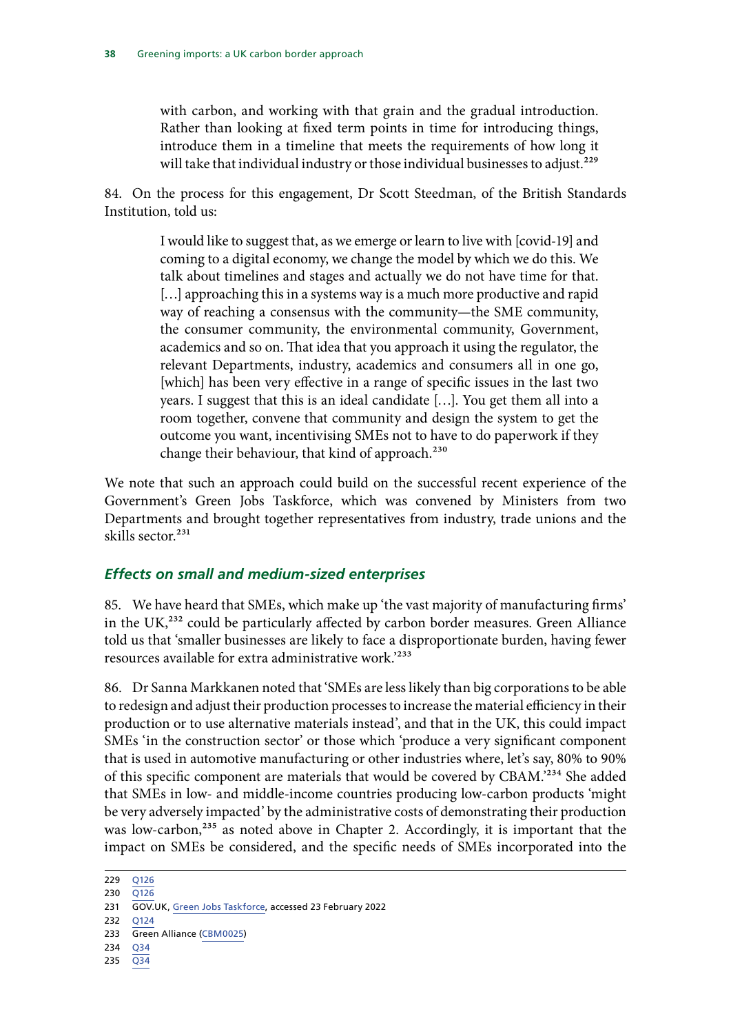> with carbon, and working with that grain and the gradual introduction. Rather than looking at fixed term points in time for introducing things, introduce them in a timeline that meets the requirements of how long it will take that individual industry or those individual businesses to adjust.[229]

84. On the process for this engagement, Dr Scott Steedman, of the British Standards Institution, told us:

> I would like to suggest that, as we emerge or learn to live with [covid-19] and coming to a digital economy, we change the model by which we do this. We talk about timelines and stages and actually we do not have time for that. […] approaching this in a systems way is a much more productive and rapid way of reaching a consensus with the community—the SME community, the consumer community, the environmental community, Government, academics and so on. That idea that you approach it using the regulator, the relevant Departments, industry, academics and consumers all in one go, [which] has been very effective in a range of specific issues in the last two years. I suggest that this is an ideal candidate […]. You get them all into a room together, convene that community and design the system to get the outcome you want, incentivising SMEs not to have to do paperwork if they change their behaviour, that kind of approach.[230]

We note that such an approach could build on the successful recent experience of the Government's Green Jobs Taskforce, which was convened by Ministers from two Departments and brought together representatives from industry, trade unions and the skills sector.[231]

### *Effects on small and medium-sized enterprises*

85. We have heard that SMEs, which make up 'the vast majority of manufacturing firms' in the UK,[232] could be particularly affected by carbon border measures. Green Alliance told us that 'smaller businesses are likely to face a disproportionate burden, having fewer resources available for extra administrative work.'[233]

86. Dr Sanna Markkanen noted that 'SMEs are less likely than big corporations to be able to redesign and adjust their production processes to increase the material efficiency in their production or to use alternative materials instead', and that in the UK, this could impact SMEs 'in the construction sector' or those which 'produce a very significant component that is used in automotive manufacturing or other industries where, let's say, 80% to 90% of this specific component are materials that would be covered by CBAM.'[234] She added that SMEs in low- and middle-income countries producing low-carbon products 'might be very adversely impacted' by the administrative costs of demonstrating their production was low-carbon,[235] as noted above in Chapter 2. Accordingly, it is important that the impact on SMEs be considered, and the specific needs of SMEs incorporated into the

---

229 Q126
230 Q126
231 GOV.UK, Green Jobs Taskforce, accessed 23 February 2022
232 Q124
233 Green Alliance (CBM0025)
234 Q34
235 Q34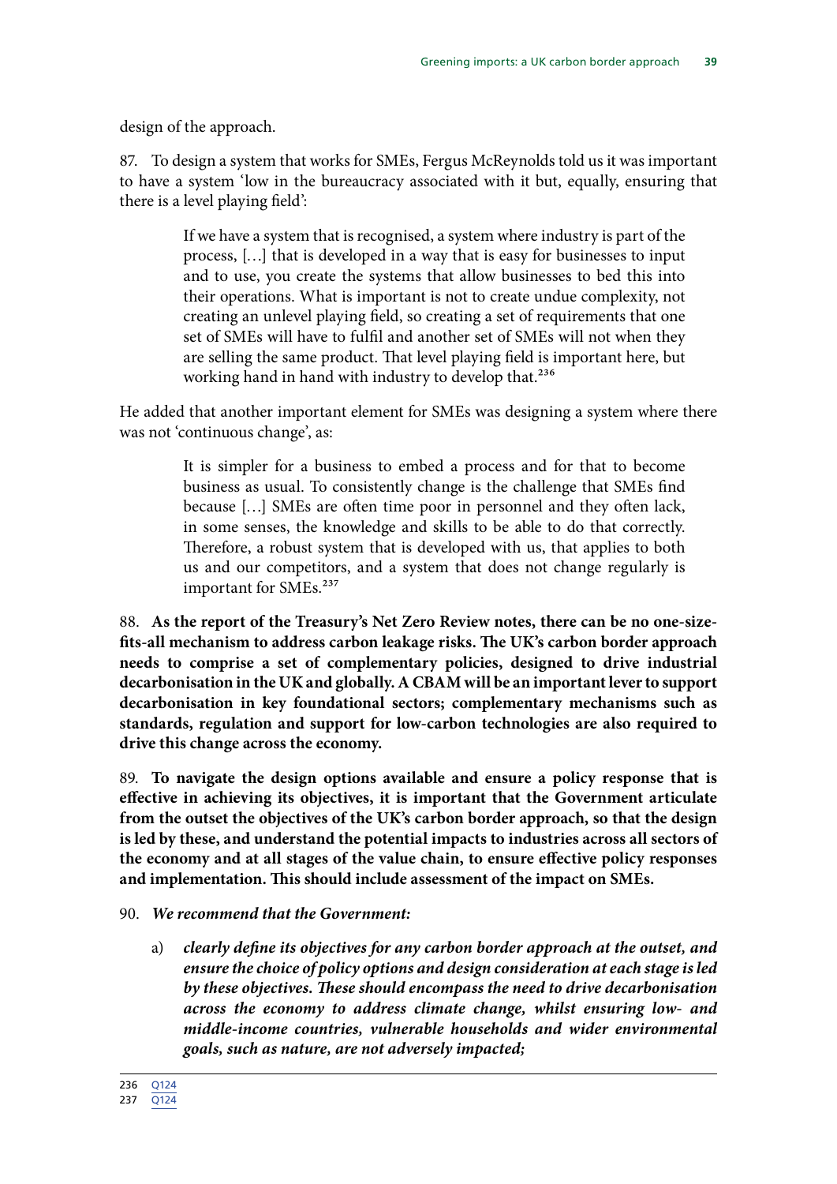design of the approach.

87. To design a system that works for SMEs, Fergus McReynolds told us it was important to have a system 'low in the bureaucracy associated with it but, equally, ensuring that there is a level playing field':

> If we have a system that is recognised, a system where industry is part of the process, […] that is developed in a way that is easy for businesses to input and to use, you create the systems that allow businesses to bed this into their operations. What is important is not to create undue complexity, not creating an unlevel playing field, so creating a set of requirements that one set of SMEs will have to fulfil and another set of SMEs will not when they are selling the same product. That level playing field is important here, but working hand in hand with industry to develop that.[236]

He added that another important element for SMEs was designing a system where there was not 'continuous change', as:

> It is simpler for a business to embed a process and for that to become business as usual. To consistently change is the challenge that SMEs find because […] SMEs are often time poor in personnel and they often lack, in some senses, the knowledge and skills to be able to do that correctly. Therefore, a robust system that is developed with us, that applies to both us and our competitors, and a system that does not change regularly is important for SMEs.[237]

88. **As the report of the Treasury's Net Zero Review notes, there can be no one-size-fits-all mechanism to address carbon leakage risks. The UK's carbon border approach needs to comprise a set of complementary policies, designed to drive industrial decarbonisation in the UK and globally. A CBAM will be an important lever to support decarbonisation in key foundational sectors; complementary mechanisms such as standards, regulation and support for low-carbon technologies are also required to drive this change across the economy.**

89. **To navigate the design options available and ensure a policy response that is effective in achieving its objectives, it is important that the Government articulate from the outset the objectives of the UK's carbon border approach, so that the design is led by these, and understand the potential impacts to industries across all sectors of the economy and at all stages of the value chain, to ensure effective policy responses and implementation. This should include assessment of the impact on SMEs.**

90. ***We recommend that the Government:***

a) ***clearly define its objectives for any carbon border approach at the outset, and ensure the choice of policy options and design consideration at each stage is led by these objectives. These should encompass the need to drive decarbonisation across the economy to address climate change, whilst ensuring low- and middle-income countries, vulnerable households and wider environmental goals, such as nature, are not adversely impacted;***

236 Q124

237 Q124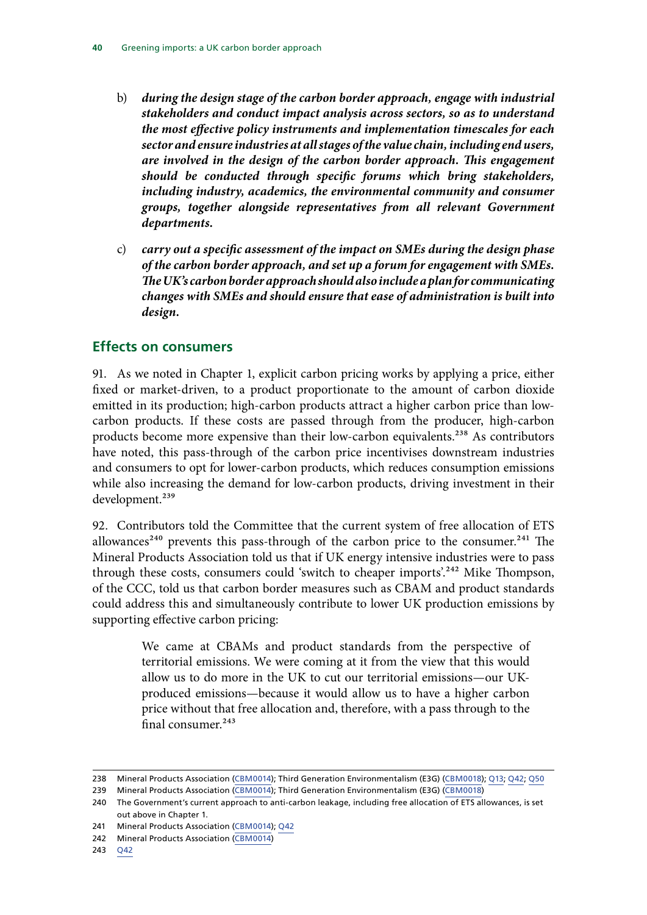b) ***during the design stage of the carbon border approach, engage with industrial stakeholders and conduct impact analysis across sectors, so as to understand the most effective policy instruments and implementation timescales for each sector and ensure industries at all stages of the value chain, including end users, are involved in the design of the carbon border approach. This engagement should be conducted through specific forums which bring stakeholders, including industry, academics, the environmental community and consumer groups, together alongside representatives from all relevant Government departments.***

c) ***carry out a specific assessment of the impact on SMEs during the design phase of the carbon border approach, and set up a forum for engagement with SMEs. The UK's carbon border approach should also include a plan for communicating changes with SMEs and should ensure that ease of administration is built into design.***

## Effects on consumers

91. As we noted in Chapter 1, explicit carbon pricing works by applying a price, either fixed or market-driven, to a product proportionate to the amount of carbon dioxide emitted in its production; high-carbon products attract a higher carbon price than low-carbon products. If these costs are passed through from the producer, high-carbon products become more expensive than their low-carbon equivalents.[238] As contributors have noted, this pass-through of the carbon price incentivises downstream industries and consumers to opt for lower-carbon products, which reduces consumption emissions while also increasing the demand for low-carbon products, driving investment in their development.[239]

92. Contributors told the Committee that the current system of free allocation of ETS allowances[240] prevents this pass-through of the carbon price to the consumer.[241] The Mineral Products Association told us that if UK energy intensive industries were to pass through these costs, consumers could 'switch to cheaper imports'.[242] Mike Thompson, of the CCC, told us that carbon border measures such as CBAM and product standards could address this and simultaneously contribute to lower UK production emissions by supporting effective carbon pricing:

> We came at CBAMs and product standards from the perspective of territorial emissions. We were coming at it from the view that this would allow us to do more in the UK to cut our territorial emissions—our UK-produced emissions—because it would allow us to have a higher carbon price without that free allocation and, therefore, with a pass through to the final consumer.[243]

---

238 Mineral Products Association (CBM0014); Third Generation Environmentalism (E3G) (CBM0018); Q13; Q42; Q50

239 Mineral Products Association (CBM0014); Third Generation Environmentalism (E3G) (CBM0018)

240 The Government's current approach to anti-carbon leakage, including free allocation of ETS allowances, is set out above in Chapter 1.

241 Mineral Products Association (CBM0014); Q42

242 Mineral Products Association (CBM0014)

243 Q42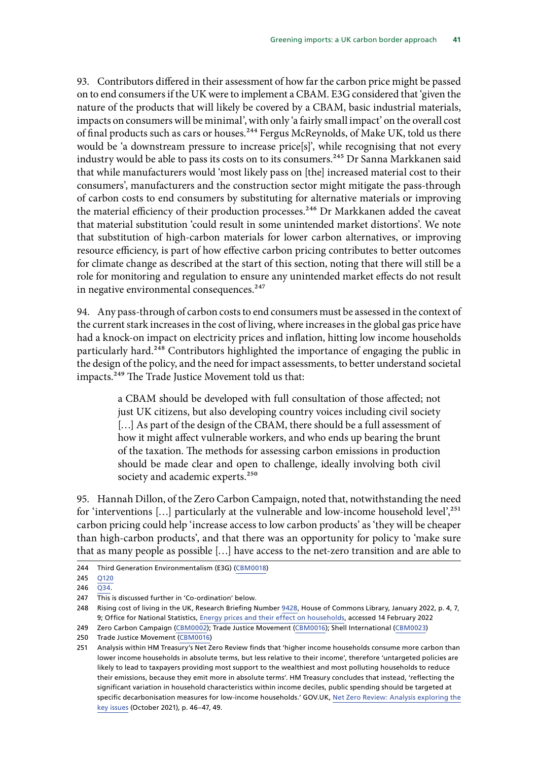93. Contributors differed in their assessment of how far the carbon price might be passed on to end consumers if the UK were to implement a CBAM. E3G considered that 'given the nature of the products that will likely be covered by a CBAM, basic industrial materials, impacts on consumers will be minimal', with only 'a fairly small impact' on the overall cost of final products such as cars or houses.[244] Fergus McReynolds, of Make UK, told us there would be 'a downstream pressure to increase price[s]', while recognising that not every industry would be able to pass its costs on to its consumers.[245] Dr Sanna Markkanen said that while manufacturers would 'most likely pass on [the] increased material cost to their consumers', manufacturers and the construction sector might mitigate the pass-through of carbon costs to end consumers by substituting for alternative materials or improving the material efficiency of their production processes.[246] Dr Markkanen added the caveat that material substitution 'could result in some unintended market distortions'. We note that substitution of high-carbon materials for lower carbon alternatives, or improving resource efficiency, is part of how effective carbon pricing contributes to better outcomes for climate change as described at the start of this section, noting that there will still be a role for monitoring and regulation to ensure any unintended market effects do not result in negative environmental consequences.[247]

94. Any pass-through of carbon costs to end consumers must be assessed in the context of the current stark increases in the cost of living, where increases in the global gas price have had a knock-on impact on electricity prices and inflation, hitting low income households particularly hard.[248] Contributors highlighted the importance of engaging the public in the design of the policy, and the need for impact assessments, to better understand societal impacts.[249] The Trade Justice Movement told us that:

> a CBAM should be developed with full consultation of those affected; not just UK citizens, but also developing country voices including civil society […] As part of the design of the CBAM, there should be a full assessment of how it might affect vulnerable workers, and who ends up bearing the brunt of the taxation. The methods for assessing carbon emissions in production should be made clear and open to challenge, ideally involving both civil society and academic experts.[250]

95. Hannah Dillon, of the Zero Carbon Campaign, noted that, notwithstanding the need for 'interventions […] particularly at the vulnerable and low-income household level',[251] carbon pricing could help 'increase access to low carbon products' as 'they will be cheaper than high-carbon products', and that there was an opportunity for policy to 'make sure that as many people as possible […] have access to the net-zero transition and are able to

244 Third Generation Environmentalism (E3G) (CBM0018)

245 Q120

246 Q34.

247 This is discussed further in 'Co-ordination' below.

248 Rising cost of living in the UK, Research Briefing Number 9428, House of Commons Library, January 2022, p. 4, 7, 9; Office for National Statistics, Energy prices and their effect on households, accessed 14 February 2022

249 Zero Carbon Campaign (CBM0002); Trade Justice Movement (CBM0016); Shell International (CBM0023)

250 Trade Justice Movement (CBM0016)

251 Analysis within HM Treasury's Net Zero Review finds that 'higher income households consume more carbon than lower income households in absolute terms, but less relative to their income', therefore 'untargeted policies are likely to lead to taxpayers providing most support to the wealthiest and most polluting households to reduce their emissions, because they emit more in absolute terms'. HM Treasury concludes that instead, 'reflecting the significant variation in household characteristics within income deciles, public spending should be targeted at specific decarbonisation measures for low-income households.' GOV.UK, Net Zero Review: Analysis exploring the key issues (October 2021), p. 46–47, 49.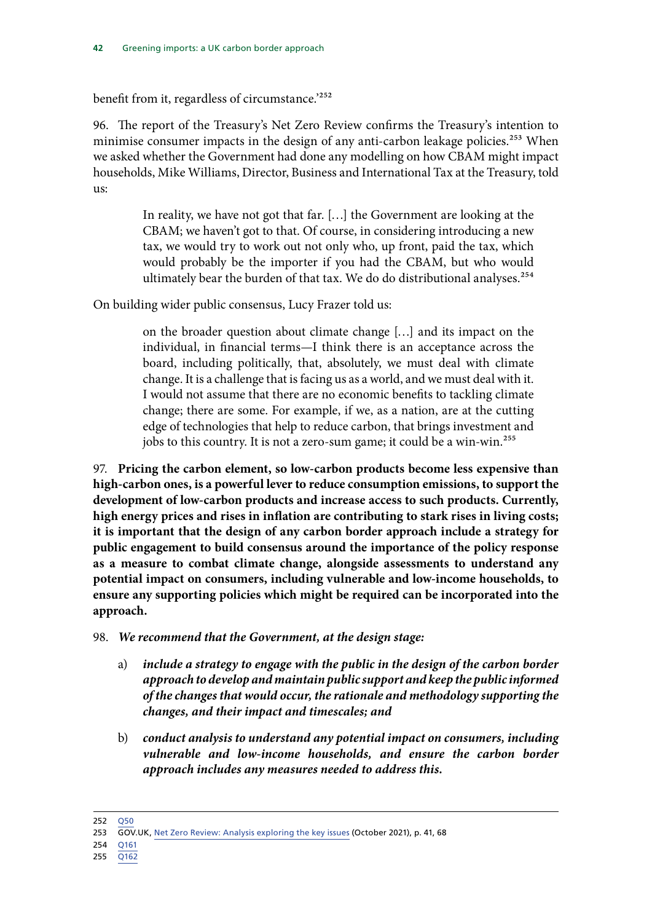benefit from it, regardless of circumstance.'[252]

96. The report of the Treasury's Net Zero Review confirms the Treasury's intention to minimise consumer impacts in the design of any anti-carbon leakage policies.[253] When we asked whether the Government had done any modelling on how CBAM might impact households, Mike Williams, Director, Business and International Tax at the Treasury, told us:

> In reality, we have not got that far. […] the Government are looking at the CBAM; we haven't got to that. Of course, in considering introducing a new tax, we would try to work out not only who, up front, paid the tax, which would probably be the importer if you had the CBAM, but who would ultimately bear the burden of that tax. We do do distributional analyses.[254]

On building wider public consensus, Lucy Frazer told us:

> on the broader question about climate change […] and its impact on the individual, in financial terms—I think there is an acceptance across the board, including politically, that, absolutely, we must deal with climate change. It is a challenge that is facing us as a world, and we must deal with it. I would not assume that there are no economic benefits to tackling climate change; there are some. For example, if we, as a nation, are at the cutting edge of technologies that help to reduce carbon, that brings investment and jobs to this country. It is not a zero-sum game; it could be a win-win.[255]

97. **Pricing the carbon element, so low-carbon products become less expensive than high-carbon ones, is a powerful lever to reduce consumption emissions, to support the development of low-carbon products and increase access to such products. Currently, high energy prices and rises in inflation are contributing to stark rises in living costs; it is important that the design of any carbon border approach include a strategy for public engagement to build consensus around the importance of the policy response as a measure to combat climate change, alongside assessments to understand any potential impact on consumers, including vulnerable and low-income households, to ensure any supporting policies which might be required can be incorporated into the approach.**

98. ***We recommend that the Government, at the design stage:***

a) ***include a strategy to engage with the public in the design of the carbon border approach to develop and maintain public support and keep the public informed of the changes that would occur, the rationale and methodology supporting the changes, and their impact and timescales; and***

b) ***conduct analysis to understand any potential impact on consumers, including vulnerable and low-income households, and ensure the carbon border approach includes any measures needed to address this.***

---

252 Q50

253 GOV.UK, Net Zero Review: Analysis exploring the key issues (October 2021), p. 41, 68

254 Q161

255 Q162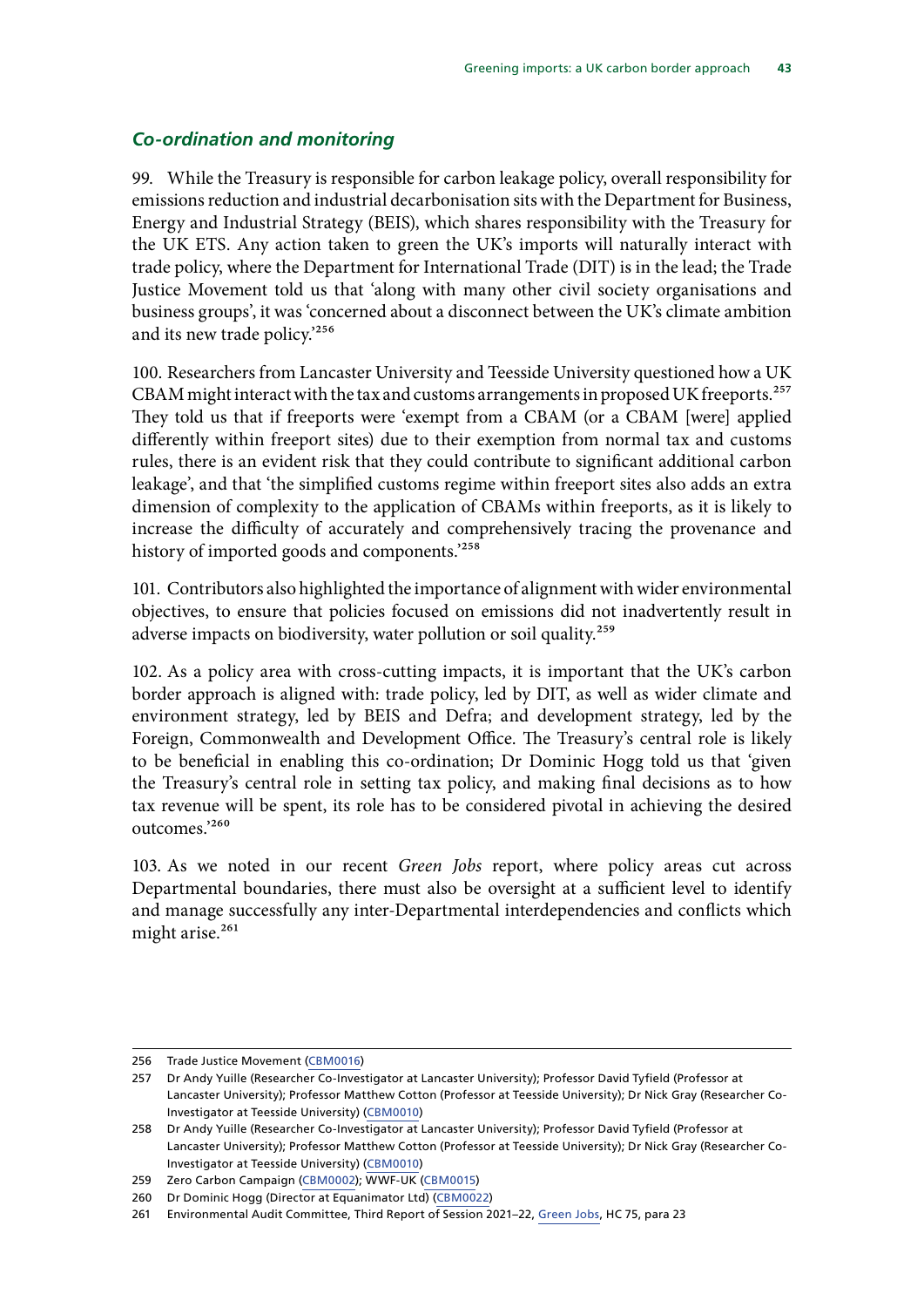### *Co-ordination and monitoring*

99. While the Treasury is responsible for carbon leakage policy, overall responsibility for emissions reduction and industrial decarbonisation sits with the Department for Business, Energy and Industrial Strategy (BEIS), which shares responsibility with the Treasury for the UK ETS. Any action taken to green the UK's imports will naturally interact with trade policy, where the Department for International Trade (DIT) is in the lead; the Trade Justice Movement told us that 'along with many other civil society organisations and business groups', it was 'concerned about a disconnect between the UK's climate ambition and its new trade policy.'[256]

100. Researchers from Lancaster University and Teesside University questioned how a UK CBAM might interact with the tax and customs arrangements in proposed UK freeports.[257] They told us that if freeports were 'exempt from a CBAM (or a CBAM [were] applied differently within freeport sites) due to their exemption from normal tax and customs rules, there is an evident risk that they could contribute to significant additional carbon leakage', and that 'the simplified customs regime within freeport sites also adds an extra dimension of complexity to the application of CBAMs within freeports, as it is likely to increase the difficulty of accurately and comprehensively tracing the provenance and history of imported goods and components.'[258]

101. Contributors also highlighted the importance of alignment with wider environmental objectives, to ensure that policies focused on emissions did not inadvertently result in adverse impacts on biodiversity, water pollution or soil quality.[259]

102. As a policy area with cross-cutting impacts, it is important that the UK's carbon border approach is aligned with: trade policy, led by DIT, as well as wider climate and environment strategy, led by BEIS and Defra; and development strategy, led by the Foreign, Commonwealth and Development Office. The Treasury's central role is likely to be beneficial in enabling this co-ordination; Dr Dominic Hogg told us that 'given the Treasury's central role in setting tax policy, and making final decisions as to how tax revenue will be spent, its role has to be considered pivotal in achieving the desired outcomes.'[260]

103. As we noted in our recent *Green Jobs* report, where policy areas cut across Departmental boundaries, there must also be oversight at a sufficient level to identify and manage successfully any inter-Departmental interdependencies and conflicts which might arise.[261]

---

256 Trade Justice Movement (CBM0016)

257 Dr Andy Yuille (Researcher Co-Investigator at Lancaster University); Professor David Tyfield (Professor at Lancaster University); Professor Matthew Cotton (Professor at Teesside University); Dr Nick Gray (Researcher Co-Investigator at Teesside University) (CBM0010)

258 Dr Andy Yuille (Researcher Co-Investigator at Lancaster University); Professor David Tyfield (Professor at Lancaster University); Professor Matthew Cotton (Professor at Teesside University); Dr Nick Gray (Researcher Co-Investigator at Teesside University) (CBM0010)

259 Zero Carbon Campaign (CBM0002); WWF-UK (CBM0015)

260 Dr Dominic Hogg (Director at Equanimator Ltd) (CBM0022)

261 Environmental Audit Committee, Third Report of Session 2021–22, Green Jobs, HC 75, para 23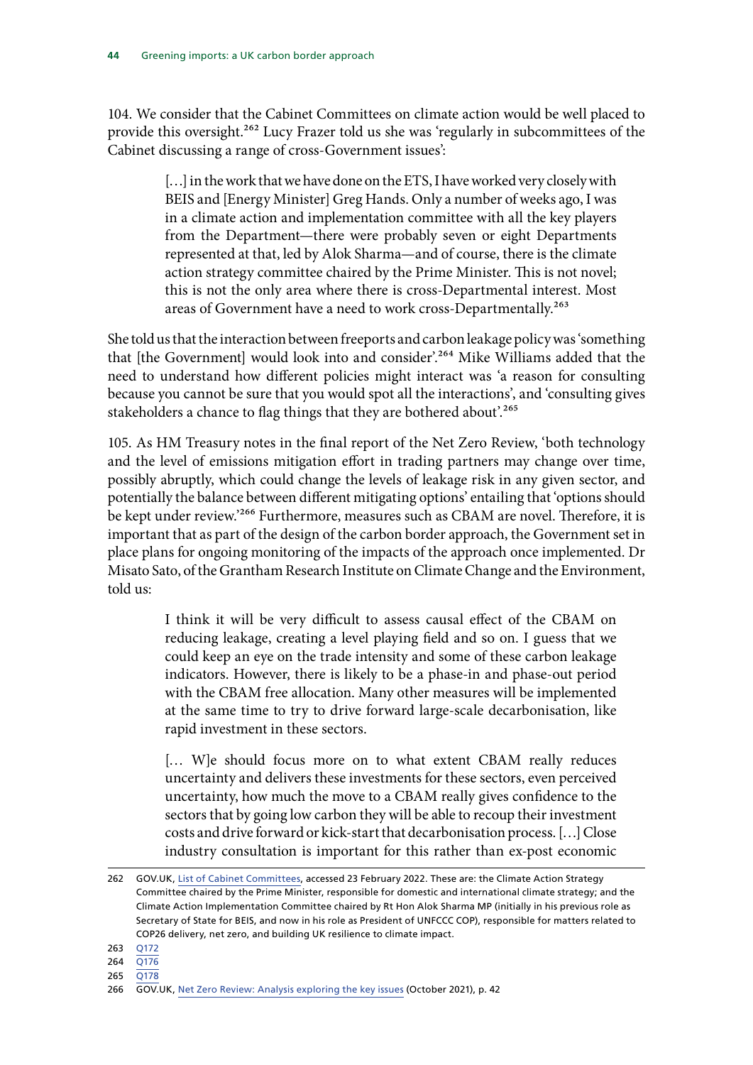104. We consider that the Cabinet Committees on climate action would be well placed to provide this oversight.[262] Lucy Frazer told us she was 'regularly in subcommittees of the Cabinet discussing a range of cross-Government issues':

> […] in the work that we have done on the ETS, I have worked very closely with BEIS and [Energy Minister] Greg Hands. Only a number of weeks ago, I was in a climate action and implementation committee with all the key players from the Department—there were probably seven or eight Departments represented at that, led by Alok Sharma—and of course, there is the climate action strategy committee chaired by the Prime Minister. This is not novel; this is not the only area where there is cross-Departmental interest. Most areas of Government have a need to work cross-Departmentally.[263]

She told us that the interaction between freeports and carbon leakage policy was 'something that [the Government] would look into and consider'.[264] Mike Williams added that the need to understand how different policies might interact was 'a reason for consulting because you cannot be sure that you would spot all the interactions', and 'consulting gives stakeholders a chance to flag things that they are bothered about'.[265]

105. As HM Treasury notes in the final report of the Net Zero Review, 'both technology and the level of emissions mitigation effort in trading partners may change over time, possibly abruptly, which could change the levels of leakage risk in any given sector, and potentially the balance between different mitigating options' entailing that 'options should be kept under review.'[266] Furthermore, measures such as CBAM are novel. Therefore, it is important that as part of the design of the carbon border approach, the Government set in place plans for ongoing monitoring of the impacts of the approach once implemented. Dr Misato Sato, of the Grantham Research Institute on Climate Change and the Environment, told us:

> I think it will be very difficult to assess causal effect of the CBAM on reducing leakage, creating a level playing field and so on. I guess that we could keep an eye on the trade intensity and some of these carbon leakage indicators. However, there is likely to be a phase-in and phase-out period with the CBAM free allocation. Many other measures will be implemented at the same time to try to drive forward large-scale decarbonisation, like rapid investment in these sectors.
>
> [… W]e should focus more on to what extent CBAM really reduces uncertainty and delivers these investments for these sectors, even perceived uncertainty, how much the move to a CBAM really gives confidence to the sectors that by going low carbon they will be able to recoup their investment costs and drive forward or kick-start that decarbonisation process. […] Close industry consultation is important for this rather than ex-post economic

---

262 GOV.UK, List of Cabinet Committees, accessed 23 February 2022. These are: the Climate Action Strategy Committee chaired by the Prime Minister, responsible for domestic and international climate strategy; and the Climate Action Implementation Committee chaired by Rt Hon Alok Sharma MP (initially in his previous role as Secretary of State for BEIS, and now in his role as President of UNFCCC COP), responsible for matters related to COP26 delivery, net zero, and building UK resilience to climate impact.

263 Q172

264 Q176

265 Q178

266 GOV.UK, Net Zero Review: Analysis exploring the key issues (October 2021), p. 42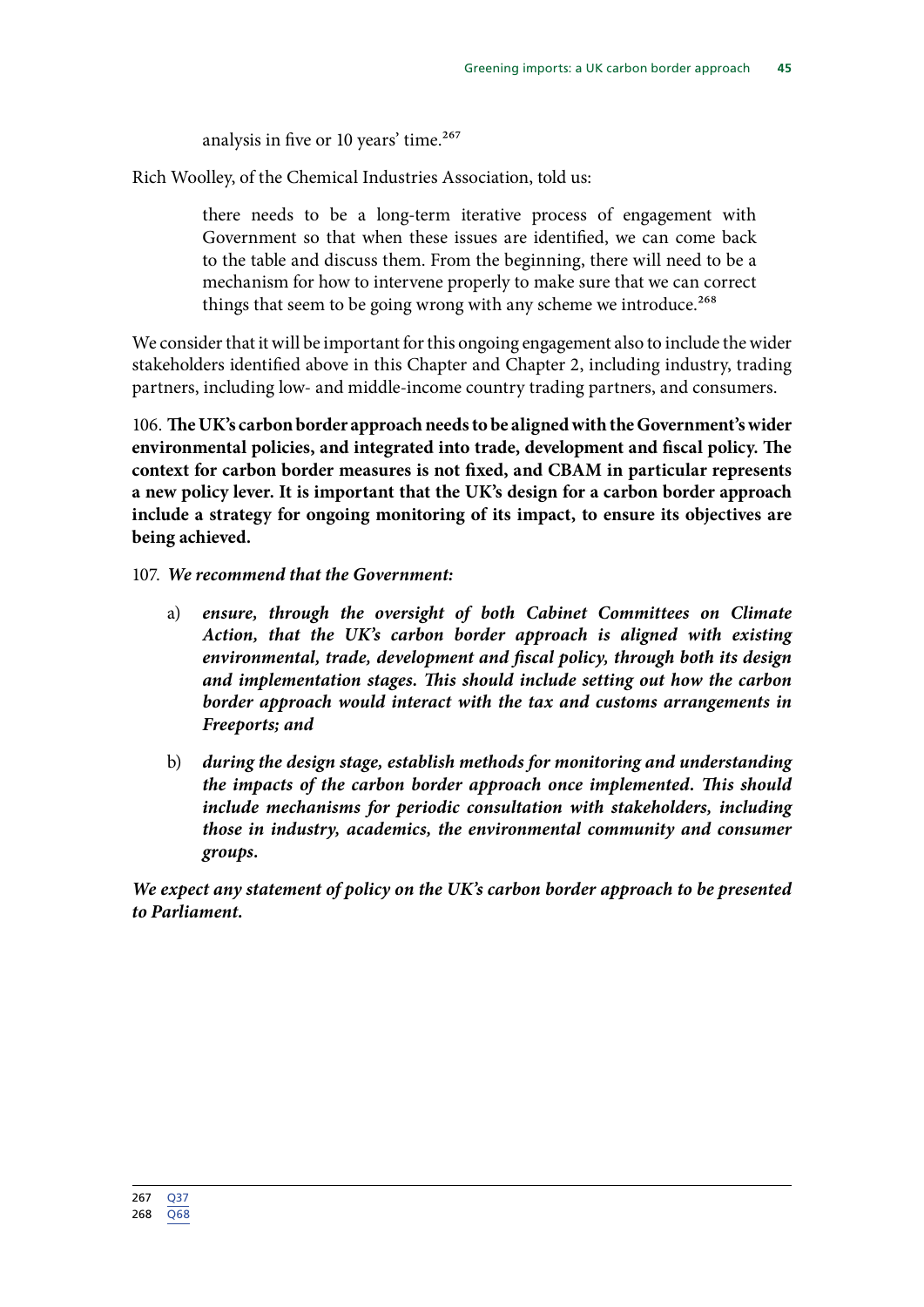analysis in five or 10 years' time.[267]

Rich Woolley, of the Chemical Industries Association, told us:

> there needs to be a long-term iterative process of engagement with Government so that when these issues are identified, we can come back to the table and discuss them. From the beginning, there will need to be a mechanism for how to intervene properly to make sure that we can correct things that seem to be going wrong with any scheme we introduce.[268]

We consider that it will be important for this ongoing engagement also to include the wider stakeholders identified above in this Chapter and Chapter 2, including industry, trading partners, including low- and middle-income country trading partners, and consumers.

106. **The UK's carbon border approach needs to be aligned with the Government's wider environmental policies, and integrated into trade, development and fiscal policy. The context for carbon border measures is not fixed, and CBAM in particular represents a new policy lever. It is important that the UK's design for a carbon border approach include a strategy for ongoing monitoring of its impact, to ensure its objectives are being achieved.**

107. ***We recommend that the Government:***

a) ***ensure, through the oversight of both Cabinet Committees on Climate Action, that the UK's carbon border approach is aligned with existing environmental, trade, development and fiscal policy, through both its design and implementation stages. This should include setting out how the carbon border approach would interact with the tax and customs arrangements in Freeports; and***

b) ***during the design stage, establish methods for monitoring and understanding the impacts of the carbon border approach once implemented. This should include mechanisms for periodic consultation with stakeholders, including those in industry, academics, the environmental community and consumer groups.***

***We expect any statement of policy on the UK's carbon border approach to be presented to Parliament.***

267 Q37
268 Q68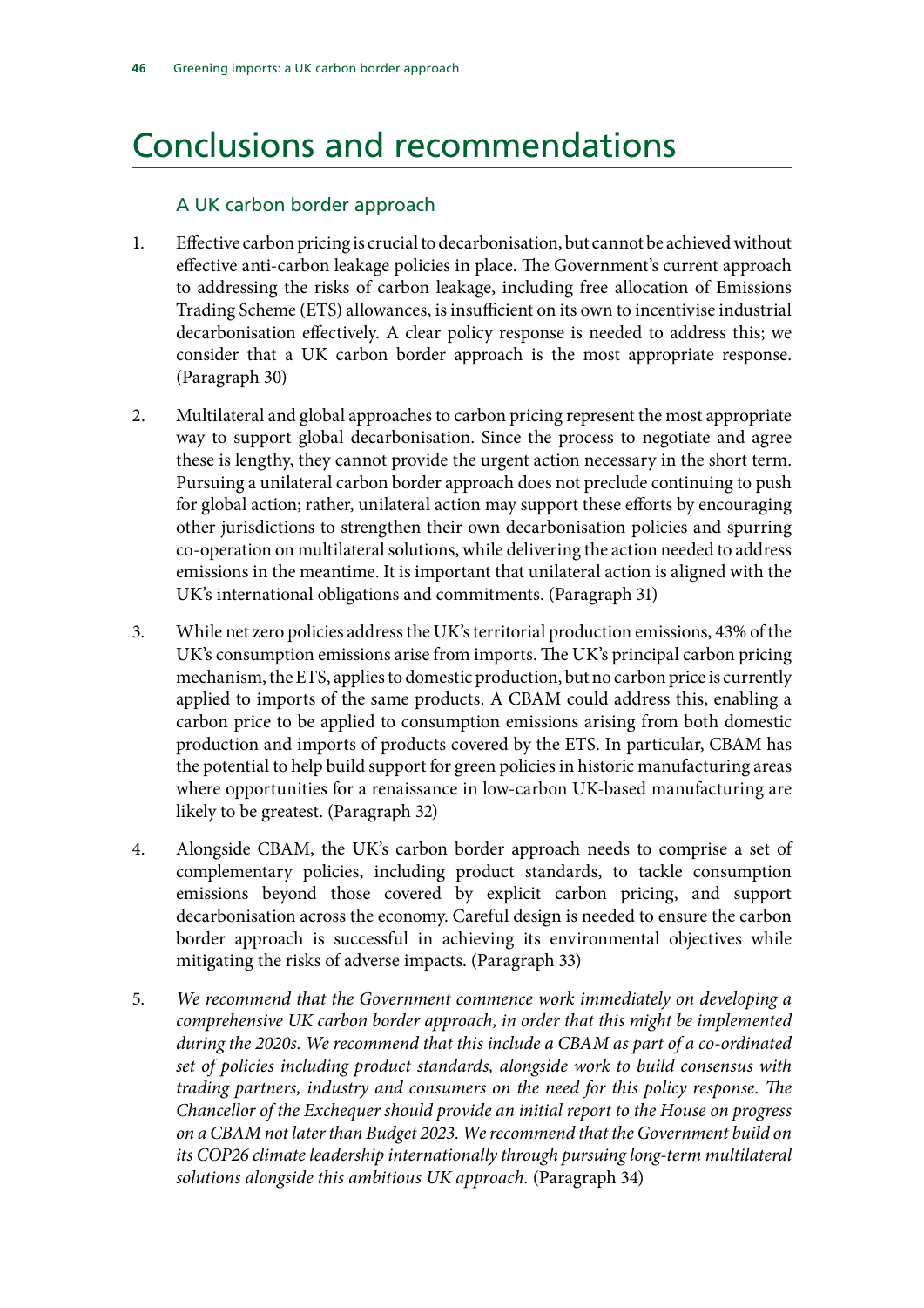# Conclusions and recommendations

## A UK carbon border approach

1. Effective carbon pricing is crucial to decarbonisation, but cannot be achieved without effective anti-carbon leakage policies in place. The Government's current approach to addressing the risks of carbon leakage, including free allocation of Emissions Trading Scheme (ETS) allowances, is insufficient on its own to incentivise industrial decarbonisation effectively. A clear policy response is needed to address this; we consider that a UK carbon border approach is the most appropriate response. (Paragraph 30)

2. Multilateral and global approaches to carbon pricing represent the most appropriate way to support global decarbonisation. Since the process to negotiate and agree these is lengthy, they cannot provide the urgent action necessary in the short term. Pursuing a unilateral carbon border approach does not preclude continuing to push for global action; rather, unilateral action may support these efforts by encouraging other jurisdictions to strengthen their own decarbonisation policies and spurring co-operation on multilateral solutions, while delivering the action needed to address emissions in the meantime. It is important that unilateral action is aligned with the UK's international obligations and commitments. (Paragraph 31)

3. While net zero policies address the UK's territorial production emissions, 43% of the UK's consumption emissions arise from imports. The UK's principal carbon pricing mechanism, the ETS, applies to domestic production, but no carbon price is currently applied to imports of the same products. A CBAM could address this, enabling a carbon price to be applied to consumption emissions arising from both domestic production and imports of products covered by the ETS. In particular, CBAM has the potential to help build support for green policies in historic manufacturing areas where opportunities for a renaissance in low-carbon UK-based manufacturing are likely to be greatest. (Paragraph 32)

4. Alongside CBAM, the UK's carbon border approach needs to comprise a set of complementary policies, including product standards, to tackle consumption emissions beyond those covered by explicit carbon pricing, and support decarbonisation across the economy. Careful design is needed to ensure the carbon border approach is successful in achieving its environmental objectives while mitigating the risks of adverse impacts. (Paragraph 33)

5. *We recommend that the Government commence work immediately on developing a comprehensive UK carbon border approach, in order that this might be implemented during the 2020s. We recommend that this include a CBAM as part of a co-ordinated set of policies including product standards, alongside work to build consensus with trading partners, industry and consumers on the need for this policy response. The Chancellor of the Exchequer should provide an initial report to the House on progress on a CBAM not later than Budget 2023. We recommend that the Government build on its COP26 climate leadership internationally through pursuing long-term multilateral solutions alongside this ambitious UK approach.* (Paragraph 34)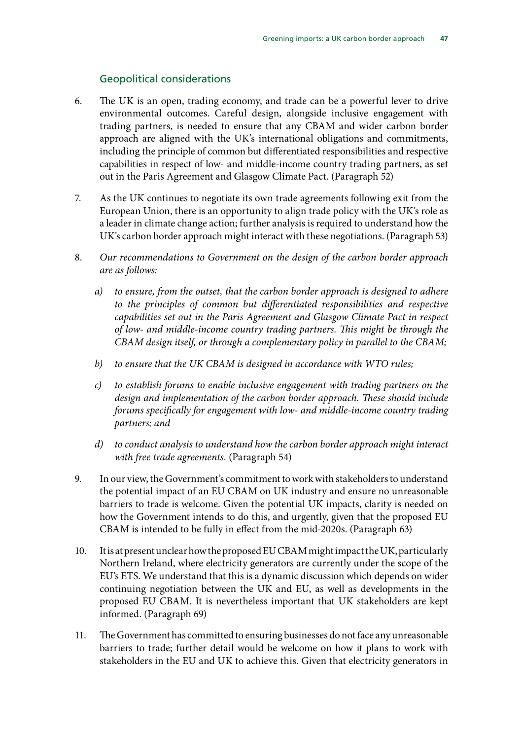### Geopolitical considerations

6. The UK is an open, trading economy, and trade can be a powerful lever to drive environmental outcomes. Careful design, alongside inclusive engagement with trading partners, is needed to ensure that any CBAM and wider carbon border approach are aligned with the UK's international obligations and commitments, including the principle of common but differentiated responsibilities and respective capabilities in respect of low- and middle-income country trading partners, as set out in the Paris Agreement and Glasgow Climate Pact. (Paragraph 52)

7. As the UK continues to negotiate its own trade agreements following exit from the European Union, there is an opportunity to align trade policy with the UK's role as a leader in climate change action; further analysis is required to understand how the UK's carbon border approach might interact with these negotiations. (Paragraph 53)

8. *Our recommendations to Government on the design of the carbon border approach are as follows:*

    a) *to ensure, from the outset, that the carbon border approach is designed to adhere to the principles of common but differentiated responsibilities and respective capabilities set out in the Paris Agreement and Glasgow Climate Pact in respect of low- and middle-income country trading partners. This might be through the CBAM design itself, or through a complementary policy in parallel to the CBAM;*

    b) *to ensure that the UK CBAM is designed in accordance with WTO rules;*

    c) *to establish forums to enable inclusive engagement with trading partners on the design and implementation of the carbon border approach. These should include forums specifically for engagement with low- and middle-income country trading partners; and*

    d) *to conduct analysis to understand how the carbon border approach might interact with free trade agreements.* (Paragraph 54)

9. In our view, the Government's commitment to work with stakeholders to understand the potential impact of an EU CBAM on UK industry and ensure no unreasonable barriers to trade is welcome. Given the potential UK impacts, clarity is needed on how the Government intends to do this, and urgently, given that the proposed EU CBAM is intended to be fully in effect from the mid-2020s. (Paragraph 63)

10. It is at present unclear how the proposed EU CBAM might impact the UK, particularly Northern Ireland, where electricity generators are currently under the scope of the EU's ETS. We understand that this is a dynamic discussion which depends on wider continuing negotiation between the UK and EU, as well as developments in the proposed EU CBAM. It is nevertheless important that UK stakeholders are kept informed. (Paragraph 69)

11. The Government has committed to ensuring businesses do not face any unreasonable barriers to trade; further detail would be welcome on how it plans to work with stakeholders in the EU and UK to achieve this. Given that electricity generators in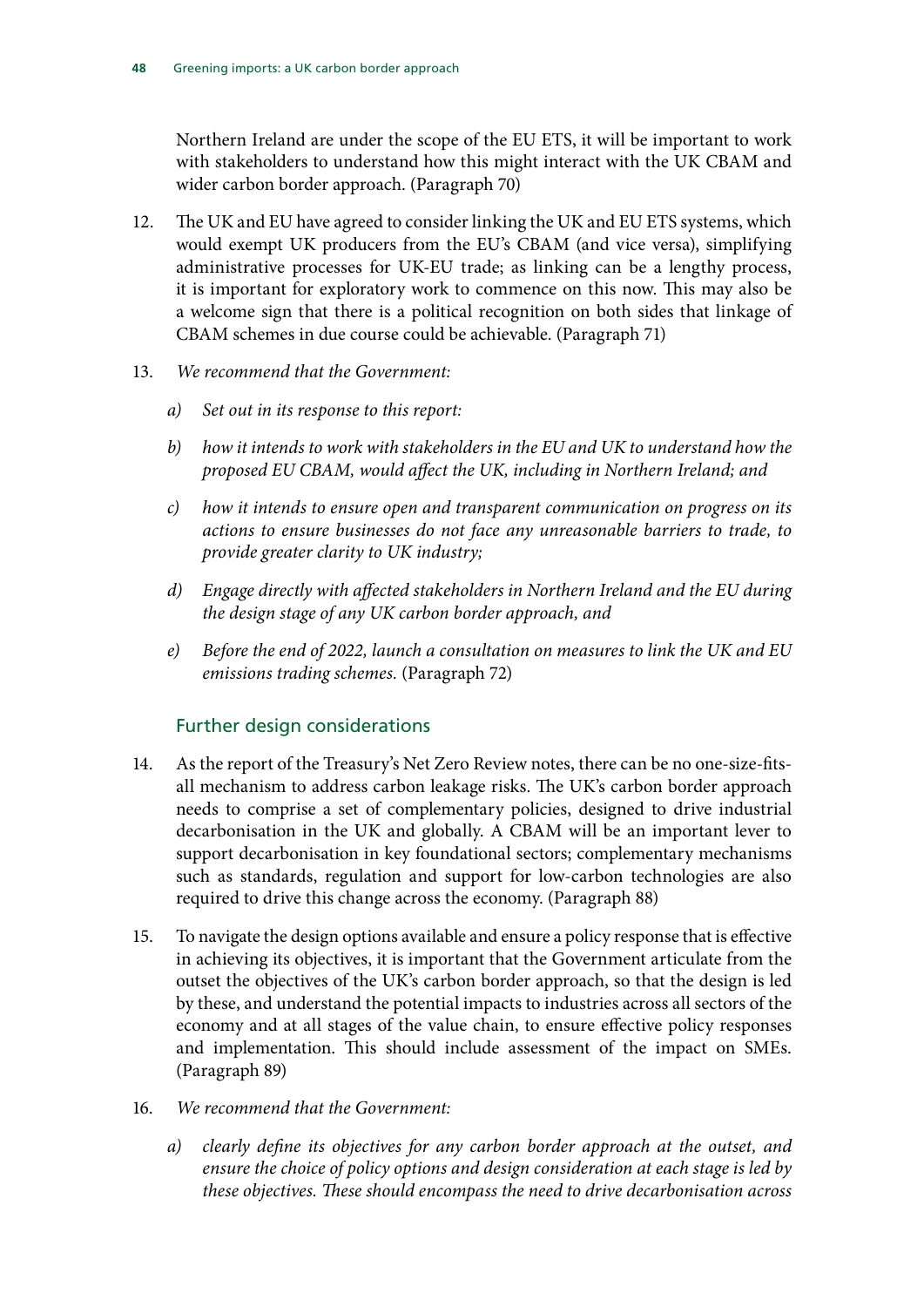Northern Ireland are under the scope of the EU ETS, it will be important to work with stakeholders to understand how this might interact with the UK CBAM and wider carbon border approach. (Paragraph 70)

12. The UK and EU have agreed to consider linking the UK and EU ETS systems, which would exempt UK producers from the EU's CBAM (and vice versa), simplifying administrative processes for UK-EU trade; as linking can be a lengthy process, it is important for exploratory work to commence on this now. This may also be a welcome sign that there is a political recognition on both sides that linkage of CBAM schemes in due course could be achievable. (Paragraph 71)

13. *We recommend that the Government:*

    a) *Set out in its response to this report:*

    b) *how it intends to work with stakeholders in the EU and UK to understand how the proposed EU CBAM, would affect the UK, including in Northern Ireland; and*

    c) *how it intends to ensure open and transparent communication on progress on its actions to ensure businesses do not face any unreasonable barriers to trade, to provide greater clarity to UK industry;*

    d) *Engage directly with affected stakeholders in Northern Ireland and the EU during the design stage of any UK carbon border approach, and*

    e) *Before the end of 2022, launch a consultation on measures to link the UK and EU emissions trading schemes.* (Paragraph 72)

## Further design considerations

14. As the report of the Treasury's Net Zero Review notes, there can be no one-size-fits-all mechanism to address carbon leakage risks. The UK's carbon border approach needs to comprise a set of complementary policies, designed to drive industrial decarbonisation in the UK and globally. A CBAM will be an important lever to support decarbonisation in key foundational sectors; complementary mechanisms such as standards, regulation and support for low-carbon technologies are also required to drive this change across the economy. (Paragraph 88)

15. To navigate the design options available and ensure a policy response that is effective in achieving its objectives, it is important that the Government articulate from the outset the objectives of the UK's carbon border approach, so that the design is led by these, and understand the potential impacts to industries across all sectors of the economy and at all stages of the value chain, to ensure effective policy responses and implementation. This should include assessment of the impact on SMEs. (Paragraph 89)

16. *We recommend that the Government:*

    a) *clearly define its objectives for any carbon border approach at the outset, and ensure the choice of policy options and design consideration at each stage is led by these objectives. These should encompass the need to drive decarbonisation across*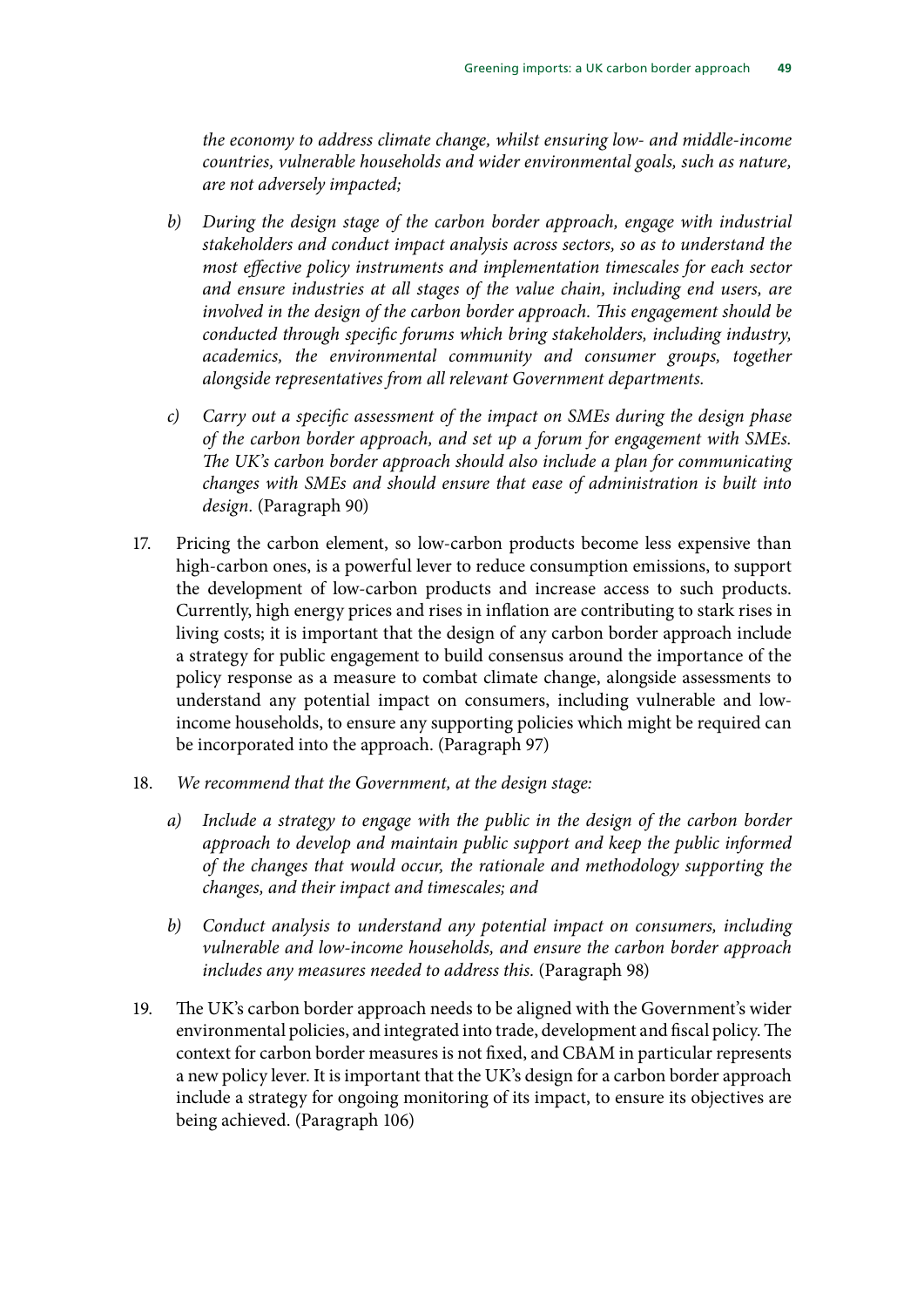*the economy to address climate change, whilst ensuring low- and middle-income countries, vulnerable households and wider environmental goals, such as nature, are not adversely impacted;*

*b) During the design stage of the carbon border approach, engage with industrial stakeholders and conduct impact analysis across sectors, so as to understand the most effective policy instruments and implementation timescales for each sector and ensure industries at all stages of the value chain, including end users, are involved in the design of the carbon border approach. This engagement should be conducted through specific forums which bring stakeholders, including industry, academics, the environmental community and consumer groups, together alongside representatives from all relevant Government departments.*

*c) Carry out a specific assessment of the impact on SMEs during the design phase of the carbon border approach, and set up a forum for engagement with SMEs. The UK's carbon border approach should also include a plan for communicating changes with SMEs and should ensure that ease of administration is built into design.* (Paragraph 90)

17. Pricing the carbon element, so low-carbon products become less expensive than high-carbon ones, is a powerful lever to reduce consumption emissions, to support the development of low-carbon products and increase access to such products. Currently, high energy prices and rises in inflation are contributing to stark rises in living costs; it is important that the design of any carbon border approach include a strategy for public engagement to build consensus around the importance of the policy response as a measure to combat climate change, alongside assessments to understand any potential impact on consumers, including vulnerable and low-income households, to ensure any supporting policies which might be required can be incorporated into the approach. (Paragraph 97)

18. *We recommend that the Government, at the design stage:*

    *a) Include a strategy to engage with the public in the design of the carbon border approach to develop and maintain public support and keep the public informed of the changes that would occur, the rationale and methodology supporting the changes, and their impact and timescales; and*

    *b) Conduct analysis to understand any potential impact on consumers, including vulnerable and low-income households, and ensure the carbon border approach includes any measures needed to address this.* (Paragraph 98)

19. The UK's carbon border approach needs to be aligned with the Government's wider environmental policies, and integrated into trade, development and fiscal policy. The context for carbon border measures is not fixed, and CBAM in particular represents a new policy lever. It is important that the UK's design for a carbon border approach include a strategy for ongoing monitoring of its impact, to ensure its objectives are being achieved. (Paragraph 106)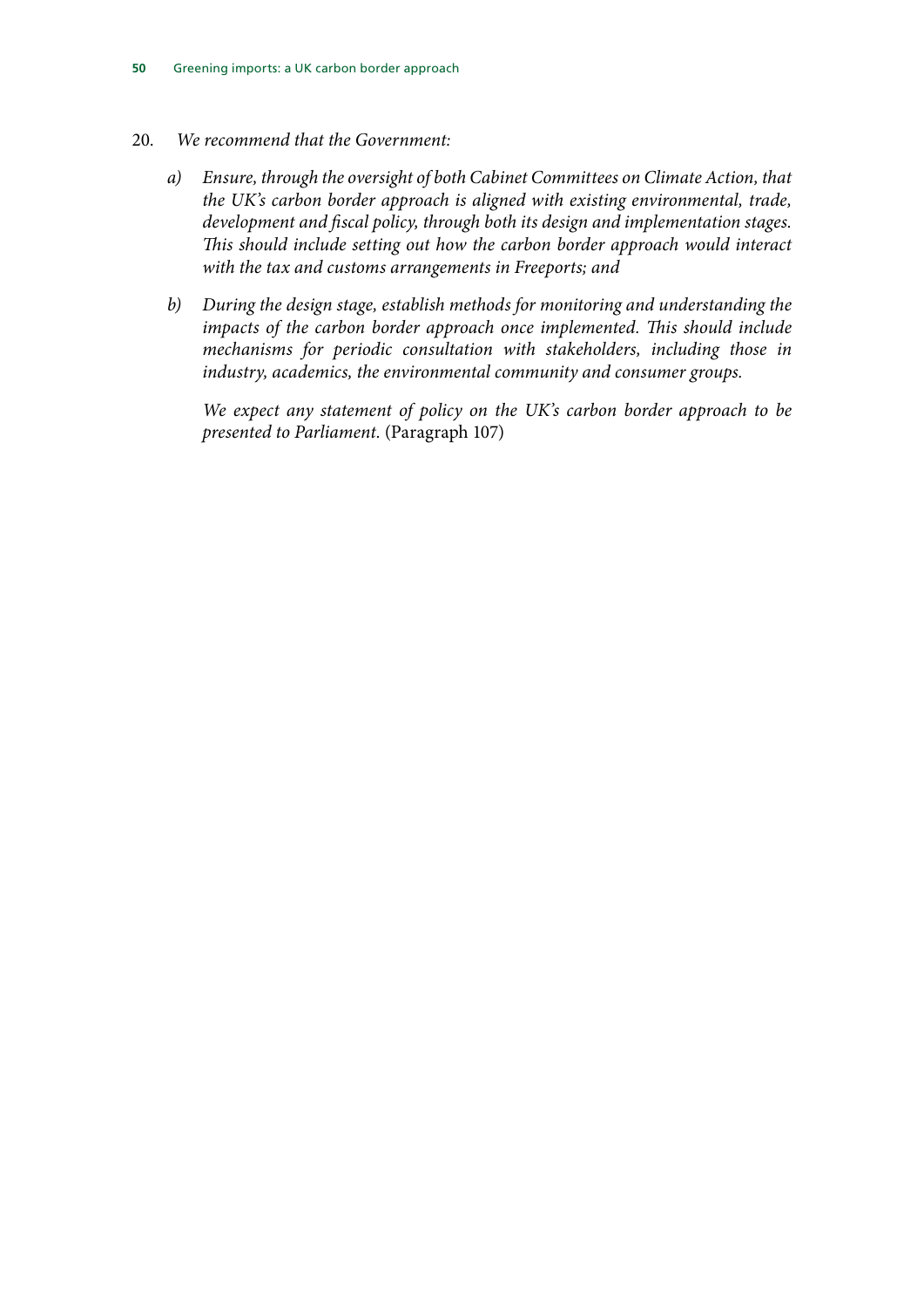20. *We recommend that the Government:*

    *a) Ensure, through the oversight of both Cabinet Committees on Climate Action, that the UK's carbon border approach is aligned with existing environmental, trade, development and fiscal policy, through both its design and implementation stages. This should include setting out how the carbon border approach would interact with the tax and customs arrangements in Freeports; and*

    *b) During the design stage, establish methods for monitoring and understanding the impacts of the carbon border approach once implemented. This should include mechanisms for periodic consultation with stakeholders, including those in industry, academics, the environmental community and consumer groups.*

    *We expect any statement of policy on the UK's carbon border approach to be presented to Parliament.* (Paragraph 107)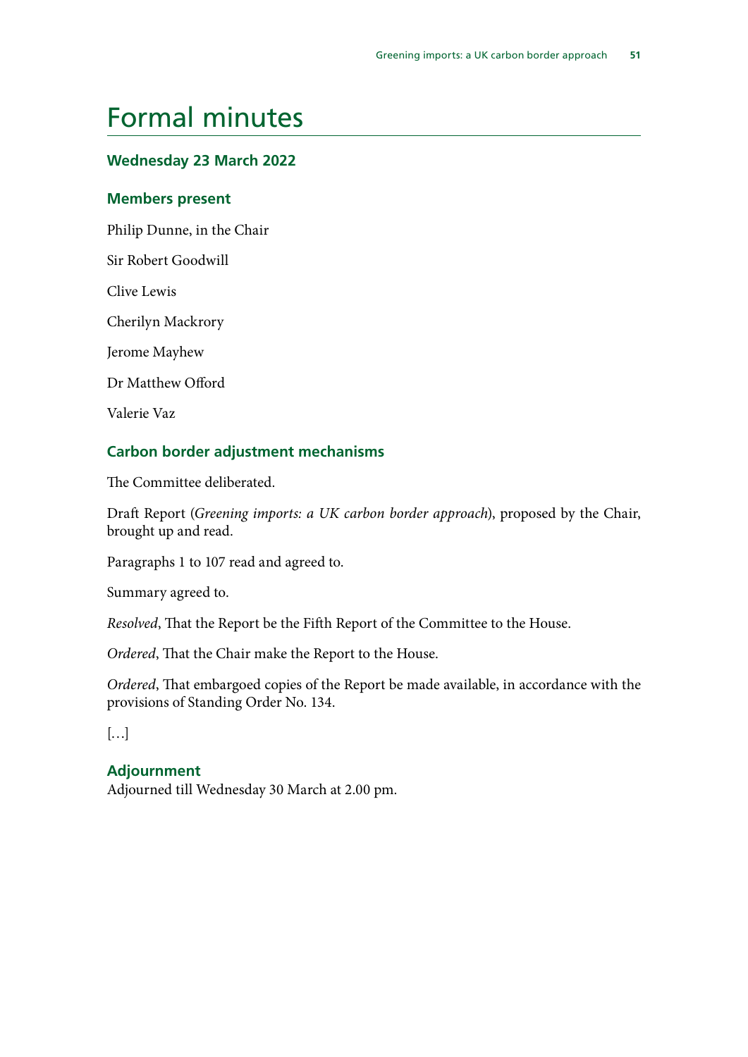# Formal minutes

### Wednesday 23 March 2022

### Members present

Philip Dunne, in the Chair

Sir Robert Goodwill

Clive Lewis

Cherilyn Mackrory

Jerome Mayhew

Dr Matthew Offord

Valerie Vaz

### Carbon border adjustment mechanisms

The Committee deliberated.

Draft Report (*Greening imports: a UK carbon border approach*), proposed by the Chair, brought up and read.

Paragraphs 1 to 107 read and agreed to.

Summary agreed to.

*Resolved*, That the Report be the Fifth Report of the Committee to the House.

*Ordered*, That the Chair make the Report to the House.

*Ordered*, That embargoed copies of the Report be made available, in accordance with the provisions of Standing Order No. 134.

[…]

### Adjournment

Adjourned till Wednesday 30 March at 2.00 pm.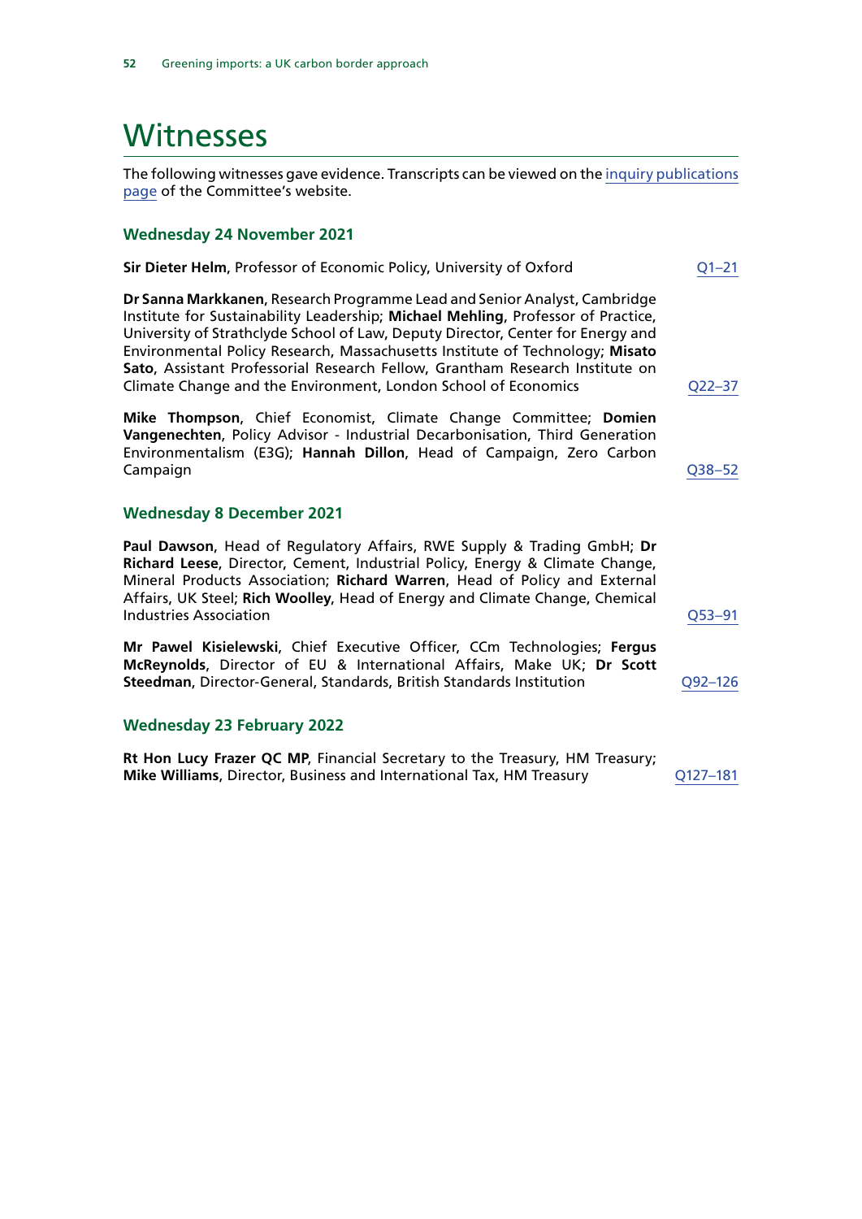# Witnesses

The following witnesses gave evidence. Transcripts can be viewed on the inquiry publications page of the Committee's website.

### Wednesday 24 November 2021

**Sir Dieter Helm**, Professor of Economic Policy, University of Oxford — Q1–21

**Dr Sanna Markkanen**, Research Programme Lead and Senior Analyst, Cambridge Institute for Sustainability Leadership; **Michael Mehling**, Professor of Practice, University of Strathclyde School of Law, Deputy Director, Center for Energy and Environmental Policy Research, Massachusetts Institute of Technology; **Misato Sato**, Assistant Professorial Research Fellow, Grantham Research Institute on Climate Change and the Environment, London School of Economics — Q22–37

**Mike Thompson**, Chief Economist, Climate Change Committee; **Domien Vangenechten**, Policy Advisor - Industrial Decarbonisation, Third Generation Environmentalism (E3G); **Hannah Dillon**, Head of Campaign, Zero Carbon Campaign — Q38–52

### Wednesday 8 December 2021

**Paul Dawson**, Head of Regulatory Affairs, RWE Supply & Trading GmbH; **Dr Richard Leese**, Director, Cement, Industrial Policy, Energy & Climate Change, Mineral Products Association; **Richard Warren**, Head of Policy and External Affairs, UK Steel; **Rich Woolley**, Head of Energy and Climate Change, Chemical Industries Association — Q53–91

**Mr Pawel Kisielewski**, Chief Executive Officer, CCm Technologies; **Fergus McReynolds**, Director of EU & International Affairs, Make UK; **Dr Scott Steedman**, Director-General, Standards, British Standards Institution — Q92–126

### Wednesday 23 February 2022

**Rt Hon Lucy Frazer QC MP**, Financial Secretary to the Treasury, HM Treasury; **Mike Williams**, Director, Business and International Tax, HM Treasury — Q127–181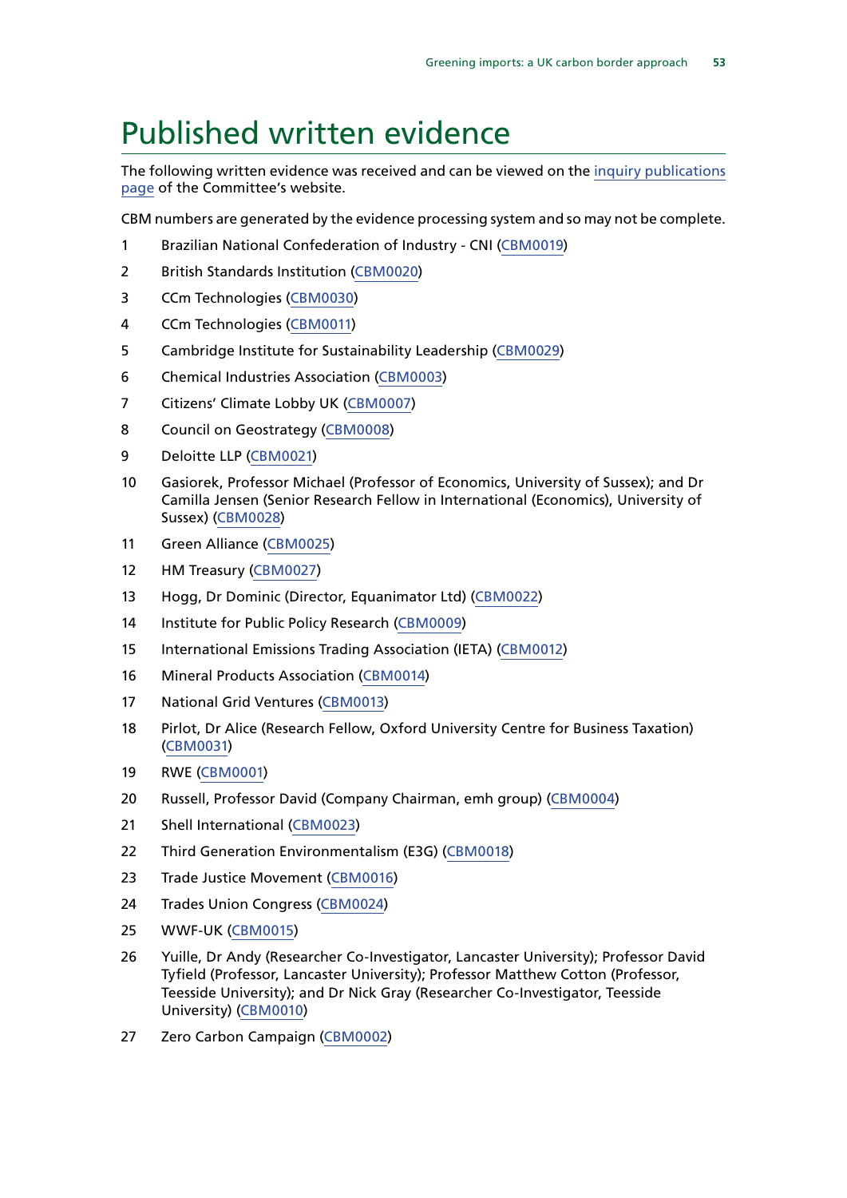# Published written evidence

The following written evidence was received and can be viewed on the inquiry publications page of the Committee's website.

CBM numbers are generated by the evidence processing system and so may not be complete.

1. Brazilian National Confederation of Industry - CNI (CBM0019)
2. British Standards Institution (CBM0020)
3. CCm Technologies (CBM0030)
4. CCm Technologies (CBM0011)
5. Cambridge Institute for Sustainability Leadership (CBM0029)
6. Chemical Industries Association (CBM0003)
7. Citizens' Climate Lobby UK (CBM0007)
8. Council on Geostrategy (CBM0008)
9. Deloitte LLP (CBM0021)
10. Gasiorek, Professor Michael (Professor of Economics, University of Sussex); and Dr Camilla Jensen (Senior Research Fellow in International (Economics), University of Sussex) (CBM0028)
11. Green Alliance (CBM0025)
12. HM Treasury (CBM0027)
13. Hogg, Dr Dominic (Director, Equanimator Ltd) (CBM0022)
14. Institute for Public Policy Research (CBM0009)
15. International Emissions Trading Association (IETA) (CBM0012)
16. Mineral Products Association (CBM0014)
17. National Grid Ventures (CBM0013)
18. Pirlot, Dr Alice (Research Fellow, Oxford University Centre for Business Taxation) (CBM0031)
19. RWE (CBM0001)
20. Russell, Professor David (Company Chairman, emh group) (CBM0004)
21. Shell International (CBM0023)
22. Third Generation Environmentalism (E3G) (CBM0018)
23. Trade Justice Movement (CBM0016)
24. Trades Union Congress (CBM0024)
25. WWF-UK (CBM0015)
26. Yuille, Dr Andy (Researcher Co-Investigator, Lancaster University); Professor David Tyfield (Professor, Lancaster University); Professor Matthew Cotton (Professor, Teesside University); and Dr Nick Gray (Researcher Co-Investigator, Teesside University) (CBM0010)
27. Zero Carbon Campaign (CBM0002)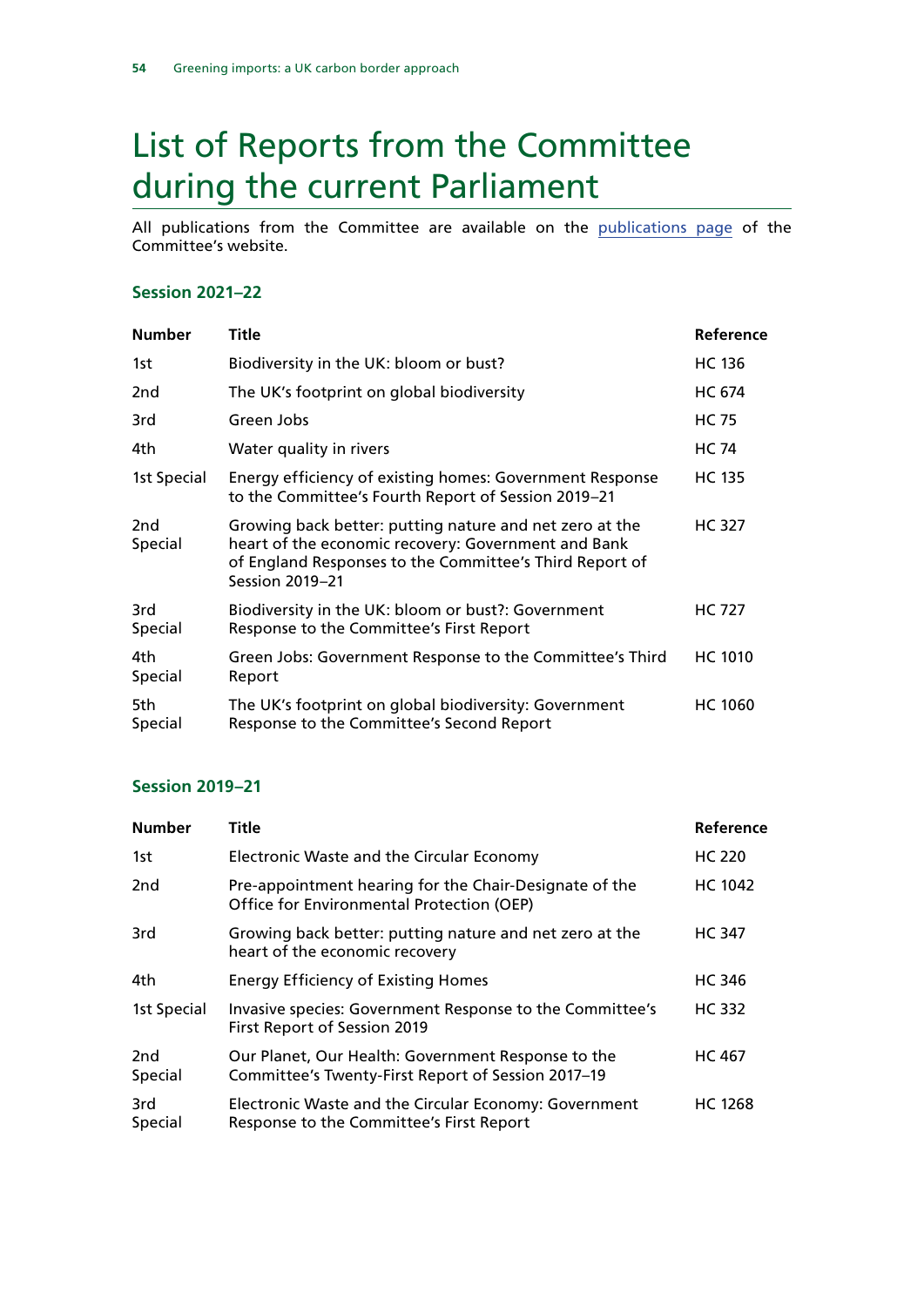# List of Reports from the Committee during the current Parliament

All publications from the Committee are available on the publications page of the Committee's website.

### Session 2021–22

| Number | Title | Reference |
|---|---|---|
| 1st | Biodiversity in the UK: bloom or bust? | HC 136 |
| 2nd | The UK's footprint on global biodiversity | HC 674 |
| 3rd | Green Jobs | HC 75 |
| 4th | Water quality in rivers | HC 74 |
| 1st Special | Energy efficiency of existing homes: Government Response to the Committee's Fourth Report of Session 2019–21 | HC 135 |
| 2nd Special | Growing back better: putting nature and net zero at the heart of the economic recovery: Government and Bank of England Responses to the Committee's Third Report of Session 2019–21 | HC 327 |
| 3rd Special | Biodiversity in the UK: bloom or bust?: Government Response to the Committee's First Report | HC 727 |
| 4th Special | Green Jobs: Government Response to the Committee's Third Report | HC 1010 |
| 5th Special | The UK's footprint on global biodiversity: Government Response to the Committee's Second Report | HC 1060 |

### Session 2019–21

| Number | Title | Reference |
|---|---|---|
| 1st | Electronic Waste and the Circular Economy | HC 220 |
| 2nd | Pre-appointment hearing for the Chair-Designate of the Office for Environmental Protection (OEP) | HC 1042 |
| 3rd | Growing back better: putting nature and net zero at the heart of the economic recovery | HC 347 |
| 4th | Energy Efficiency of Existing Homes | HC 346 |
| 1st Special | Invasive species: Government Response to the Committee's First Report of Session 2019 | HC 332 |
| 2nd Special | Our Planet, Our Health: Government Response to the Committee's Twenty-First Report of Session 2017–19 | HC 467 |
| 3rd Special | Electronic Waste and the Circular Economy: Government Response to the Committee's First Report | HC 1268 |